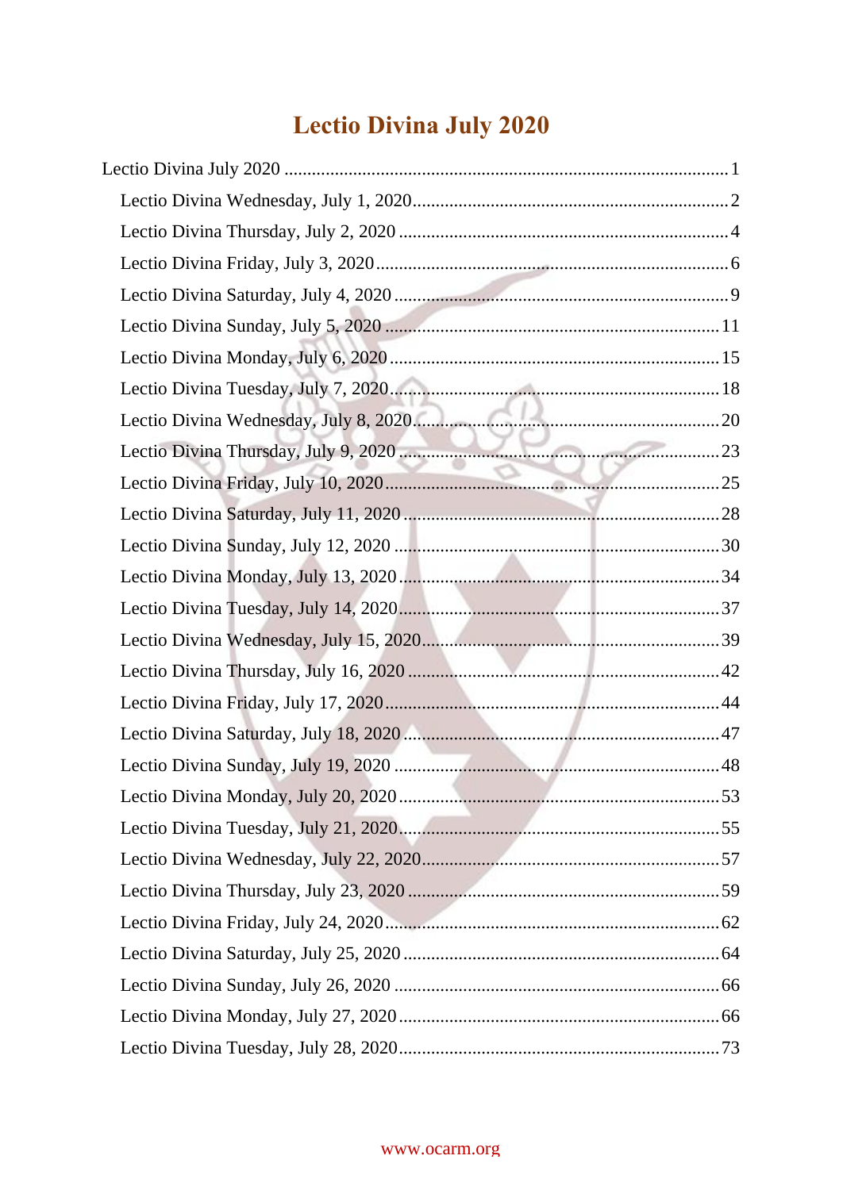# Lectio Divina July 2020

Lectio Divina July 2020 ................................................................................................. 1
- Lectio Divina Wednesday, July 1, 2020 ..................................................................... 2
- Lectio Divina Thursday, July 2, 2020 ......................................................................... 4
- Lectio Divina Friday, July 3, 2020 .............................................................................. 6
- Lectio Divina Saturday, July 4, 2020 .......................................................................... 9
- Lectio Divina Sunday, July 5, 2020 ........................................................................... 11
- Lectio Divina Monday, July 6, 2020 .......................................................................... 15
- Lectio Divina Tuesday, July 7, 2020 .......................................................................... 18
- Lectio Divina Wednesday, July 8, 2020 ..................................................................... 20
- Lectio Divina Thursday, July 9, 2020 ........................................................................ 23
- Lectio Divina Friday, July 10, 2020 ........................................................................... 25
- Lectio Divina Saturday, July 11, 2020 ....................................................................... 28
- Lectio Divina Sunday, July 12, 2020 ......................................................................... 30
- Lectio Divina Monday, July 13, 2020 ........................................................................ 34
- Lectio Divina Tuesday, July 14, 2020 ........................................................................ 37
- Lectio Divina Wednesday, July 15, 2020 ................................................................... 39
- Lectio Divina Thursday, July 16, 2020 ...................................................................... 42
- Lectio Divina Friday, July 17, 2020 ........................................................................... 44
- Lectio Divina Saturday, July 18, 2020 ....................................................................... 47
- Lectio Divina Sunday, July 19, 2020 ......................................................................... 48
- Lectio Divina Monday, July 20, 2020 ........................................................................ 53
- Lectio Divina Tuesday, July 21, 2020 ........................................................................ 55
- Lectio Divina Wednesday, July 22, 2020 ................................................................... 57
- Lectio Divina Thursday, July 23, 2020 ...................................................................... 59
- Lectio Divina Friday, July 24, 2020 ........................................................................... 62
- Lectio Divina Saturday, July 25, 2020 ....................................................................... 64
- Lectio Divina Sunday, July 26, 2020 ......................................................................... 66
- Lectio Divina Monday, July 27, 2020 ........................................................................ 66
- Lectio Divina Tuesday, July 28, 2020 ........................................................................ 73

www.ocarm.org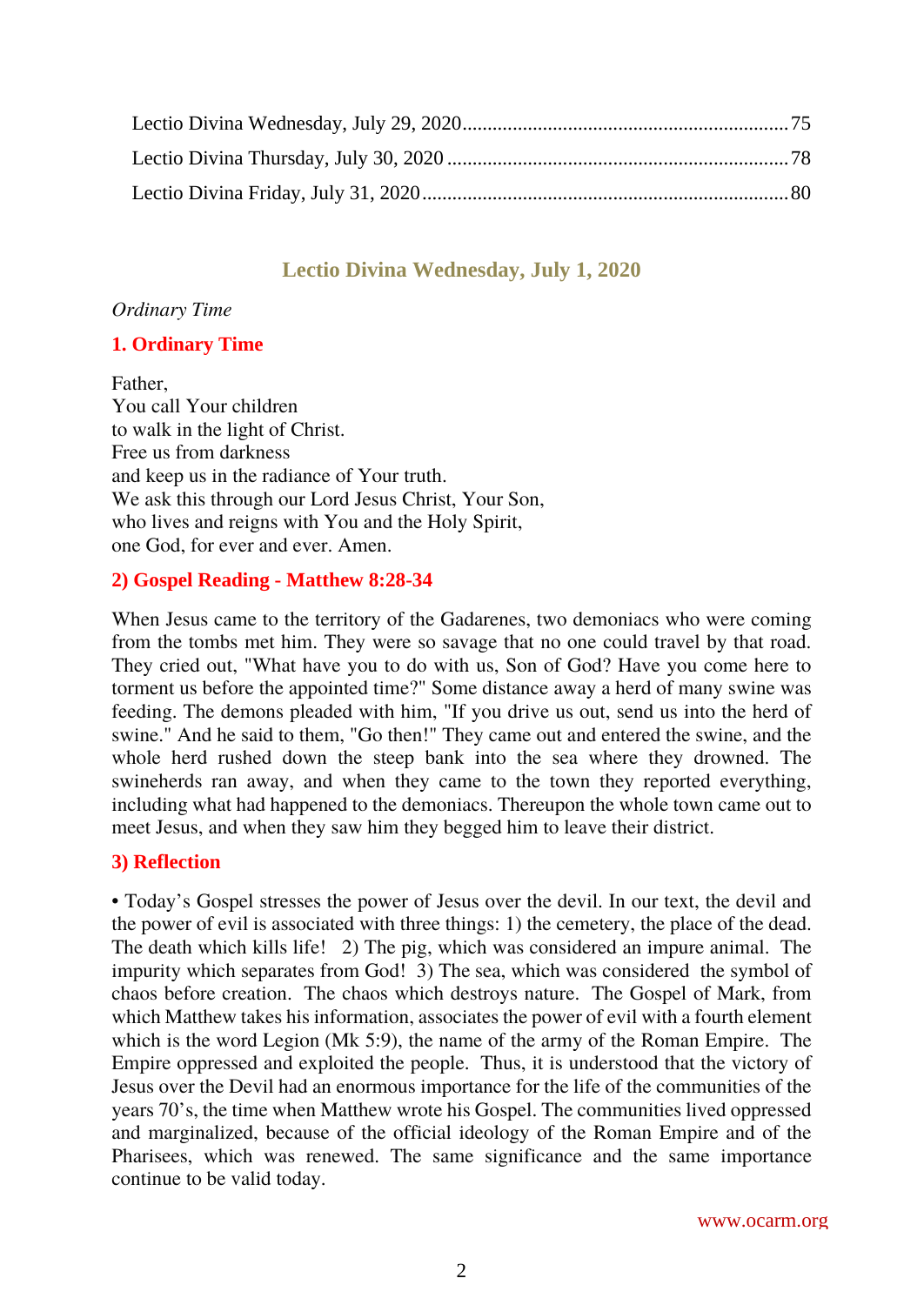Lectio Divina Wednesday, July 29, 2020 .......... 75
Lectio Divina Thursday, July 30, 2020 .......... 78
Lectio Divina Friday, July 31, 2020 .......... 80

## Lectio Divina Wednesday, July 1, 2020

*Ordinary Time*

### 1. Ordinary Time

Father,
You call Your children
to walk in the light of Christ.
Free us from darkness
and keep us in the radiance of Your truth.
We ask this through our Lord Jesus Christ, Your Son,
who lives and reigns with You and the Holy Spirit,
one God, for ever and ever. Amen.

### 2) Gospel Reading - Matthew 8:28-34

When Jesus came to the territory of the Gadarenes, two demoniacs who were coming from the tombs met him. They were so savage that no one could travel by that road. They cried out, "What have you to do with us, Son of God? Have you come here to torment us before the appointed time?" Some distance away a herd of many swine was feeding. The demons pleaded with him, "If you drive us out, send us into the herd of swine." And he said to them, "Go then!" They came out and entered the swine, and the whole herd rushed down the steep bank into the sea where they drowned. The swineherds ran away, and when they came to the town they reported everything, including what had happened to the demoniacs. Thereupon the whole town came out to meet Jesus, and when they saw him they begged him to leave their district.

### 3) Reflection

• Today's Gospel stresses the power of Jesus over the devil. In our text, the devil and the power of evil is associated with three things: 1) the cemetery, the place of the dead. The death which kills life! 2) The pig, which was considered an impure animal. The impurity which separates from God! 3) The sea, which was considered the symbol of chaos before creation. The chaos which destroys nature. The Gospel of Mark, from which Matthew takes his information, associates the power of evil with a fourth element which is the word Legion (Mk 5:9), the name of the army of the Roman Empire. The Empire oppressed and exploited the people. Thus, it is understood that the victory of Jesus over the Devil had an enormous importance for the life of the communities of the years 70's, the time when Matthew wrote his Gospel. The communities lived oppressed and marginalized, because of the official ideology of the Roman Empire and of the Pharisees, which was renewed. The same significance and the same importance continue to be valid today.

www.ocarm.org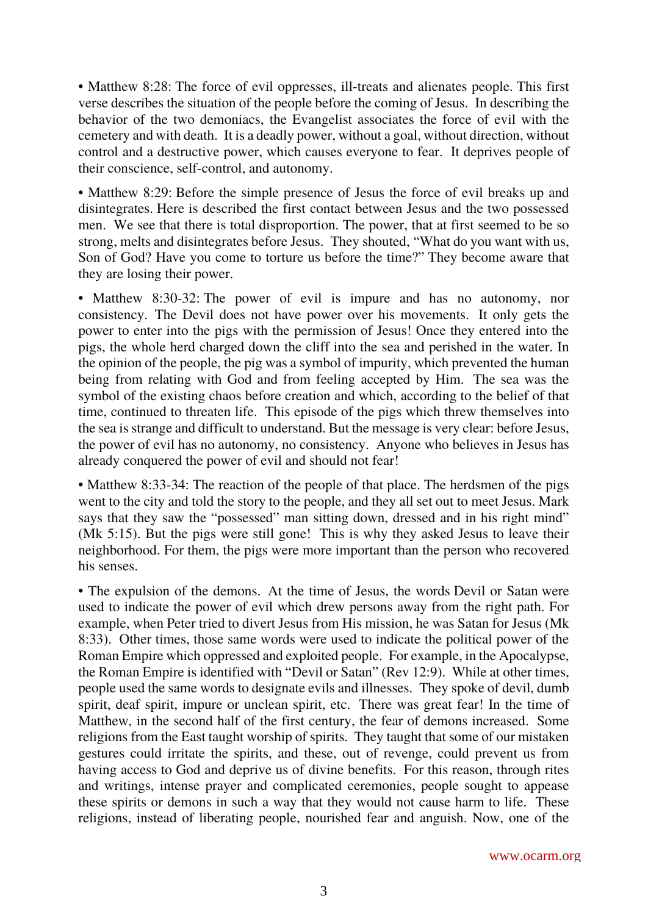• Matthew 8:28: The force of evil oppresses, ill-treats and alienates people. This first verse describes the situation of the people before the coming of Jesus. In describing the behavior of the two demoniacs, the Evangelist associates the force of evil with the cemetery and with death. It is a deadly power, without a goal, without direction, without control and a destructive power, which causes everyone to fear. It deprives people of their conscience, self-control, and autonomy.

• Matthew 8:29: Before the simple presence of Jesus the force of evil breaks up and disintegrates. Here is described the first contact between Jesus and the two possessed men. We see that there is total disproportion. The power, that at first seemed to be so strong, melts and disintegrates before Jesus. They shouted, "What do you want with us, Son of God? Have you come to torture us before the time?" They become aware that they are losing their power.

• Matthew 8:30-32: The power of evil is impure and has no autonomy, nor consistency. The Devil does not have power over his movements. It only gets the power to enter into the pigs with the permission of Jesus! Once they entered into the pigs, the whole herd charged down the cliff into the sea and perished in the water. In the opinion of the people, the pig was a symbol of impurity, which prevented the human being from relating with God and from feeling accepted by Him. The sea was the symbol of the existing chaos before creation and which, according to the belief of that time, continued to threaten life. This episode of the pigs which threw themselves into the sea is strange and difficult to understand. But the message is very clear: before Jesus, the power of evil has no autonomy, no consistency. Anyone who believes in Jesus has already conquered the power of evil and should not fear!

• Matthew 8:33-34: The reaction of the people of that place. The herdsmen of the pigs went to the city and told the story to the people, and they all set out to meet Jesus. Mark says that they saw the "possessed" man sitting down, dressed and in his right mind" (Mk 5:15). But the pigs were still gone! This is why they asked Jesus to leave their neighborhood. For them, the pigs were more important than the person who recovered his senses.

• The expulsion of the demons. At the time of Jesus, the words Devil or Satan were used to indicate the power of evil which drew persons away from the right path. For example, when Peter tried to divert Jesus from His mission, he was Satan for Jesus (Mk 8:33). Other times, those same words were used to indicate the political power of the Roman Empire which oppressed and exploited people. For example, in the Apocalypse, the Roman Empire is identified with "Devil or Satan" (Rev 12:9). While at other times, people used the same words to designate evils and illnesses. They spoke of devil, dumb spirit, deaf spirit, impure or unclean spirit, etc. There was great fear! In the time of Matthew, in the second half of the first century, the fear of demons increased. Some religions from the East taught worship of spirits. They taught that some of our mistaken gestures could irritate the spirits, and these, out of revenge, could prevent us from having access to God and deprive us of divine benefits. For this reason, through rites and writings, intense prayer and complicated ceremonies, people sought to appease these spirits or demons in such a way that they would not cause harm to life. These religions, instead of liberating people, nourished fear and anguish. Now, one of the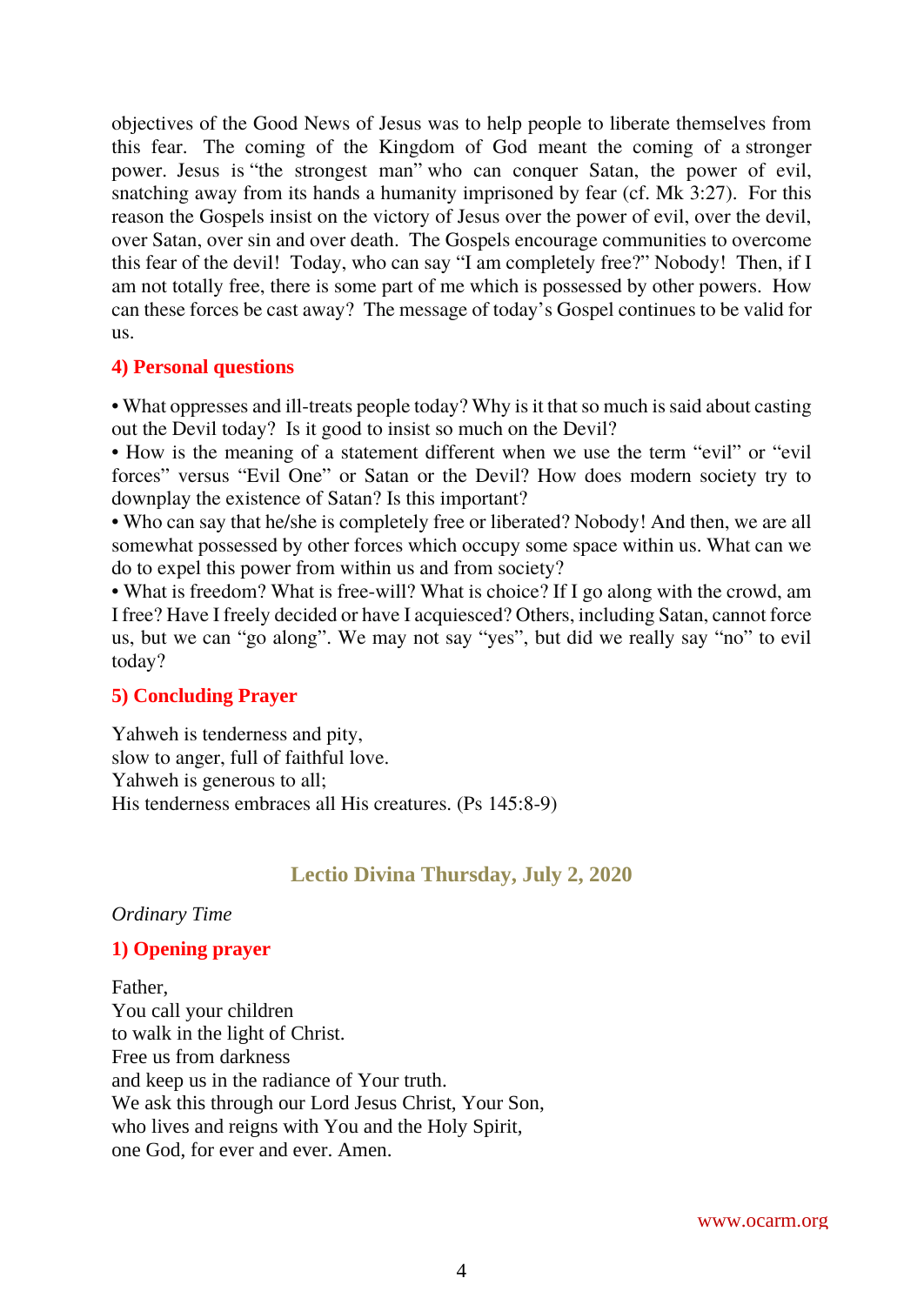objectives of the Good News of Jesus was to help people to liberate themselves from this fear. The coming of the Kingdom of God meant the coming of a stronger power. Jesus is "the strongest man" who can conquer Satan, the power of evil, snatching away from its hands a humanity imprisoned by fear (cf. Mk 3:27). For this reason the Gospels insist on the victory of Jesus over the power of evil, over the devil, over Satan, over sin and over death. The Gospels encourage communities to overcome this fear of the devil! Today, who can say "I am completely free?" Nobody! Then, if I am not totally free, there is some part of me which is possessed by other powers. How can these forces be cast away? The message of today's Gospel continues to be valid for us.

### 4) Personal questions

• What oppresses and ill-treats people today? Why is it that so much is said about casting out the Devil today? Is it good to insist so much on the Devil?
• How is the meaning of a statement different when we use the term "evil" or "evil forces" versus "Evil One" or Satan or the Devil? How does modern society try to downplay the existence of Satan? Is this important?
• Who can say that he/she is completely free or liberated? Nobody! And then, we are all somewhat possessed by other forces which occupy some space within us. What can we do to expel this power from within us and from society?
• What is freedom? What is free-will? What is choice? If I go along with the crowd, am I free? Have I freely decided or have I acquiesced? Others, including Satan, cannot force us, but we can "go along". We may not say "yes", but did we really say "no" to evil today?

### 5) Concluding Prayer

Yahweh is tenderness and pity,
slow to anger, full of faithful love.
Yahweh is generous to all;
His tenderness embraces all His creatures. (Ps 145:8-9)

## Lectio Divina Thursday, July 2, 2020

*Ordinary Time*

### 1) Opening prayer

Father,
You call your children
to walk in the light of Christ.
Free us from darkness
and keep us in the radiance of Your truth.
We ask this through our Lord Jesus Christ, Your Son,
who lives and reigns with You and the Holy Spirit,
one God, for ever and ever. Amen.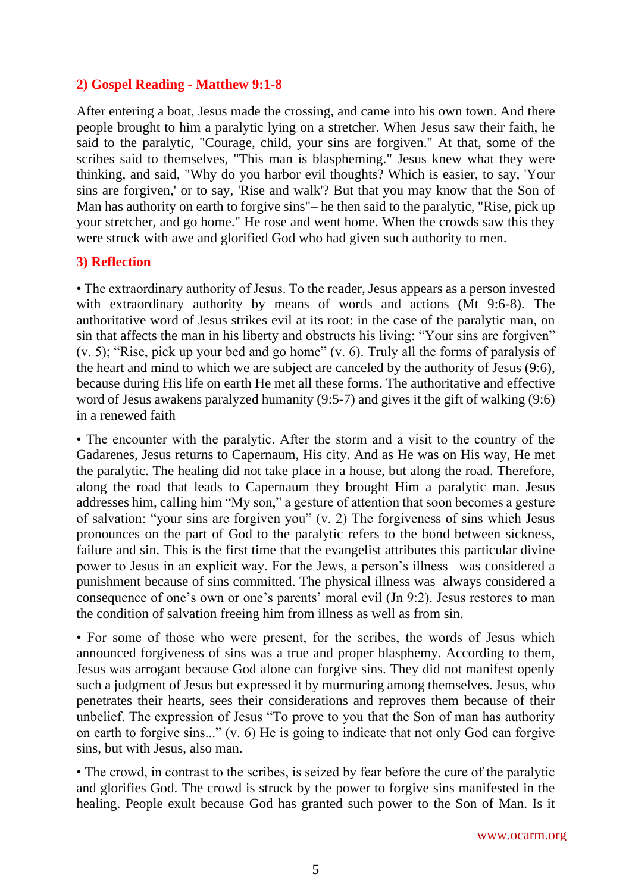## 2) Gospel Reading - Matthew 9:1-8

After entering a boat, Jesus made the crossing, and came into his own town. And there people brought to him a paralytic lying on a stretcher. When Jesus saw their faith, he said to the paralytic, "Courage, child, your sins are forgiven." At that, some of the scribes said to themselves, "This man is blaspheming." Jesus knew what they were thinking, and said, "Why do you harbor evil thoughts? Which is easier, to say, 'Your sins are forgiven,' or to say, 'Rise and walk'? But that you may know that the Son of Man has authority on earth to forgive sins"– he then said to the paralytic, "Rise, pick up your stretcher, and go home." He rose and went home. When the crowds saw this they were struck with awe and glorified God who had given such authority to men.

## 3) Reflection

• The extraordinary authority of Jesus. To the reader, Jesus appears as a person invested with extraordinary authority by means of words and actions (Mt 9:6-8). The authoritative word of Jesus strikes evil at its root: in the case of the paralytic man, on sin that affects the man in his liberty and obstructs his living: "Your sins are forgiven" (v. 5); "Rise, pick up your bed and go home" (v. 6). Truly all the forms of paralysis of the heart and mind to which we are subject are canceled by the authority of Jesus (9:6), because during His life on earth He met all these forms. The authoritative and effective word of Jesus awakens paralyzed humanity (9:5-7) and gives it the gift of walking (9:6) in a renewed faith

• The encounter with the paralytic. After the storm and a visit to the country of the Gadarenes, Jesus returns to Capernaum, His city. And as He was on His way, He met the paralytic. The healing did not take place in a house, but along the road. Therefore, along the road that leads to Capernaum they brought Him a paralytic man. Jesus addresses him, calling him "My son," a gesture of attention that soon becomes a gesture of salvation: "your sins are forgiven you" (v. 2) The forgiveness of sins which Jesus pronounces on the part of God to the paralytic refers to the bond between sickness, failure and sin. This is the first time that the evangelist attributes this particular divine power to Jesus in an explicit way. For the Jews, a person's illness was considered a punishment because of sins committed. The physical illness was always considered a consequence of one's own or one's parents' moral evil (Jn 9:2). Jesus restores to man the condition of salvation freeing him from illness as well as from sin.

• For some of those who were present, for the scribes, the words of Jesus which announced forgiveness of sins was a true and proper blasphemy. According to them, Jesus was arrogant because God alone can forgive sins. They did not manifest openly such a judgment of Jesus but expressed it by murmuring among themselves. Jesus, who penetrates their hearts, sees their considerations and reproves them because of their unbelief. The expression of Jesus "To prove to you that the Son of man has authority on earth to forgive sins..." (v. 6) He is going to indicate that not only God can forgive sins, but with Jesus, also man.

• The crowd, in contrast to the scribes, is seized by fear before the cure of the paralytic and glorifies God. The crowd is struck by the power to forgive sins manifested in the healing. People exult because God has granted such power to the Son of Man. Is it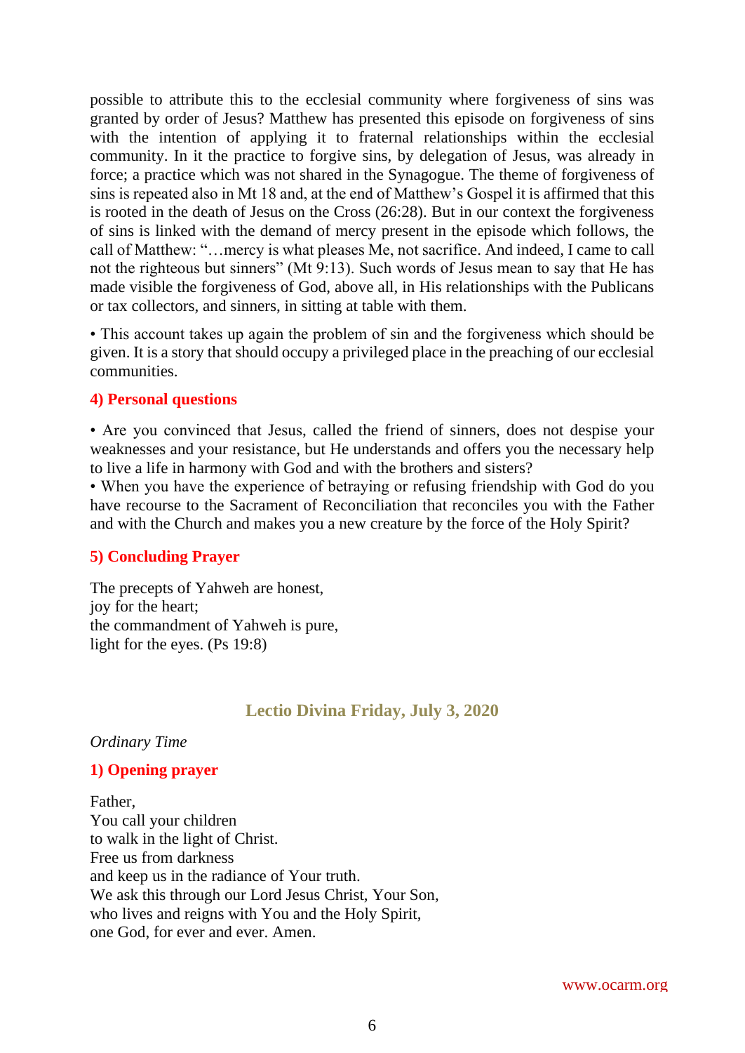possible to attribute this to the ecclesial community where forgiveness of sins was granted by order of Jesus? Matthew has presented this episode on forgiveness of sins with the intention of applying it to fraternal relationships within the ecclesial community. In it the practice to forgive sins, by delegation of Jesus, was already in force; a practice which was not shared in the Synagogue. The theme of forgiveness of sins is repeated also in Mt 18 and, at the end of Matthew's Gospel it is affirmed that this is rooted in the death of Jesus on the Cross (26:28). But in our context the forgiveness of sins is linked with the demand of mercy present in the episode which follows, the call of Matthew: "…mercy is what pleases Me, not sacrifice. And indeed, I came to call not the righteous but sinners" (Mt 9:13). Such words of Jesus mean to say that He has made visible the forgiveness of God, above all, in His relationships with the Publicans or tax collectors, and sinners, in sitting at table with them.

• This account takes up again the problem of sin and the forgiveness which should be given. It is a story that should occupy a privileged place in the preaching of our ecclesial communities.

### 4) Personal questions

• Are you convinced that Jesus, called the friend of sinners, does not despise your weaknesses and your resistance, but He understands and offers you the necessary help to live a life in harmony with God and with the brothers and sisters?
• When you have the experience of betraying or refusing friendship with God do you have recourse to the Sacrament of Reconciliation that reconciles you with the Father and with the Church and makes you a new creature by the force of the Holy Spirit?

### 5) Concluding Prayer

The precepts of Yahweh are honest,
joy for the heart;
the commandment of Yahweh is pure,
light for the eyes. (Ps 19:8)

## Lectio Divina Friday, July 3, 2020

*Ordinary Time*

### 1) Opening prayer

Father,
You call your children
to walk in the light of Christ.
Free us from darkness
and keep us in the radiance of Your truth.
We ask this through our Lord Jesus Christ, Your Son,
who lives and reigns with You and the Holy Spirit,
one God, for ever and ever. Amen.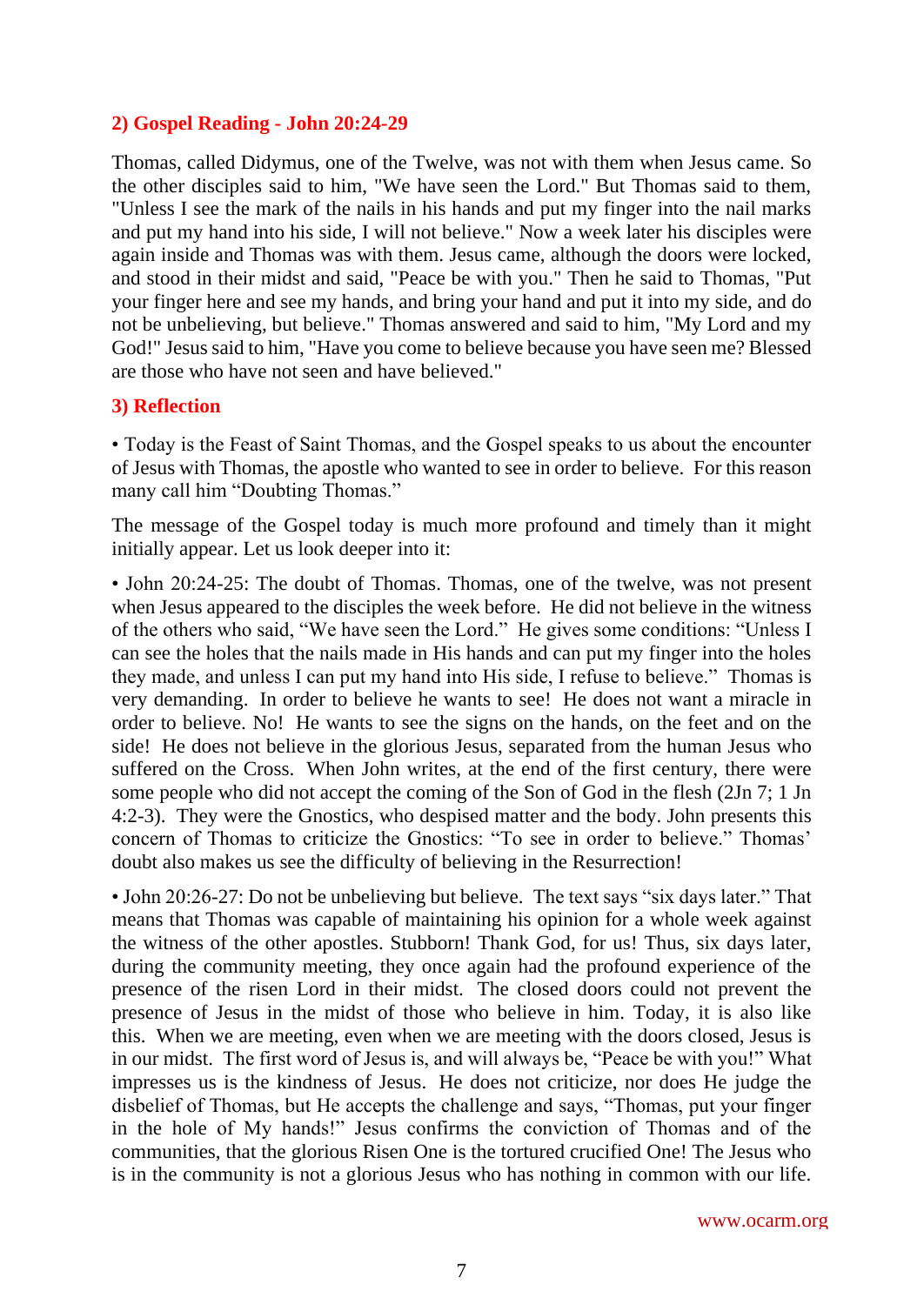## 2) Gospel Reading - John 20:24-29

Thomas, called Didymus, one of the Twelve, was not with them when Jesus came. So the other disciples said to him, "We have seen the Lord." But Thomas said to them, "Unless I see the mark of the nails in his hands and put my finger into the nail marks and put my hand into his side, I will not believe." Now a week later his disciples were again inside and Thomas was with them. Jesus came, although the doors were locked, and stood in their midst and said, "Peace be with you." Then he said to Thomas, "Put your finger here and see my hands, and bring your hand and put it into my side, and do not be unbelieving, but believe." Thomas answered and said to him, "My Lord and my God!" Jesus said to him, "Have you come to believe because you have seen me? Blessed are those who have not seen and have believed."

## 3) Reflection

• Today is the Feast of Saint Thomas, and the Gospel speaks to us about the encounter of Jesus with Thomas, the apostle who wanted to see in order to believe. For this reason many call him "Doubting Thomas."

The message of the Gospel today is much more profound and timely than it might initially appear. Let us look deeper into it:

• John 20:24-25: The doubt of Thomas. Thomas, one of the twelve, was not present when Jesus appeared to the disciples the week before. He did not believe in the witness of the others who said, "We have seen the Lord." He gives some conditions: "Unless I can see the holes that the nails made in His hands and can put my finger into the holes they made, and unless I can put my hand into His side, I refuse to believe." Thomas is very demanding. In order to believe he wants to see! He does not want a miracle in order to believe. No! He wants to see the signs on the hands, on the feet and on the side! He does not believe in the glorious Jesus, separated from the human Jesus who suffered on the Cross. When John writes, at the end of the first century, there were some people who did not accept the coming of the Son of God in the flesh (2Jn 7; 1 Jn 4:2-3). They were the Gnostics, who despised matter and the body. John presents this concern of Thomas to criticize the Gnostics: "To see in order to believe." Thomas' doubt also makes us see the difficulty of believing in the Resurrection!

• John 20:26-27: Do not be unbelieving but believe. The text says "six days later." That means that Thomas was capable of maintaining his opinion for a whole week against the witness of the other apostles. Stubborn! Thank God, for us! Thus, six days later, during the community meeting, they once again had the profound experience of the presence of the risen Lord in their midst. The closed doors could not prevent the presence of Jesus in the midst of those who believe in him. Today, it is also like this. When we are meeting, even when we are meeting with the doors closed, Jesus is in our midst. The first word of Jesus is, and will always be, "Peace be with you!" What impresses us is the kindness of Jesus. He does not criticize, nor does He judge the disbelief of Thomas, but He accepts the challenge and says, "Thomas, put your finger in the hole of My hands!" Jesus confirms the conviction of Thomas and of the communities, that the glorious Risen One is the tortured crucified One! The Jesus who is in the community is not a glorious Jesus who has nothing in common with our life.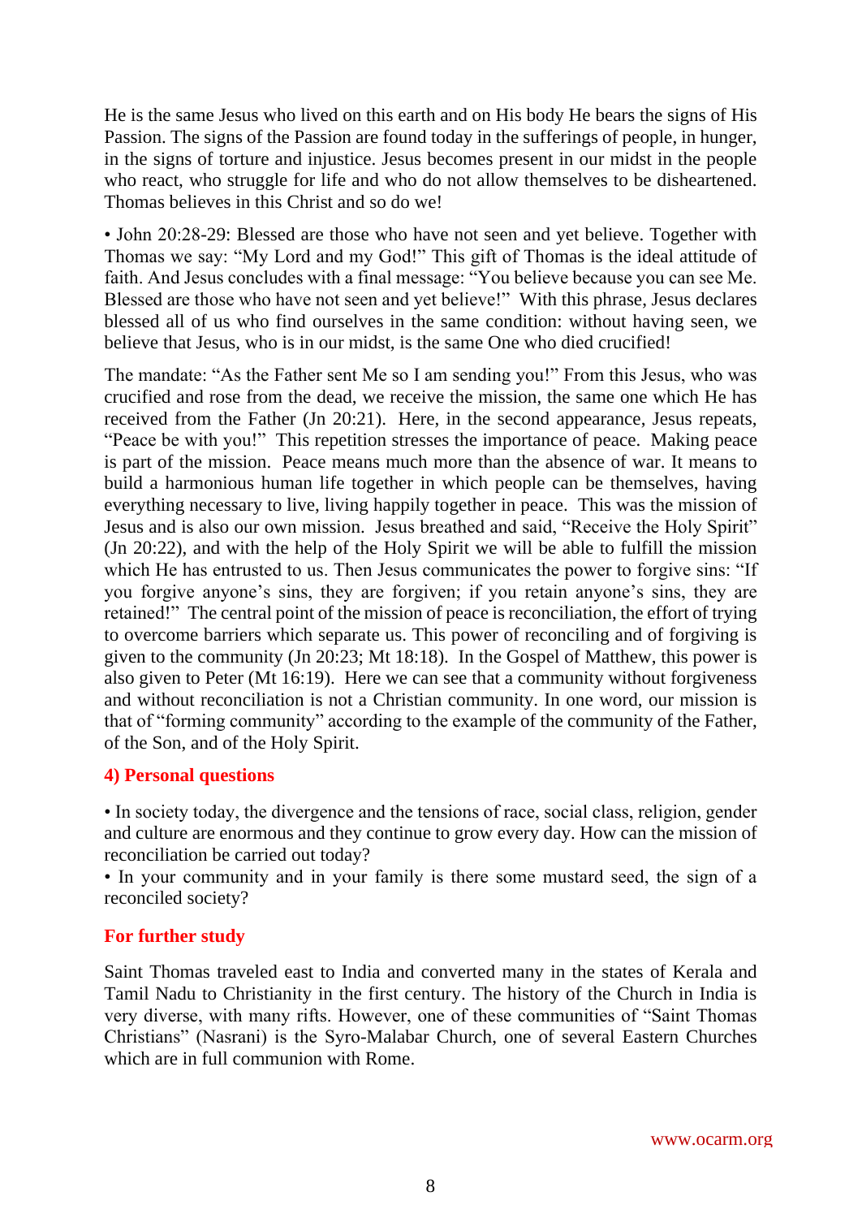He is the same Jesus who lived on this earth and on His body He bears the signs of His Passion. The signs of the Passion are found today in the sufferings of people, in hunger, in the signs of torture and injustice. Jesus becomes present in our midst in the people who react, who struggle for life and who do not allow themselves to be disheartened. Thomas believes in this Christ and so do we!

• John 20:28-29: Blessed are those who have not seen and yet believe. Together with Thomas we say: "My Lord and my God!" This gift of Thomas is the ideal attitude of faith. And Jesus concludes with a final message: "You believe because you can see Me. Blessed are those who have not seen and yet believe!" With this phrase, Jesus declares blessed all of us who find ourselves in the same condition: without having seen, we believe that Jesus, who is in our midst, is the same One who died crucified!

The mandate: "As the Father sent Me so I am sending you!" From this Jesus, who was crucified and rose from the dead, we receive the mission, the same one which He has received from the Father (Jn 20:21). Here, in the second appearance, Jesus repeats, "Peace be with you!" This repetition stresses the importance of peace. Making peace is part of the mission. Peace means much more than the absence of war. It means to build a harmonious human life together in which people can be themselves, having everything necessary to live, living happily together in peace. This was the mission of Jesus and is also our own mission. Jesus breathed and said, "Receive the Holy Spirit" (Jn 20:22), and with the help of the Holy Spirit we will be able to fulfill the mission which He has entrusted to us. Then Jesus communicates the power to forgive sins: "If you forgive anyone's sins, they are forgiven; if you retain anyone's sins, they are retained!" The central point of the mission of peace is reconciliation, the effort of trying to overcome barriers which separate us. This power of reconciling and of forgiving is given to the community (Jn 20:23; Mt 18:18). In the Gospel of Matthew, this power is also given to Peter (Mt 16:19). Here we can see that a community without forgiveness and without reconciliation is not a Christian community. In one word, our mission is that of "forming community" according to the example of the community of the Father, of the Son, and of the Holy Spirit.

### 4) Personal questions

• In society today, the divergence and the tensions of race, social class, religion, gender and culture are enormous and they continue to grow every day. How can the mission of reconciliation be carried out today?
• In your community and in your family is there some mustard seed, the sign of a reconciled society?

### For further study

Saint Thomas traveled east to India and converted many in the states of Kerala and Tamil Nadu to Christianity in the first century. The history of the Church in India is very diverse, with many rifts. However, one of these communities of "Saint Thomas Christians" (Nasrani) is the Syro-Malabar Church, one of several Eastern Churches which are in full communion with Rome.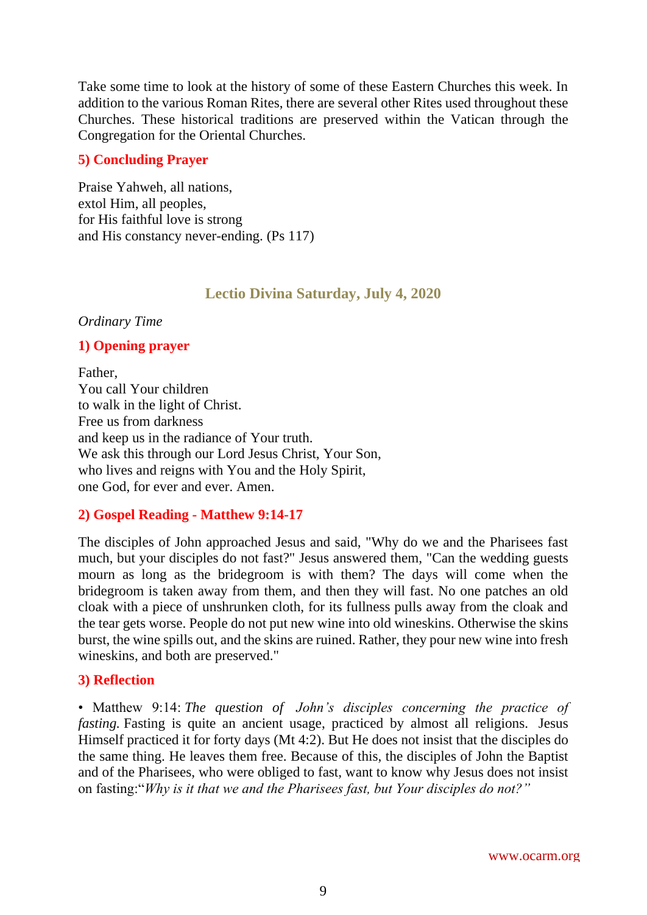Take some time to look at the history of some of these Eastern Churches this week. In addition to the various Roman Rites, there are several other Rites used throughout these Churches. These historical traditions are preserved within the Vatican through the Congregation for the Oriental Churches.

### 5) Concluding Prayer

Praise Yahweh, all nations,
extol Him, all peoples,
for His faithful love is strong
and His constancy never-ending. (Ps 117)

## Lectio Divina Saturday, July 4, 2020

*Ordinary Time*

### 1) Opening prayer

Father,
You call Your children
to walk in the light of Christ.
Free us from darkness
and keep us in the radiance of Your truth.
We ask this through our Lord Jesus Christ, Your Son,
who lives and reigns with You and the Holy Spirit,
one God, for ever and ever. Amen.

### 2) Gospel Reading - Matthew 9:14-17

The disciples of John approached Jesus and said, "Why do we and the Pharisees fast much, but your disciples do not fast?" Jesus answered them, "Can the wedding guests mourn as long as the bridegroom is with them? The days will come when the bridegroom is taken away from them, and then they will fast. No one patches an old cloak with a piece of unshrunken cloth, for its fullness pulls away from the cloak and the tear gets worse. People do not put new wine into old wineskins. Otherwise the skins burst, the wine spills out, and the skins are ruined. Rather, they pour new wine into fresh wineskins, and both are preserved."

### 3) Reflection

• Matthew 9:14: *The question of John's disciples concerning the practice of fasting.* Fasting is quite an ancient usage, practiced by almost all religions. Jesus Himself practiced it for forty days (Mt 4:2). But He does not insist that the disciples do the same thing. He leaves them free. Because of this, the disciples of John the Baptist and of the Pharisees, who were obliged to fast, want to know why Jesus does not insist on fasting:"*Why is it that we and the Pharisees fast, but Your disciples do not?"*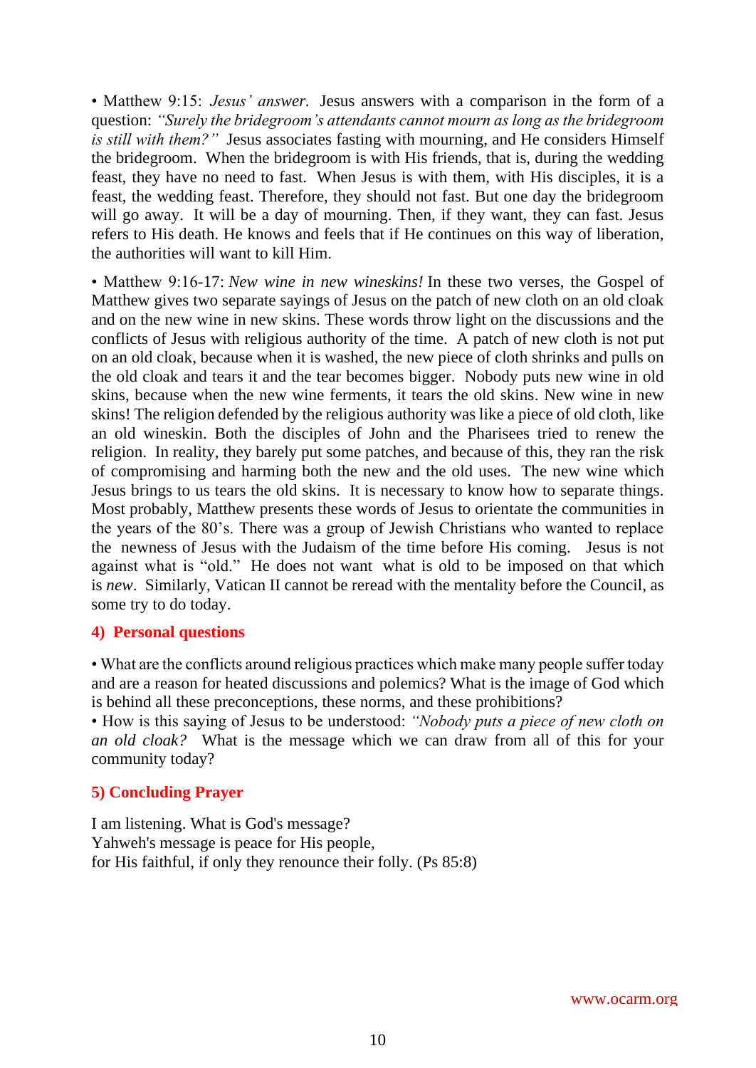• Matthew 9:15: *Jesus' answer.* Jesus answers with a comparison in the form of a question: *"Surely the bridegroom's attendants cannot mourn as long as the bridegroom is still with them?"* Jesus associates fasting with mourning, and He considers Himself the bridegroom. When the bridegroom is with His friends, that is, during the wedding feast, they have no need to fast. When Jesus is with them, with His disciples, it is a feast, the wedding feast. Therefore, they should not fast. But one day the bridegroom will go away. It will be a day of mourning. Then, if they want, they can fast. Jesus refers to His death. He knows and feels that if He continues on this way of liberation, the authorities will want to kill Him.

• Matthew 9:16-17: *New wine in new wineskins!* In these two verses, the Gospel of Matthew gives two separate sayings of Jesus on the patch of new cloth on an old cloak and on the new wine in new skins. These words throw light on the discussions and the conflicts of Jesus with religious authority of the time. A patch of new cloth is not put on an old cloak, because when it is washed, the new piece of cloth shrinks and pulls on the old cloak and tears it and the tear becomes bigger. Nobody puts new wine in old skins, because when the new wine ferments, it tears the old skins. New wine in new skins! The religion defended by the religious authority was like a piece of old cloth, like an old wineskin. Both the disciples of John and the Pharisees tried to renew the religion. In reality, they barely put some patches, and because of this, they ran the risk of compromising and harming both the new and the old uses. The new wine which Jesus brings to us tears the old skins. It is necessary to know how to separate things. Most probably, Matthew presents these words of Jesus to orientate the communities in the years of the 80's. There was a group of Jewish Christians who wanted to replace the newness of Jesus with the Judaism of the time before His coming. Jesus is not against what is "old." He does not want what is old to be imposed on that which is *new*. Similarly, Vatican II cannot be reread with the mentality before the Council, as some try to do today.

## 4) Personal questions

• What are the conflicts around religious practices which make many people suffer today and are a reason for heated discussions and polemics? What is the image of God which is behind all these preconceptions, these norms, and these prohibitions?
• How is this saying of Jesus to be understood: *"Nobody puts a piece of new cloth on an old cloak?* What is the message which we can draw from all of this for your community today?

## 5) Concluding Prayer

I am listening. What is God's message?
Yahweh's message is peace for His people,
for His faithful, if only they renounce their folly. (Ps 85:8)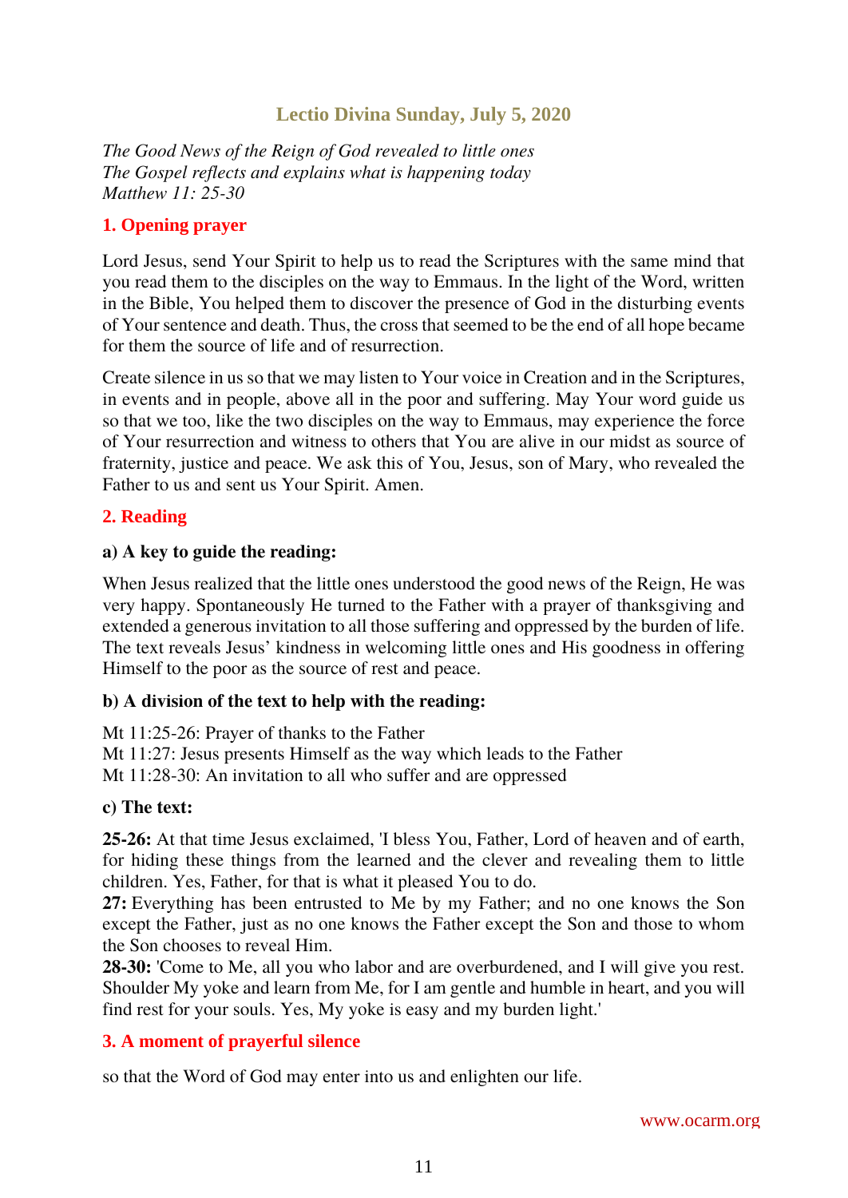## Lectio Divina Sunday, July 5, 2020

*The Good News of the Reign of God revealed to little ones*
*The Gospel reflects and explains what is happening today*
*Matthew 11: 25-30*

### 1. Opening prayer

Lord Jesus, send Your Spirit to help us to read the Scriptures with the same mind that you read them to the disciples on the way to Emmaus. In the light of the Word, written in the Bible, You helped them to discover the presence of God in the disturbing events of Your sentence and death. Thus, the cross that seemed to be the end of all hope became for them the source of life and of resurrection.

Create silence in us so that we may listen to Your voice in Creation and in the Scriptures, in events and in people, above all in the poor and suffering. May Your word guide us so that we too, like the two disciples on the way to Emmaus, may experience the force of Your resurrection and witness to others that You are alive in our midst as source of fraternity, justice and peace. We ask this of You, Jesus, son of Mary, who revealed the Father to us and sent us Your Spirit. Amen.

### 2. Reading

#### a) A key to guide the reading:

When Jesus realized that the little ones understood the good news of the Reign, He was very happy. Spontaneously He turned to the Father with a prayer of thanksgiving and extended a generous invitation to all those suffering and oppressed by the burden of life. The text reveals Jesus' kindness in welcoming little ones and His goodness in offering Himself to the poor as the source of rest and peace.

#### b) A division of the text to help with the reading:

Mt 11:25-26: Prayer of thanks to the Father
Mt 11:27: Jesus presents Himself as the way which leads to the Father
Mt 11:28-30: An invitation to all who suffer and are oppressed

#### c) The text:

**25-26:** At that time Jesus exclaimed, 'I bless You, Father, Lord of heaven and of earth, for hiding these things from the learned and the clever and revealing them to little children. Yes, Father, for that is what it pleased You to do.
**27:** Everything has been entrusted to Me by my Father; and no one knows the Son except the Father, just as no one knows the Father except the Son and those to whom the Son chooses to reveal Him.
**28-30:** 'Come to Me, all you who labor and are overburdened, and I will give you rest. Shoulder My yoke and learn from Me, for I am gentle and humble in heart, and you will find rest for your souls. Yes, My yoke is easy and my burden light.'

### 3. A moment of prayerful silence

so that the Word of God may enter into us and enlighten our life.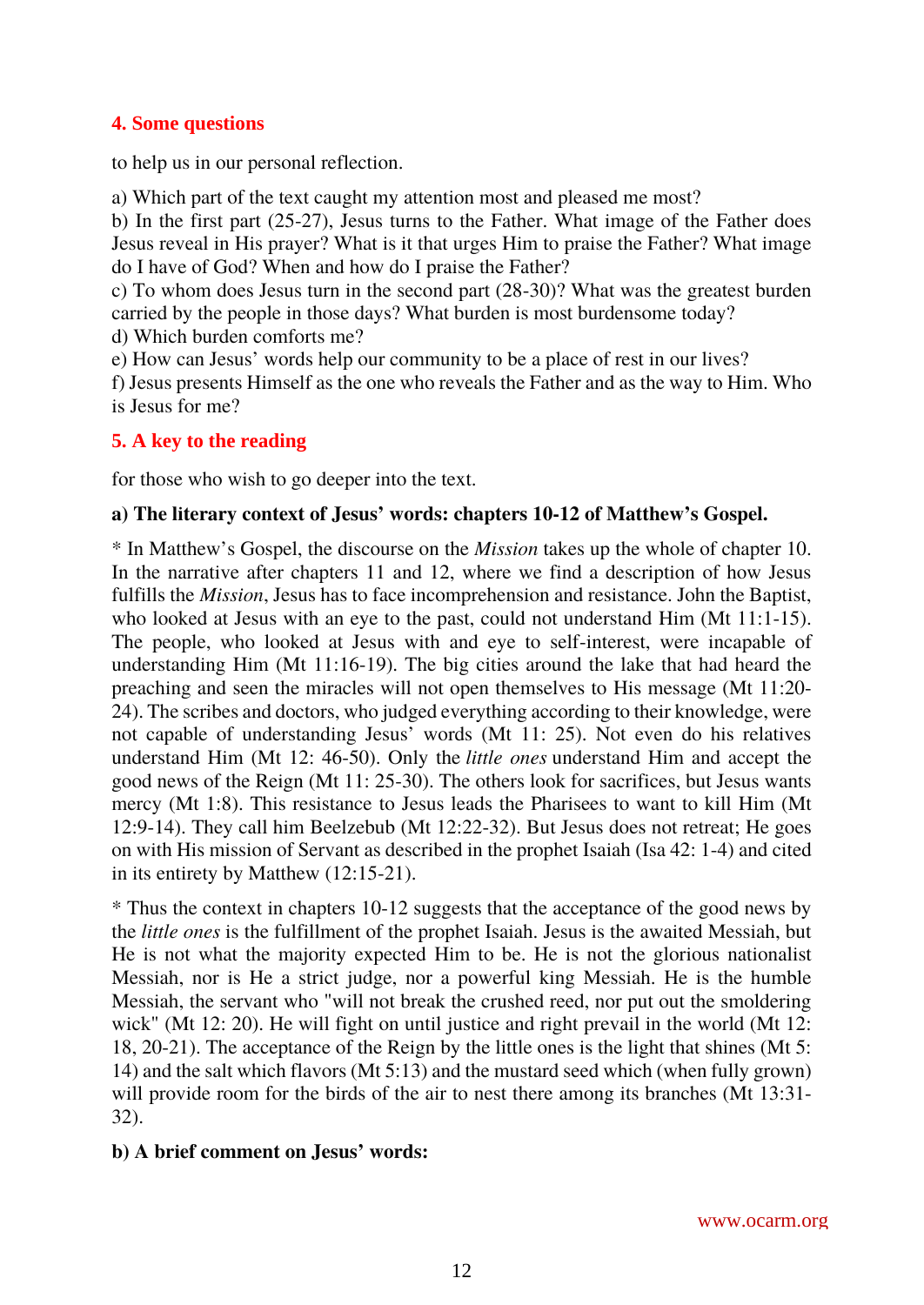## 4. Some questions

to help us in our personal reflection.

a) Which part of the text caught my attention most and pleased me most?
b) In the first part (25-27), Jesus turns to the Father. What image of the Father does Jesus reveal in His prayer? What is it that urges Him to praise the Father? What image do I have of God? When and how do I praise the Father?
c) To whom does Jesus turn in the second part (28-30)? What was the greatest burden carried by the people in those days? What burden is most burdensome today?
d) Which burden comforts me?
e) How can Jesus' words help our community to be a place of rest in our lives?
f) Jesus presents Himself as the one who reveals the Father and as the way to Him. Who is Jesus for me?

## 5. A key to the reading

for those who wish to go deeper into the text.

**a) The literary context of Jesus' words: chapters 10-12 of Matthew's Gospel.**

* In Matthew's Gospel, the discourse on the *Mission* takes up the whole of chapter 10. In the narrative after chapters 11 and 12, where we find a description of how Jesus fulfills the *Mission*, Jesus has to face incomprehension and resistance. John the Baptist, who looked at Jesus with an eye to the past, could not understand Him (Mt 11:1-15). The people, who looked at Jesus with and eye to self-interest, were incapable of understanding Him (Mt 11:16-19). The big cities around the lake that had heard the preaching and seen the miracles will not open themselves to His message (Mt 11:20-24). The scribes and doctors, who judged everything according to their knowledge, were not capable of understanding Jesus' words (Mt 11: 25). Not even do his relatives understand Him (Mt 12: 46-50). Only the *little ones* understand Him and accept the good news of the Reign (Mt 11: 25-30). The others look for sacrifices, but Jesus wants mercy (Mt 1:8). This resistance to Jesus leads the Pharisees to want to kill Him (Mt 12:9-14). They call him Beelzebub (Mt 12:22-32). But Jesus does not retreat; He goes on with His mission of Servant as described in the prophet Isaiah (Isa 42: 1-4) and cited in its entirety by Matthew (12:15-21).

* Thus the context in chapters 10-12 suggests that the acceptance of the good news by the *little ones* is the fulfillment of the prophet Isaiah. Jesus is the awaited Messiah, but He is not what the majority expected Him to be. He is not the glorious nationalist Messiah, nor is He a strict judge, nor a powerful king Messiah. He is the humble Messiah, the servant who "will not break the crushed reed, nor put out the smoldering wick" (Mt 12: 20). He will fight on until justice and right prevail in the world (Mt 12: 18, 20-21). The acceptance of the Reign by the little ones is the light that shines (Mt 5: 14) and the salt which flavors (Mt 5:13) and the mustard seed which (when fully grown) will provide room for the birds of the air to nest there among its branches (Mt 13:31-32).

**b) A brief comment on Jesus' words:**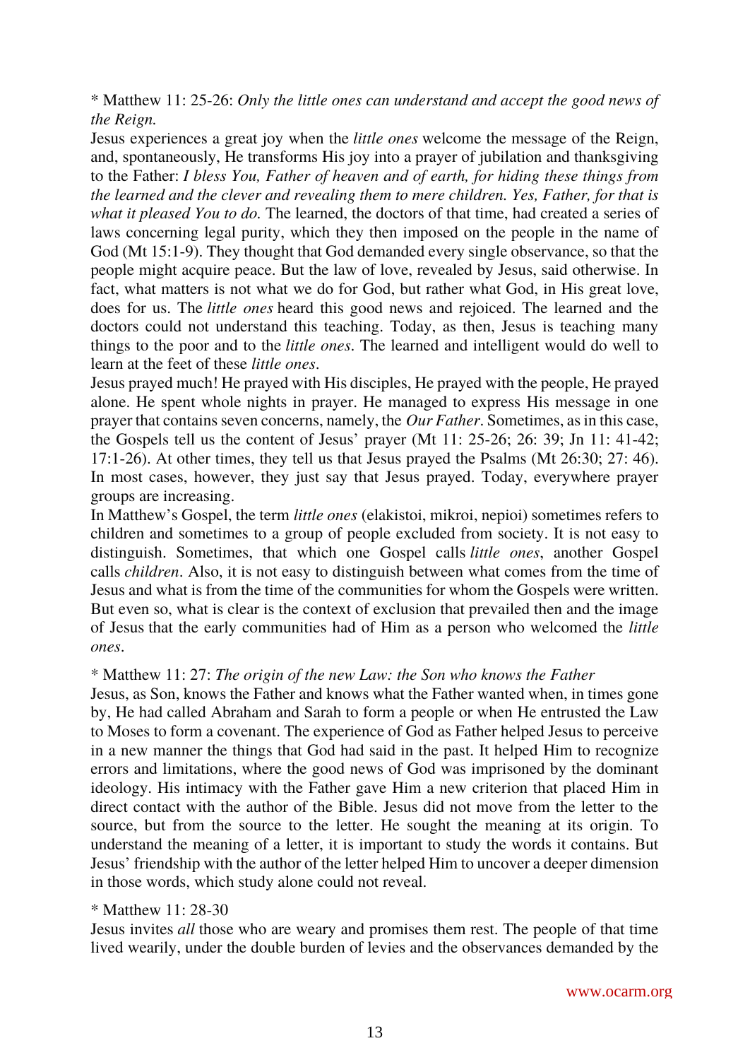* Matthew 11: 25-26: *Only the little ones can understand and accept the good news of the Reign.*

Jesus experiences a great joy when the *little ones* welcome the message of the Reign, and, spontaneously, He transforms His joy into a prayer of jubilation and thanksgiving to the Father: *I bless You, Father of heaven and of earth, for hiding these things from the learned and the clever and revealing them to mere children. Yes, Father, for that is what it pleased You to do.* The learned, the doctors of that time, had created a series of laws concerning legal purity, which they then imposed on the people in the name of God (Mt 15:1-9). They thought that God demanded every single observance, so that the people might acquire peace. But the law of love, revealed by Jesus, said otherwise. In fact, what matters is not what we do for God, but rather what God, in His great love, does for us. The *little ones* heard this good news and rejoiced. The learned and the doctors could not understand this teaching. Today, as then, Jesus is teaching many things to the poor and to the *little ones*. The learned and intelligent would do well to learn at the feet of these *little ones*.

Jesus prayed much! He prayed with His disciples, He prayed with the people, He prayed alone. He spent whole nights in prayer. He managed to express His message in one prayer that contains seven concerns, namely, the *Our Father*. Sometimes, as in this case, the Gospels tell us the content of Jesus' prayer (Mt 11: 25-26; 26: 39; Jn 11: 41-42; 17:1-26). At other times, they tell us that Jesus prayed the Psalms (Mt 26:30; 27: 46). In most cases, however, they just say that Jesus prayed. Today, everywhere prayer groups are increasing.

In Matthew's Gospel, the term *little ones* (elakistoi, mikroi, nepioi) sometimes refers to children and sometimes to a group of people excluded from society. It is not easy to distinguish. Sometimes, that which one Gospel calls *little ones*, another Gospel calls *children*. Also, it is not easy to distinguish between what comes from the time of Jesus and what is from the time of the communities for whom the Gospels were written. But even so, what is clear is the context of exclusion that prevailed then and the image of Jesus that the early communities had of Him as a person who welcomed the *little ones*.

* Matthew 11: 27: *The origin of the new Law: the Son who knows the Father*

Jesus, as Son, knows the Father and knows what the Father wanted when, in times gone by, He had called Abraham and Sarah to form a people or when He entrusted the Law to Moses to form a covenant. The experience of God as Father helped Jesus to perceive in a new manner the things that God had said in the past. It helped Him to recognize errors and limitations, where the good news of God was imprisoned by the dominant ideology. His intimacy with the Father gave Him a new criterion that placed Him in direct contact with the author of the Bible. Jesus did not move from the letter to the source, but from the source to the letter. He sought the meaning at its origin. To understand the meaning of a letter, it is important to study the words it contains. But Jesus' friendship with the author of the letter helped Him to uncover a deeper dimension in those words, which study alone could not reveal.

* Matthew 11: 28-30

Jesus invites *all* those who are weary and promises them rest. The people of that time lived wearily, under the double burden of levies and the observances demanded by the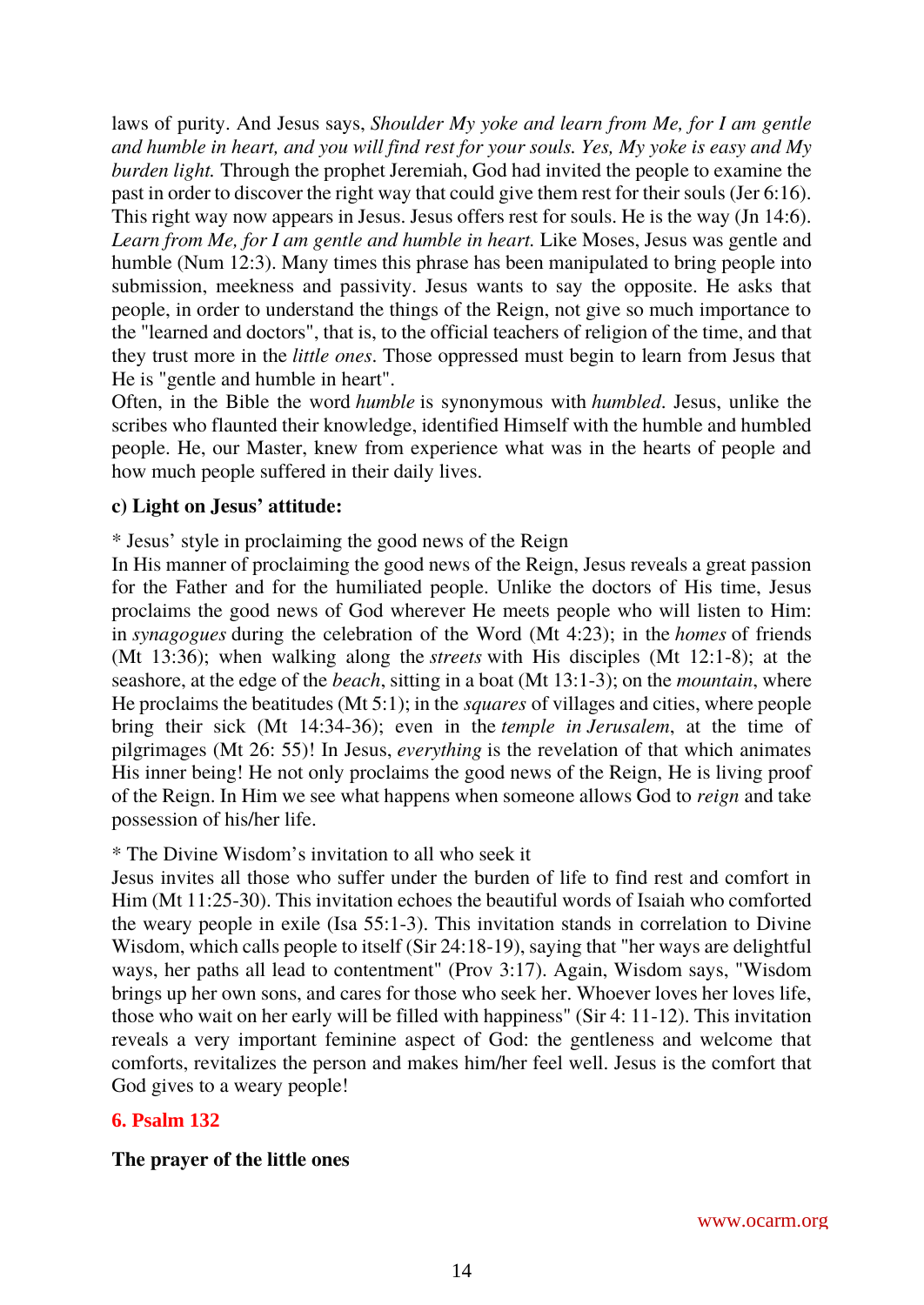laws of purity. And Jesus says, *Shoulder My yoke and learn from Me, for I am gentle and humble in heart, and you will find rest for your souls. Yes, My yoke is easy and My burden light.* Through the prophet Jeremiah, God had invited the people to examine the past in order to discover the right way that could give them rest for their souls (Jer 6:16). This right way now appears in Jesus. Jesus offers rest for souls. He is the way (Jn 14:6). *Learn from Me, for I am gentle and humble in heart.* Like Moses, Jesus was gentle and humble (Num 12:3). Many times this phrase has been manipulated to bring people into submission, meekness and passivity. Jesus wants to say the opposite. He asks that people, in order to understand the things of the Reign, not give so much importance to the "learned and doctors", that is, to the official teachers of religion of the time, and that they trust more in the *little ones*. Those oppressed must begin to learn from Jesus that He is "gentle and humble in heart".

Often, in the Bible the word *humble* is synonymous with *humbled*. Jesus, unlike the scribes who flaunted their knowledge, identified Himself with the humble and humbled people. He, our Master, knew from experience what was in the hearts of people and how much people suffered in their daily lives.

**c) Light on Jesus' attitude:**

* Jesus' style in proclaiming the good news of the Reign

In His manner of proclaiming the good news of the Reign, Jesus reveals a great passion for the Father and for the humiliated people. Unlike the doctors of His time, Jesus proclaims the good news of God wherever He meets people who will listen to Him: in *synagogues* during the celebration of the Word (Mt 4:23); in the *homes* of friends (Mt 13:36); when walking along the *streets* with His disciples (Mt 12:1-8); at the seashore, at the edge of the *beach*, sitting in a boat (Mt 13:1-3); on the *mountain*, where He proclaims the beatitudes (Mt 5:1); in the *squares* of villages and cities, where people bring their sick (Mt 14:34-36); even in the *temple in Jerusalem*, at the time of pilgrimages (Mt 26: 55)! In Jesus, *everything* is the revelation of that which animates His inner being! He not only proclaims the good news of the Reign, He is living proof of the Reign. In Him we see what happens when someone allows God to *reign* and take possession of his/her life.

* The Divine Wisdom's invitation to all who seek it

Jesus invites all those who suffer under the burden of life to find rest and comfort in Him (Mt 11:25-30). This invitation echoes the beautiful words of Isaiah who comforted the weary people in exile (Isa 55:1-3). This invitation stands in correlation to Divine Wisdom, which calls people to itself (Sir 24:18-19), saying that "her ways are delightful ways, her paths all lead to contentment" (Prov 3:17). Again, Wisdom says, "Wisdom brings up her own sons, and cares for those who seek her. Whoever loves her loves life, those who wait on her early will be filled with happiness" (Sir 4: 11-12). This invitation reveals a very important feminine aspect of God: the gentleness and welcome that comforts, revitalizes the person and makes him/her feel well. Jesus is the comfort that God gives to a weary people!

## 6. Psalm 132

**The prayer of the little ones**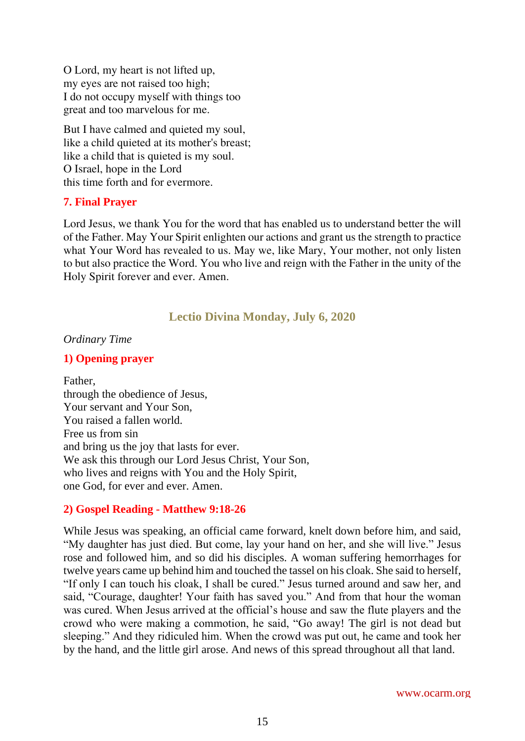O Lord, my heart is not lifted up,
my eyes are not raised too high;
I do not occupy myself with things too
great and too marvelous for me.

But I have calmed and quieted my soul,
like a child quieted at its mother's breast;
like a child that is quieted is my soul.
O Israel, hope in the Lord
this time forth and for evermore.

### 7. Final Prayer

Lord Jesus, we thank You for the word that has enabled us to understand better the will of the Father. May Your Spirit enlighten our actions and grant us the strength to practice what Your Word has revealed to us. May we, like Mary, Your mother, not only listen to but also practice the Word. You who live and reign with the Father in the unity of the Holy Spirit forever and ever. Amen.

## Lectio Divina Monday, July 6, 2020

*Ordinary Time*

### 1) Opening prayer

Father,
through the obedience of Jesus,
Your servant and Your Son,
You raised a fallen world.
Free us from sin
and bring us the joy that lasts for ever.
We ask this through our Lord Jesus Christ, Your Son,
who lives and reigns with You and the Holy Spirit,
one God, for ever and ever. Amen.

### 2) Gospel Reading - Matthew 9:18-26

While Jesus was speaking, an official came forward, knelt down before him, and said, “My daughter has just died. But come, lay your hand on her, and she will live.” Jesus rose and followed him, and so did his disciples. A woman suffering hemorrhages for twelve years came up behind him and touched the tassel on his cloak. She said to herself, “If only I can touch his cloak, I shall be cured.” Jesus turned around and saw her, and said, “Courage, daughter! Your faith has saved you.” And from that hour the woman was cured. When Jesus arrived at the official’s house and saw the flute players and the crowd who were making a commotion, he said, “Go away! The girl is not dead but sleeping.” And they ridiculed him. When the crowd was put out, he came and took her by the hand, and the little girl arose. And news of this spread throughout all that land.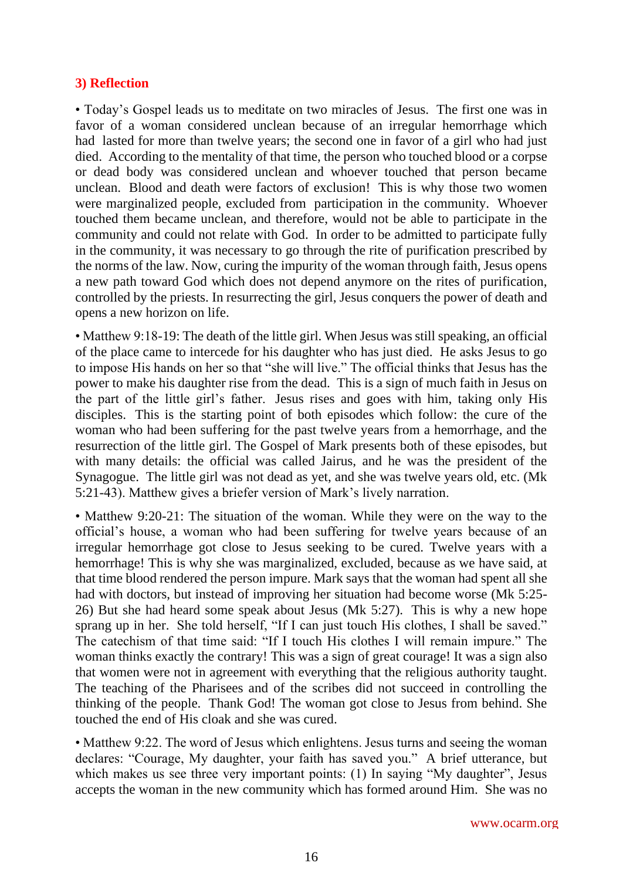## 3) Reflection

• Today's Gospel leads us to meditate on two miracles of Jesus. The first one was in favor of a woman considered unclean because of an irregular hemorrhage which had lasted for more than twelve years; the second one in favor of a girl who had just died. According to the mentality of that time, the person who touched blood or a corpse or dead body was considered unclean and whoever touched that person became unclean. Blood and death were factors of exclusion! This is why those two women were marginalized people, excluded from participation in the community. Whoever touched them became unclean, and therefore, would not be able to participate in the community and could not relate with God. In order to be admitted to participate fully in the community, it was necessary to go through the rite of purification prescribed by the norms of the law. Now, curing the impurity of the woman through faith, Jesus opens a new path toward God which does not depend anymore on the rites of purification, controlled by the priests. In resurrecting the girl, Jesus conquers the power of death and opens a new horizon on life.

• Matthew 9:18-19: The death of the little girl. When Jesus was still speaking, an official of the place came to intercede for his daughter who has just died. He asks Jesus to go to impose His hands on her so that "she will live." The official thinks that Jesus has the power to make his daughter rise from the dead. This is a sign of much faith in Jesus on the part of the little girl's father. Jesus rises and goes with him, taking only His disciples. This is the starting point of both episodes which follow: the cure of the woman who had been suffering for the past twelve years from a hemorrhage, and the resurrection of the little girl. The Gospel of Mark presents both of these episodes, but with many details: the official was called Jairus, and he was the president of the Synagogue. The little girl was not dead as yet, and she was twelve years old, etc. (Mk 5:21-43). Matthew gives a briefer version of Mark's lively narration.

• Matthew 9:20-21: The situation of the woman. While they were on the way to the official's house, a woman who had been suffering for twelve years because of an irregular hemorrhage got close to Jesus seeking to be cured. Twelve years with a hemorrhage! This is why she was marginalized, excluded, because as we have said, at that time blood rendered the person impure. Mark says that the woman had spent all she had with doctors, but instead of improving her situation had become worse (Mk 5:25-26) But she had heard some speak about Jesus (Mk 5:27). This is why a new hope sprang up in her. She told herself, "If I can just touch His clothes, I shall be saved." The catechism of that time said: "If I touch His clothes I will remain impure." The woman thinks exactly the contrary! This was a sign of great courage! It was a sign also that women were not in agreement with everything that the religious authority taught. The teaching of the Pharisees and of the scribes did not succeed in controlling the thinking of the people. Thank God! The woman got close to Jesus from behind. She touched the end of His cloak and she was cured.

• Matthew 9:22. The word of Jesus which enlightens. Jesus turns and seeing the woman declares: "Courage, My daughter, your faith has saved you." A brief utterance, but which makes us see three very important points: (1) In saying "My daughter", Jesus accepts the woman in the new community which has formed around Him. She was no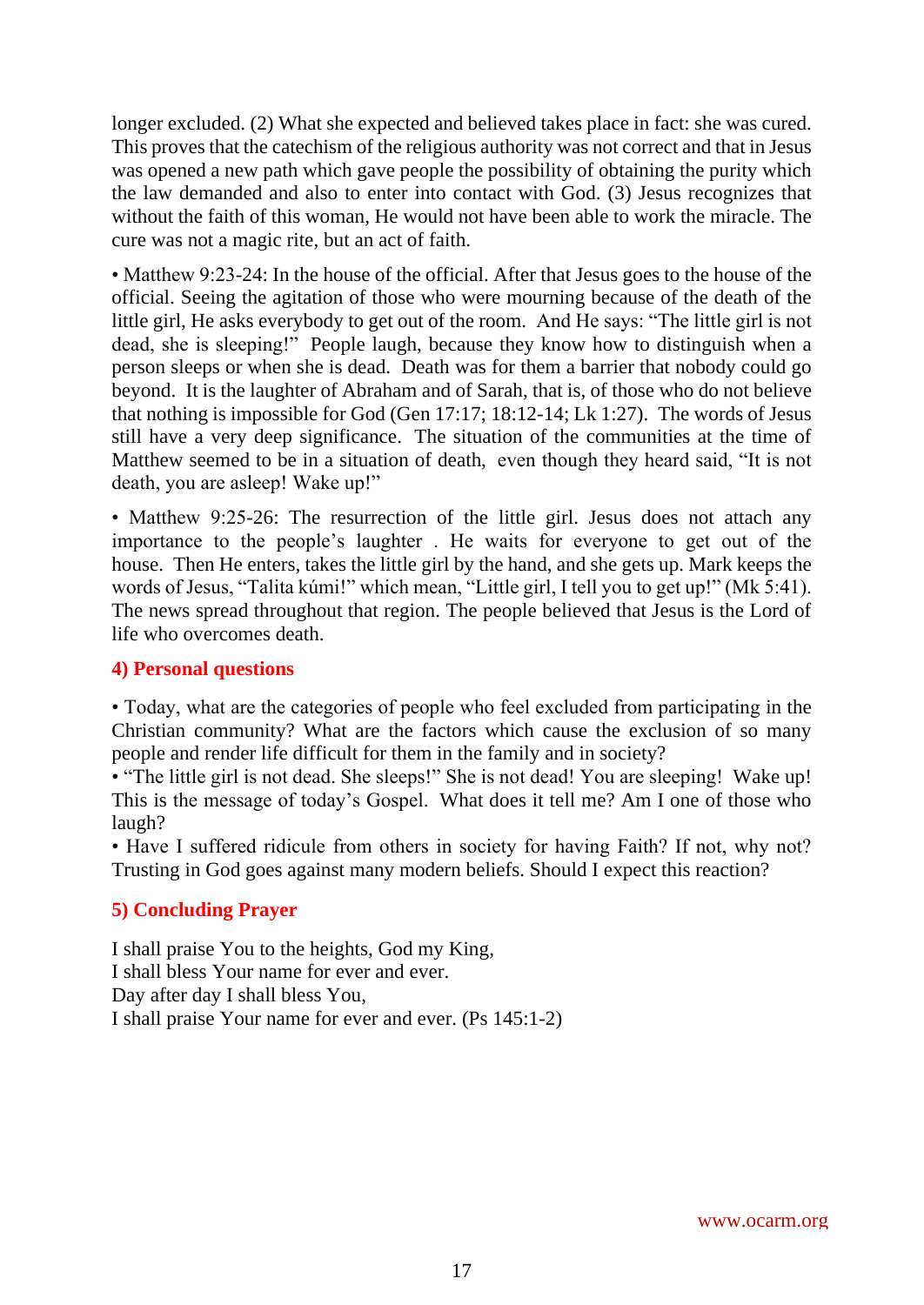longer excluded. (2) What she expected and believed takes place in fact: she was cured. This proves that the catechism of the religious authority was not correct and that in Jesus was opened a new path which gave people the possibility of obtaining the purity which the law demanded and also to enter into contact with God. (3) Jesus recognizes that without the faith of this woman, He would not have been able to work the miracle. The cure was not a magic rite, but an act of faith.

• Matthew 9:23-24: In the house of the official. After that Jesus goes to the house of the official. Seeing the agitation of those who were mourning because of the death of the little girl, He asks everybody to get out of the room. And He says: "The little girl is not dead, she is sleeping!" People laugh, because they know how to distinguish when a person sleeps or when she is dead. Death was for them a barrier that nobody could go beyond. It is the laughter of Abraham and of Sarah, that is, of those who do not believe that nothing is impossible for God (Gen 17:17; 18:12-14; Lk 1:27). The words of Jesus still have a very deep significance. The situation of the communities at the time of Matthew seemed to be in a situation of death, even though they heard said, "It is not death, you are asleep! Wake up!"

• Matthew 9:25-26: The resurrection of the little girl. Jesus does not attach any importance to the people's laughter . He waits for everyone to get out of the house. Then He enters, takes the little girl by the hand, and she gets up. Mark keeps the words of Jesus, "Talita kúmi!" which mean, "Little girl, I tell you to get up!" (Mk 5:41). The news spread throughout that region. The people believed that Jesus is the Lord of life who overcomes death.

## 4) Personal questions

• Today, what are the categories of people who feel excluded from participating in the Christian community? What are the factors which cause the exclusion of so many people and render life difficult for them in the family and in society?
• "The little girl is not dead. She sleeps!" She is not dead! You are sleeping! Wake up! This is the message of today's Gospel. What does it tell me? Am I one of those who laugh?
• Have I suffered ridicule from others in society for having Faith? If not, why not? Trusting in God goes against many modern beliefs. Should I expect this reaction?

## 5) Concluding Prayer

I shall praise You to the heights, God my King,
I shall bless Your name for ever and ever.
Day after day I shall bless You,
I shall praise Your name for ever and ever. (Ps 145:1-2)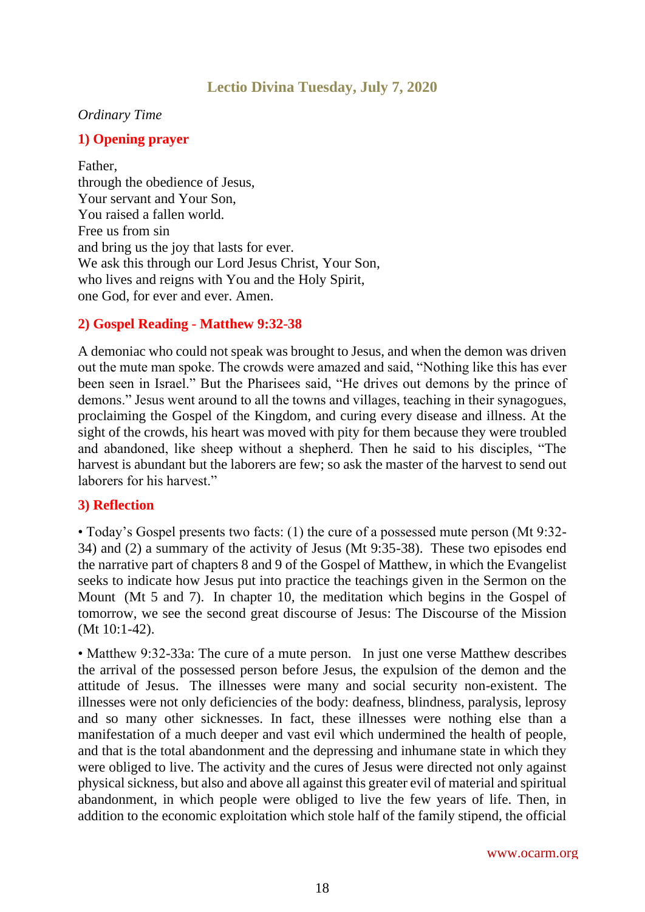## Lectio Divina Tuesday, July 7, 2020

*Ordinary Time*

### 1) Opening prayer

Father,
through the obedience of Jesus,
Your servant and Your Son,
You raised a fallen world.
Free us from sin
and bring us the joy that lasts for ever.
We ask this through our Lord Jesus Christ, Your Son,
who lives and reigns with You and the Holy Spirit,
one God, for ever and ever. Amen.

### 2) Gospel Reading - Matthew 9:32-38

A demoniac who could not speak was brought to Jesus, and when the demon was driven out the mute man spoke. The crowds were amazed and said, "Nothing like this has ever been seen in Israel." But the Pharisees said, "He drives out demons by the prince of demons." Jesus went around to all the towns and villages, teaching in their synagogues, proclaiming the Gospel of the Kingdom, and curing every disease and illness. At the sight of the crowds, his heart was moved with pity for them because they were troubled and abandoned, like sheep without a shepherd. Then he said to his disciples, "The harvest is abundant but the laborers are few; so ask the master of the harvest to send out laborers for his harvest."

### 3) Reflection

• Today's Gospel presents two facts: (1) the cure of a possessed mute person (Mt 9:32-34) and (2) a summary of the activity of Jesus (Mt 9:35-38). These two episodes end the narrative part of chapters 8 and 9 of the Gospel of Matthew, in which the Evangelist seeks to indicate how Jesus put into practice the teachings given in the Sermon on the Mount (Mt 5 and 7). In chapter 10, the meditation which begins in the Gospel of tomorrow, we see the second great discourse of Jesus: The Discourse of the Mission (Mt 10:1-42).

• Matthew 9:32-33a: The cure of a mute person. In just one verse Matthew describes the arrival of the possessed person before Jesus, the expulsion of the demon and the attitude of Jesus. The illnesses were many and social security non-existent. The illnesses were not only deficiencies of the body: deafness, blindness, paralysis, leprosy and so many other sicknesses. In fact, these illnesses were nothing else than a manifestation of a much deeper and vast evil which undermined the health of people, and that is the total abandonment and the depressing and inhumane state in which they were obliged to live. The activity and the cures of Jesus were directed not only against physical sickness, but also and above all against this greater evil of material and spiritual abandonment, in which people were obliged to live the few years of life. Then, in addition to the economic exploitation which stole half of the family stipend, the official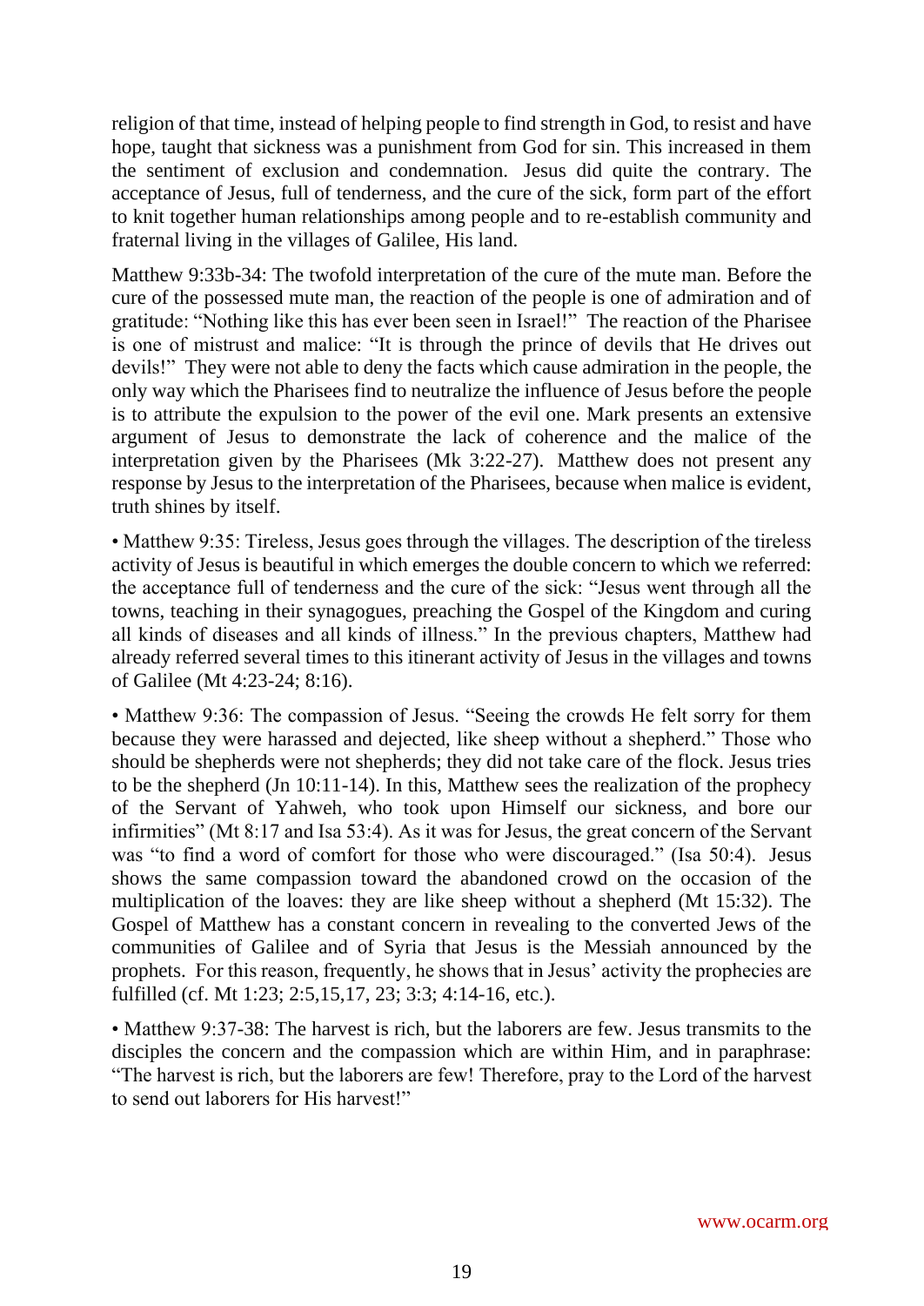religion of that time, instead of helping people to find strength in God, to resist and have hope, taught that sickness was a punishment from God for sin. This increased in them the sentiment of exclusion and condemnation. Jesus did quite the contrary. The acceptance of Jesus, full of tenderness, and the cure of the sick, form part of the effort to knit together human relationships among people and to re-establish community and fraternal living in the villages of Galilee, His land.

Matthew 9:33b-34: The twofold interpretation of the cure of the mute man. Before the cure of the possessed mute man, the reaction of the people is one of admiration and of gratitude: "Nothing like this has ever been seen in Israel!" The reaction of the Pharisee is one of mistrust and malice: "It is through the prince of devils that He drives out devils!" They were not able to deny the facts which cause admiration in the people, the only way which the Pharisees find to neutralize the influence of Jesus before the people is to attribute the expulsion to the power of the evil one. Mark presents an extensive argument of Jesus to demonstrate the lack of coherence and the malice of the interpretation given by the Pharisees (Mk 3:22-27). Matthew does not present any response by Jesus to the interpretation of the Pharisees, because when malice is evident, truth shines by itself.

• Matthew 9:35: Tireless, Jesus goes through the villages. The description of the tireless activity of Jesus is beautiful in which emerges the double concern to which we referred: the acceptance full of tenderness and the cure of the sick: "Jesus went through all the towns, teaching in their synagogues, preaching the Gospel of the Kingdom and curing all kinds of diseases and all kinds of illness." In the previous chapters, Matthew had already referred several times to this itinerant activity of Jesus in the villages and towns of Galilee (Mt 4:23-24; 8:16).

• Matthew 9:36: The compassion of Jesus. "Seeing the crowds He felt sorry for them because they were harassed and dejected, like sheep without a shepherd." Those who should be shepherds were not shepherds; they did not take care of the flock. Jesus tries to be the shepherd (Jn 10:11-14). In this, Matthew sees the realization of the prophecy of the Servant of Yahweh, who took upon Himself our sickness, and bore our infirmities" (Mt 8:17 and Isa 53:4). As it was for Jesus, the great concern of the Servant was "to find a word of comfort for those who were discouraged." (Isa 50:4). Jesus shows the same compassion toward the abandoned crowd on the occasion of the multiplication of the loaves: they are like sheep without a shepherd (Mt 15:32). The Gospel of Matthew has a constant concern in revealing to the converted Jews of the communities of Galilee and of Syria that Jesus is the Messiah announced by the prophets. For this reason, frequently, he shows that in Jesus' activity the prophecies are fulfilled (cf. Mt 1:23; 2:5,15,17, 23; 3:3; 4:14-16, etc.).

• Matthew 9:37-38: The harvest is rich, but the laborers are few. Jesus transmits to the disciples the concern and the compassion which are within Him, and in paraphrase: "The harvest is rich, but the laborers are few! Therefore, pray to the Lord of the harvest to send out laborers for His harvest!"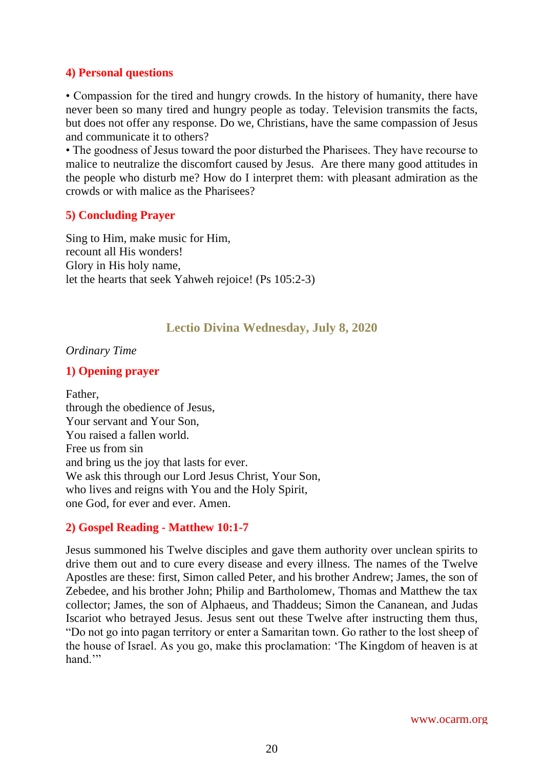### 4) Personal questions

• Compassion for the tired and hungry crowds. In the history of humanity, there have never been so many tired and hungry people as today. Television transmits the facts, but does not offer any response. Do we, Christians, have the same compassion of Jesus and communicate it to others?

• The goodness of Jesus toward the poor disturbed the Pharisees. They have recourse to malice to neutralize the discomfort caused by Jesus. Are there many good attitudes in the people who disturb me? How do I interpret them: with pleasant admiration as the crowds or with malice as the Pharisees?

### 5) Concluding Prayer

Sing to Him, make music for Him,
recount all His wonders!
Glory in His holy name,
let the hearts that seek Yahweh rejoice! (Ps 105:2-3)

## Lectio Divina Wednesday, July 8, 2020

*Ordinary Time*

### 1) Opening prayer

Father,
through the obedience of Jesus,
Your servant and Your Son,
You raised a fallen world.
Free us from sin
and bring us the joy that lasts for ever.
We ask this through our Lord Jesus Christ, Your Son,
who lives and reigns with You and the Holy Spirit,
one God, for ever and ever. Amen.

### 2) Gospel Reading - Matthew 10:1-7

Jesus summoned his Twelve disciples and gave them authority over unclean spirits to drive them out and to cure every disease and every illness. The names of the Twelve Apostles are these: first, Simon called Peter, and his brother Andrew; James, the son of Zebedee, and his brother John; Philip and Bartholomew, Thomas and Matthew the tax collector; James, the son of Alphaeus, and Thaddeus; Simon the Cananean, and Judas Iscariot who betrayed Jesus. Jesus sent out these Twelve after instructing them thus, "Do not go into pagan territory or enter a Samaritan town. Go rather to the lost sheep of the house of Israel. As you go, make this proclamation: 'The Kingdom of heaven is at hand.'"

www.ocarm.org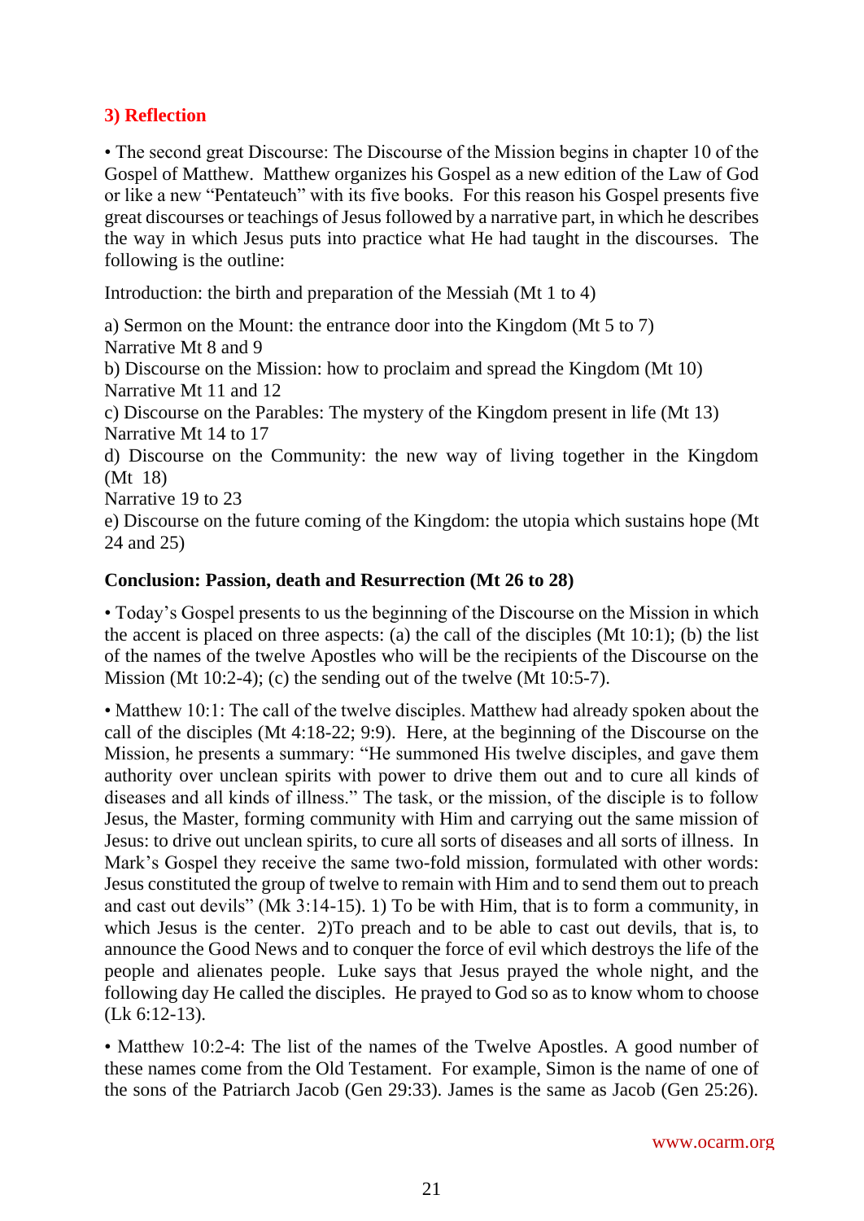## 3) Reflection

• The second great Discourse: The Discourse of the Mission begins in chapter 10 of the Gospel of Matthew. Matthew organizes his Gospel as a new edition of the Law of God or like a new "Pentateuch" with its five books. For this reason his Gospel presents five great discourses or teachings of Jesus followed by a narrative part, in which he describes the way in which Jesus puts into practice what He had taught in the discourses. The following is the outline:

Introduction: the birth and preparation of the Messiah (Mt 1 to 4)

a) Sermon on the Mount: the entrance door into the Kingdom (Mt 5 to 7)
Narrative Mt 8 and 9
b) Discourse on the Mission: how to proclaim and spread the Kingdom (Mt 10)
Narrative Mt 11 and 12
c) Discourse on the Parables: The mystery of the Kingdom present in life (Mt 13)
Narrative Mt 14 to 17
d) Discourse on the Community: the new way of living together in the Kingdom (Mt 18)
Narrative 19 to 23
e) Discourse on the future coming of the Kingdom: the utopia which sustains hope (Mt 24 and 25)

**Conclusion: Passion, death and Resurrection (Mt 26 to 28)**

• Today's Gospel presents to us the beginning of the Discourse on the Mission in which the accent is placed on three aspects: (a) the call of the disciples (Mt 10:1); (b) the list of the names of the twelve Apostles who will be the recipients of the Discourse on the Mission (Mt 10:2-4); (c) the sending out of the twelve (Mt 10:5-7).

• Matthew 10:1: The call of the twelve disciples. Matthew had already spoken about the call of the disciples (Mt 4:18-22; 9:9). Here, at the beginning of the Discourse on the Mission, he presents a summary: "He summoned His twelve disciples, and gave them authority over unclean spirits with power to drive them out and to cure all kinds of diseases and all kinds of illness." The task, or the mission, of the disciple is to follow Jesus, the Master, forming community with Him and carrying out the same mission of Jesus: to drive out unclean spirits, to cure all sorts of diseases and all sorts of illness. In Mark's Gospel they receive the same two-fold mission, formulated with other words: Jesus constituted the group of twelve to remain with Him and to send them out to preach and cast out devils" (Mk 3:14-15). 1) To be with Him, that is to form a community, in which Jesus is the center. 2)To preach and to be able to cast out devils, that is, to announce the Good News and to conquer the force of evil which destroys the life of the people and alienates people. Luke says that Jesus prayed the whole night, and the following day He called the disciples. He prayed to God so as to know whom to choose (Lk 6:12-13).

• Matthew 10:2-4: The list of the names of the Twelve Apostles. A good number of these names come from the Old Testament. For example, Simon is the name of one of the sons of the Patriarch Jacob (Gen 29:33). James is the same as Jacob (Gen 25:26).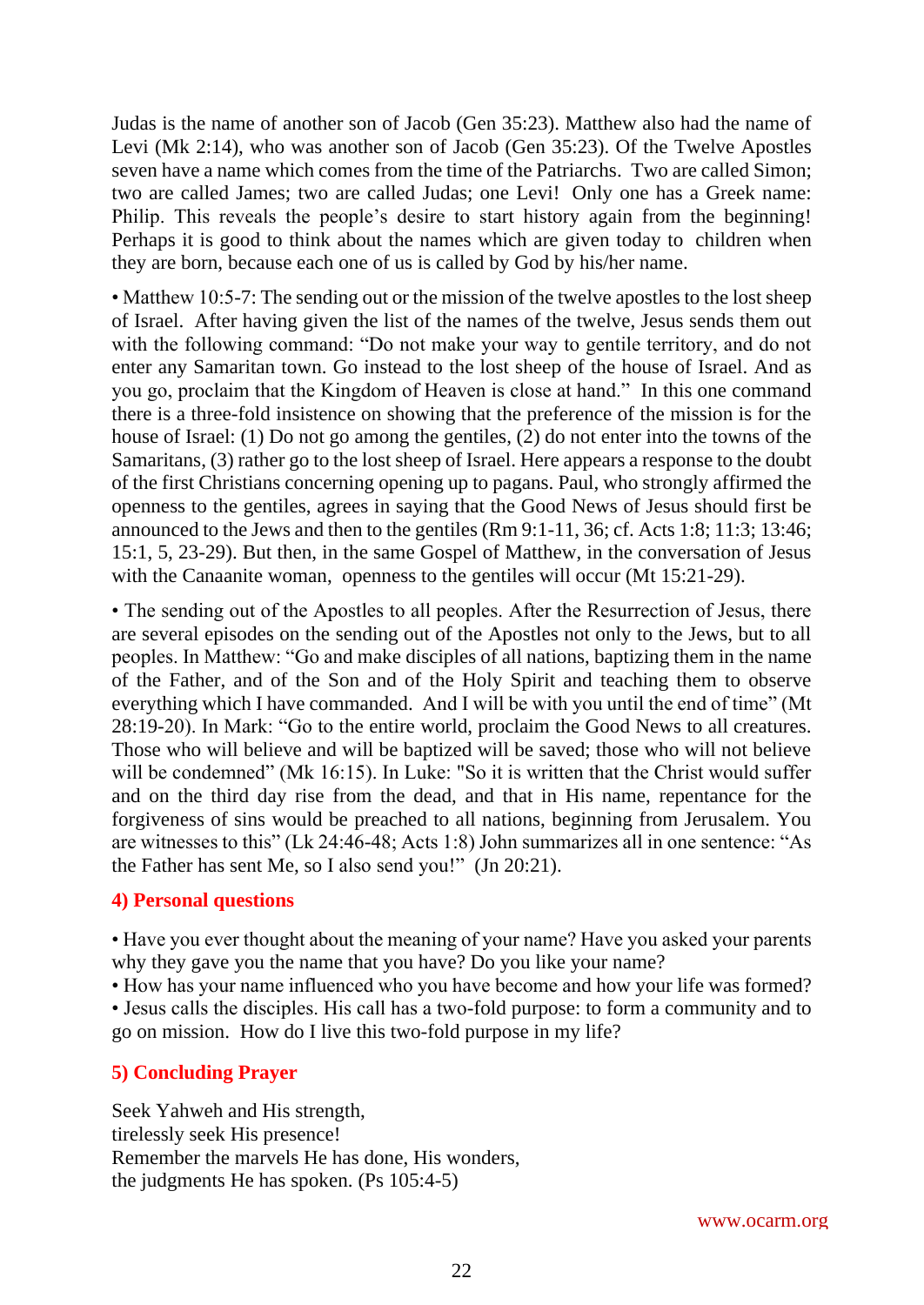Judas is the name of another son of Jacob (Gen 35:23). Matthew also had the name of Levi (Mk 2:14), who was another son of Jacob (Gen 35:23). Of the Twelve Apostles seven have a name which comes from the time of the Patriarchs. Two are called Simon; two are called James; two are called Judas; one Levi! Only one has a Greek name: Philip. This reveals the people's desire to start history again from the beginning! Perhaps it is good to think about the names which are given today to children when they are born, because each one of us is called by God by his/her name.

• Matthew 10:5-7: The sending out or the mission of the twelve apostles to the lost sheep of Israel. After having given the list of the names of the twelve, Jesus sends them out with the following command: "Do not make your way to gentile territory, and do not enter any Samaritan town. Go instead to the lost sheep of the house of Israel. And as you go, proclaim that the Kingdom of Heaven is close at hand." In this one command there is a three-fold insistence on showing that the preference of the mission is for the house of Israel: (1) Do not go among the gentiles, (2) do not enter into the towns of the Samaritans, (3) rather go to the lost sheep of Israel. Here appears a response to the doubt of the first Christians concerning opening up to pagans. Paul, who strongly affirmed the openness to the gentiles, agrees in saying that the Good News of Jesus should first be announced to the Jews and then to the gentiles (Rm 9:1-11, 36; cf. Acts 1:8; 11:3; 13:46; 15:1, 5, 23-29). But then, in the same Gospel of Matthew, in the conversation of Jesus with the Canaanite woman, openness to the gentiles will occur (Mt 15:21-29).

• The sending out of the Apostles to all peoples. After the Resurrection of Jesus, there are several episodes on the sending out of the Apostles not only to the Jews, but to all peoples. In Matthew: "Go and make disciples of all nations, baptizing them in the name of the Father, and of the Son and of the Holy Spirit and teaching them to observe everything which I have commanded. And I will be with you until the end of time" (Mt 28:19-20). In Mark: "Go to the entire world, proclaim the Good News to all creatures. Those who will believe and will be baptized will be saved; those who will not believe will be condemned" (Mk 16:15). In Luke: "So it is written that the Christ would suffer and on the third day rise from the dead, and that in His name, repentance for the forgiveness of sins would be preached to all nations, beginning from Jerusalem. You are witnesses to this" (Lk 24:46-48; Acts 1:8) John summarizes all in one sentence: "As the Father has sent Me, so I also send you!" (Jn 20:21).

## 4) Personal questions

• Have you ever thought about the meaning of your name? Have you asked your parents why they gave you the name that you have? Do you like your name?
• How has your name influenced who you have become and how your life was formed?
• Jesus calls the disciples. His call has a two-fold purpose: to form a community and to go on mission. How do I live this two-fold purpose in my life?

## 5) Concluding Prayer

Seek Yahweh and His strength,
tirelessly seek His presence!
Remember the marvels He has done, His wonders,
the judgments He has spoken. (Ps 105:4-5)

www.ocarm.org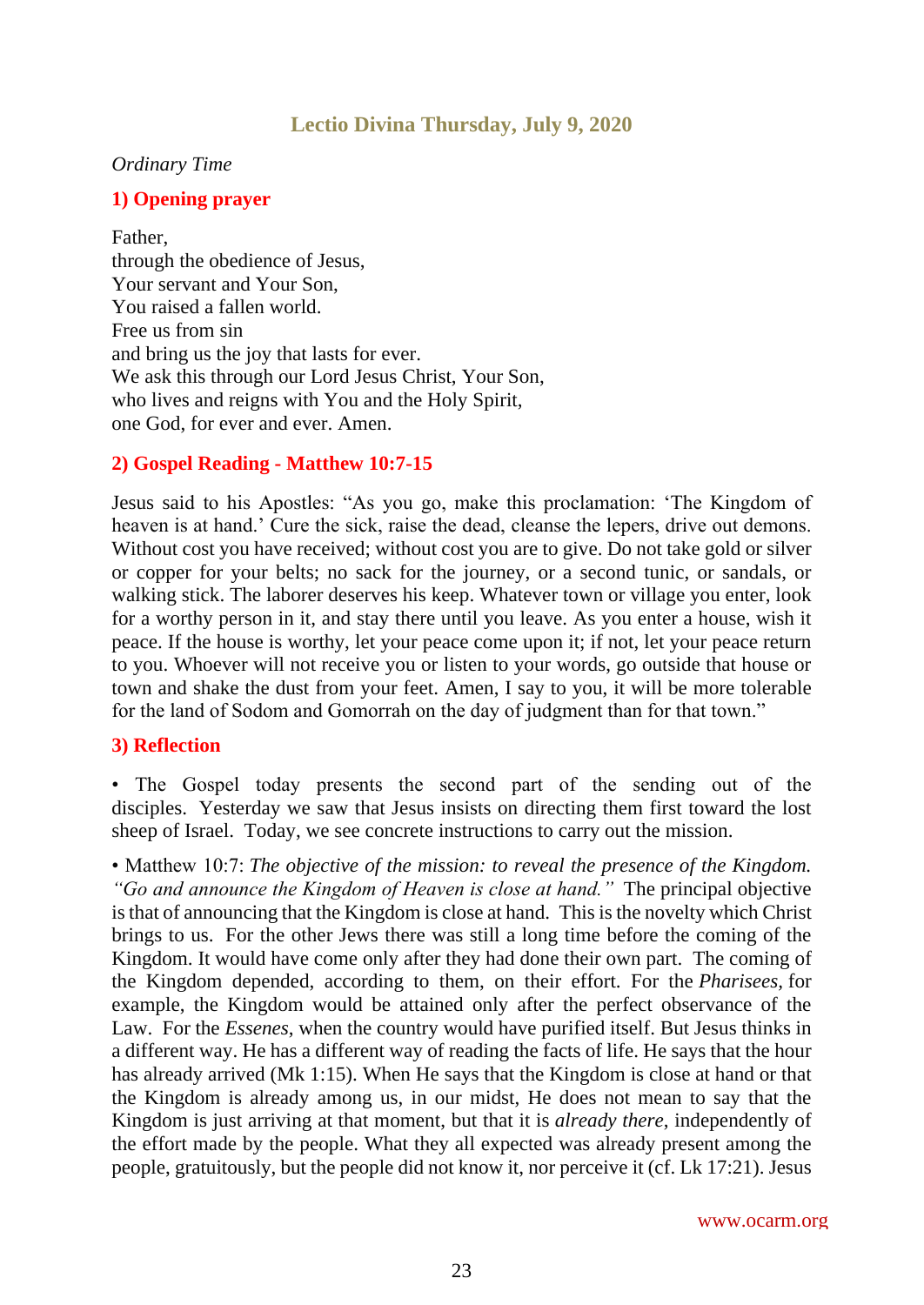## Lectio Divina Thursday, July 9, 2020

*Ordinary Time*

### 1) Opening prayer

Father,
through the obedience of Jesus,
Your servant and Your Son,
You raised a fallen world.
Free us from sin
and bring us the joy that lasts for ever.
We ask this through our Lord Jesus Christ, Your Son,
who lives and reigns with You and the Holy Spirit,
one God, for ever and ever. Amen.

### 2) Gospel Reading - Matthew 10:7-15

Jesus said to his Apostles: "As you go, make this proclamation: 'The Kingdom of heaven is at hand.' Cure the sick, raise the dead, cleanse the lepers, drive out demons. Without cost you have received; without cost you are to give. Do not take gold or silver or copper for your belts; no sack for the journey, or a second tunic, or sandals, or walking stick. The laborer deserves his keep. Whatever town or village you enter, look for a worthy person in it, and stay there until you leave. As you enter a house, wish it peace. If the house is worthy, let your peace come upon it; if not, let your peace return to you. Whoever will not receive you or listen to your words, go outside that house or town and shake the dust from your feet. Amen, I say to you, it will be more tolerable for the land of Sodom and Gomorrah on the day of judgment than for that town."

### 3) Reflection

• The Gospel today presents the second part of the sending out of the disciples. Yesterday we saw that Jesus insists on directing them first toward the lost sheep of Israel. Today, we see concrete instructions to carry out the mission.

• Matthew 10:7: *The objective of the mission: to reveal the presence of the Kingdom. "Go and announce the Kingdom of Heaven is close at hand."* The principal objective is that of announcing that the Kingdom is close at hand. This is the novelty which Christ brings to us. For the other Jews there was still a long time before the coming of the Kingdom. It would have come only after they had done their own part. The coming of the Kingdom depended, according to them, on their effort. For the *Pharisees*, for example, the Kingdom would be attained only after the perfect observance of the Law. For the *Essenes*, when the country would have purified itself. But Jesus thinks in a different way. He has a different way of reading the facts of life. He says that the hour has already arrived (Mk 1:15). When He says that the Kingdom is close at hand or that the Kingdom is already among us, in our midst, He does not mean to say that the Kingdom is just arriving at that moment, but that it is *already there*, independently of the effort made by the people. What they all expected was already present among the people, gratuitously, but the people did not know it, nor perceive it (cf. Lk 17:21). Jesus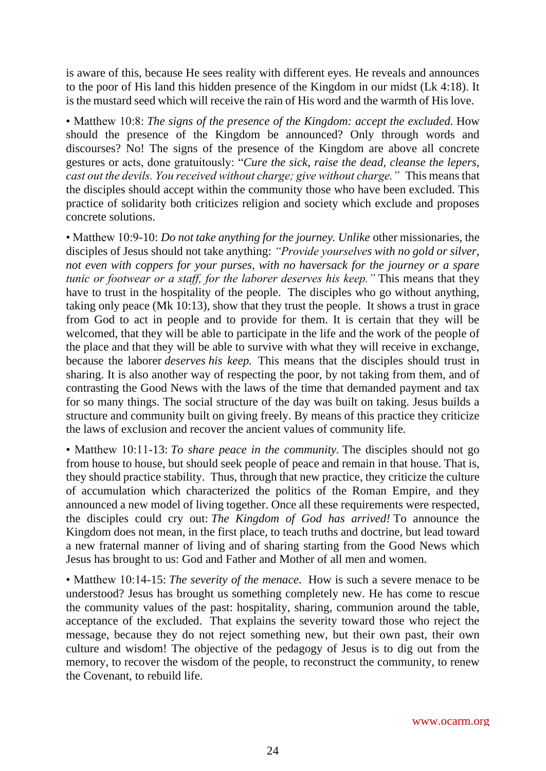is aware of this, because He sees reality with different eyes. He reveals and announces to the poor of His land this hidden presence of the Kingdom in our midst (Lk 4:18). It is the mustard seed which will receive the rain of His word and the warmth of His love.

• Matthew 10:8: *The signs of the presence of the Kingdom: accept the excluded.* How should the presence of the Kingdom be announced? Only through words and discourses? No! The signs of the presence of the Kingdom are above all concrete gestures or acts, done gratuitously: "*Cure the sick, raise the dead, cleanse the lepers, cast out the devils. You received without charge; give without charge."* This means that the disciples should accept within the community those who have been excluded. This practice of solidarity both criticizes religion and society which exclude and proposes concrete solutions.

• Matthew 10:9-10: *Do not take anything for the journey. Unlike* other missionaries, the disciples of Jesus should not take anything: *"Provide yourselves with no gold or silver, not even with coppers for your purses, with no haversack for the journey or a spare tunic or footwear or a staff, for the laborer deserves his keep."* This means that they have to trust in the hospitality of the people. The disciples who go without anything, taking only peace (Mk 10:13), show that they trust the people. It shows a trust in grace from God to act in people and to provide for them. It is certain that they will be welcomed, that they will be able to participate in the life and the work of the people of the place and that they will be able to survive with what they will receive in exchange, because the laborer *deserves his keep.* This means that the disciples should trust in sharing. It is also another way of respecting the poor, by not taking from them, and of contrasting the Good News with the laws of the time that demanded payment and tax for so many things. The social structure of the day was built on taking. Jesus builds a structure and community built on giving freely. By means of this practice they criticize the laws of exclusion and recover the ancient values of community life.

• Matthew 10:11-13: *To share peace in the community*. The disciples should not go from house to house, but should seek people of peace and remain in that house. That is, they should practice stability. Thus, through that new practice, they criticize the culture of accumulation which characterized the politics of the Roman Empire, and they announced a new model of living together. Once all these requirements were respected, the disciples could cry out: *The Kingdom of God has arrived!* To announce the Kingdom does not mean, in the first place, to teach truths and doctrine, but lead toward a new fraternal manner of living and of sharing starting from the Good News which Jesus has brought to us: God and Father and Mother of all men and women.

• Matthew 10:14-15: *The severity of the menace*. How is such a severe menace to be understood? Jesus has brought us something completely new. He has come to rescue the community values of the past: hospitality, sharing, communion around the table, acceptance of the excluded. That explains the severity toward those who reject the message, because they do not reject something new, but their own past, their own culture and wisdom! The objective of the pedagogy of Jesus is to dig out from the memory, to recover the wisdom of the people, to reconstruct the community, to renew the Covenant, to rebuild life.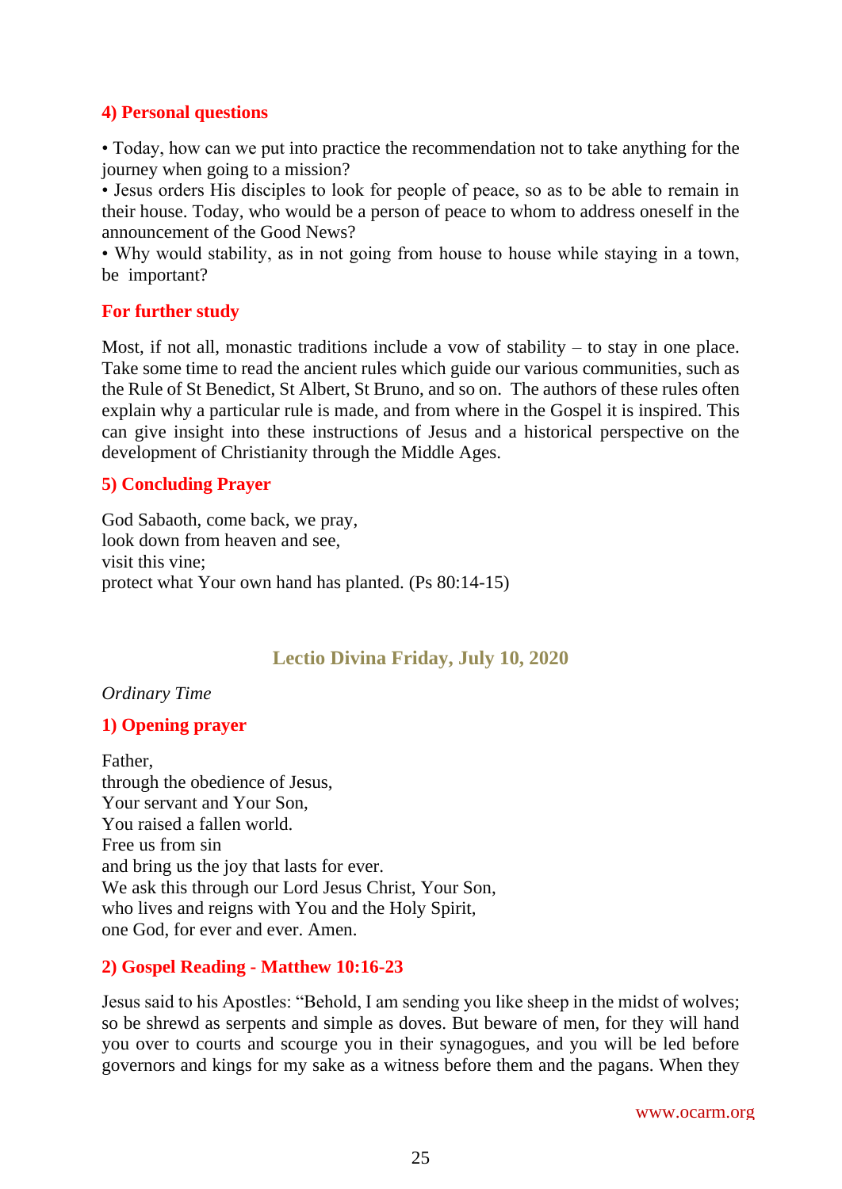#### 4) Personal questions

• Today, how can we put into practice the recommendation not to take anything for the journey when going to a mission?
• Jesus orders His disciples to look for people of peace, so as to be able to remain in their house. Today, who would be a person of peace to whom to address oneself in the announcement of the Good News?
• Why would stability, as in not going from house to house while staying in a town, be important?

#### For further study

Most, if not all, monastic traditions include a vow of stability – to stay in one place. Take some time to read the ancient rules which guide our various communities, such as the Rule of St Benedict, St Albert, St Bruno, and so on. The authors of these rules often explain why a particular rule is made, and from where in the Gospel it is inspired. This can give insight into these instructions of Jesus and a historical perspective on the development of Christianity through the Middle Ages.

#### 5) Concluding Prayer

God Sabaoth, come back, we pray,
look down from heaven and see,
visit this vine;
protect what Your own hand has planted. (Ps 80:14-15)

## Lectio Divina Friday, July 10, 2020

*Ordinary Time*

#### 1) Opening prayer

Father,
through the obedience of Jesus,
Your servant and Your Son,
You raised a fallen world.
Free us from sin
and bring us the joy that lasts for ever.
We ask this through our Lord Jesus Christ, Your Son,
who lives and reigns with You and the Holy Spirit,
one God, for ever and ever. Amen.

#### 2) Gospel Reading - Matthew 10:16-23

Jesus said to his Apostles: "Behold, I am sending you like sheep in the midst of wolves; so be shrewd as serpents and simple as doves. But beware of men, for they will hand you over to courts and scourge you in their synagogues, and you will be led before governors and kings for my sake as a witness before them and the pagans. When they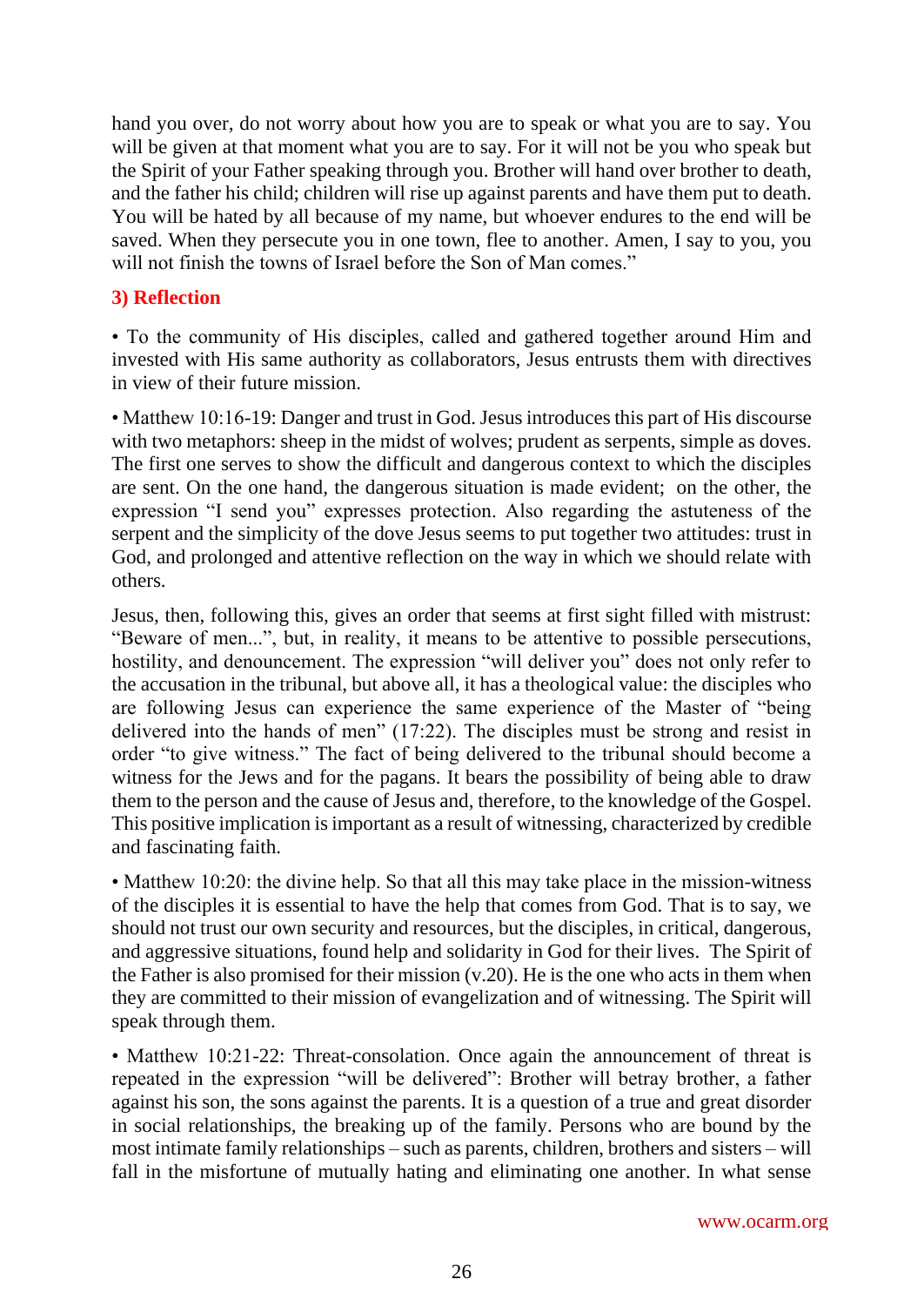hand you over, do not worry about how you are to speak or what you are to say. You will be given at that moment what you are to say. For it will not be you who speak but the Spirit of your Father speaking through you. Brother will hand over brother to death, and the father his child; children will rise up against parents and have them put to death. You will be hated by all because of my name, but whoever endures to the end will be saved. When they persecute you in one town, flee to another. Amen, I say to you, you will not finish the towns of Israel before the Son of Man comes."

### 3) Reflection

• To the community of His disciples, called and gathered together around Him and invested with His same authority as collaborators, Jesus entrusts them with directives in view of their future mission.

• Matthew 10:16-19: Danger and trust in God. Jesus introduces this part of His discourse with two metaphors: sheep in the midst of wolves; prudent as serpents, simple as doves. The first one serves to show the difficult and dangerous context to which the disciples are sent. On the one hand, the dangerous situation is made evident; on the other, the expression "I send you" expresses protection. Also regarding the astuteness of the serpent and the simplicity of the dove Jesus seems to put together two attitudes: trust in God, and prolonged and attentive reflection on the way in which we should relate with others.

Jesus, then, following this, gives an order that seems at first sight filled with mistrust: "Beware of men...", but, in reality, it means to be attentive to possible persecutions, hostility, and denouncement. The expression "will deliver you" does not only refer to the accusation in the tribunal, but above all, it has a theological value: the disciples who are following Jesus can experience the same experience of the Master of "being delivered into the hands of men" (17:22). The disciples must be strong and resist in order "to give witness." The fact of being delivered to the tribunal should become a witness for the Jews and for the pagans. It bears the possibility of being able to draw them to the person and the cause of Jesus and, therefore, to the knowledge of the Gospel. This positive implication is important as a result of witnessing, characterized by credible and fascinating faith.

• Matthew 10:20: the divine help. So that all this may take place in the mission-witness of the disciples it is essential to have the help that comes from God. That is to say, we should not trust our own security and resources, but the disciples, in critical, dangerous, and aggressive situations, found help and solidarity in God for their lives. The Spirit of the Father is also promised for their mission (v.20). He is the one who acts in them when they are committed to their mission of evangelization and of witnessing. The Spirit will speak through them.

• Matthew 10:21-22: Threat-consolation. Once again the announcement of threat is repeated in the expression "will be delivered": Brother will betray brother, a father against his son, the sons against the parents. It is a question of a true and great disorder in social relationships, the breaking up of the family. Persons who are bound by the most intimate family relationships – such as parents, children, brothers and sisters – will fall in the misfortune of mutually hating and eliminating one another. In what sense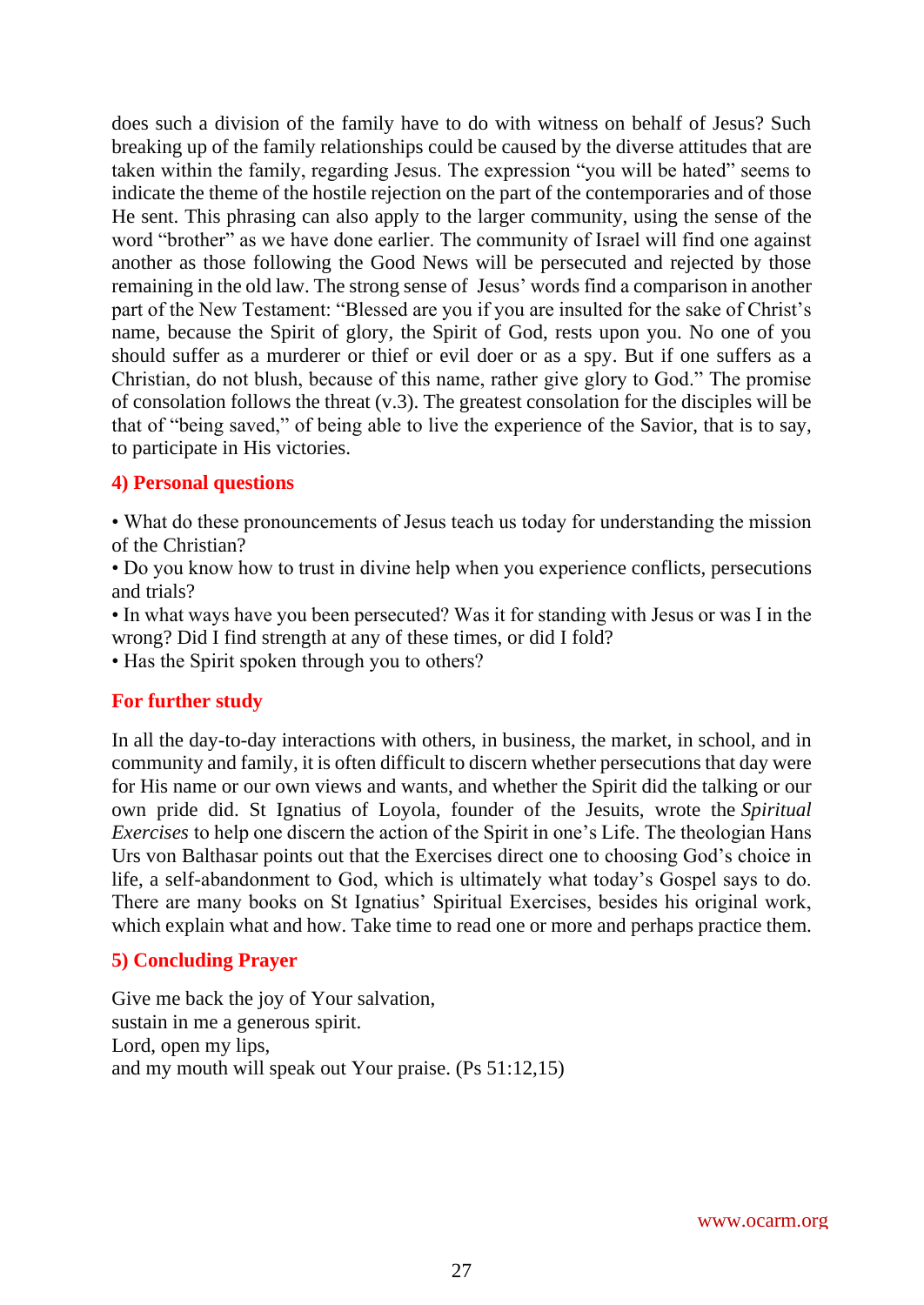does such a division of the family have to do with witness on behalf of Jesus? Such breaking up of the family relationships could be caused by the diverse attitudes that are taken within the family, regarding Jesus. The expression "you will be hated" seems to indicate the theme of the hostile rejection on the part of the contemporaries and of those He sent. This phrasing can also apply to the larger community, using the sense of the word "brother" as we have done earlier. The community of Israel will find one against another as those following the Good News will be persecuted and rejected by those remaining in the old law. The strong sense of Jesus' words find a comparison in another part of the New Testament: "Blessed are you if you are insulted for the sake of Christ's name, because the Spirit of glory, the Spirit of God, rests upon you. No one of you should suffer as a murderer or thief or evil doer or as a spy. But if one suffers as a Christian, do not blush, because of this name, rather give glory to God." The promise of consolation follows the threat (v.3). The greatest consolation for the disciples will be that of "being saved," of being able to live the experience of the Savior, that is to say, to participate in His victories.

### 4) Personal questions

• What do these pronouncements of Jesus teach us today for understanding the mission of the Christian?
• Do you know how to trust in divine help when you experience conflicts, persecutions and trials?
• In what ways have you been persecuted? Was it for standing with Jesus or was I in the wrong? Did I find strength at any of these times, or did I fold?
• Has the Spirit spoken through you to others?

### For further study

In all the day-to-day interactions with others, in business, the market, in school, and in community and family, it is often difficult to discern whether persecutions that day were for His name or our own views and wants, and whether the Spirit did the talking or our own pride did. St Ignatius of Loyola, founder of the Jesuits, wrote the *Spiritual Exercises* to help one discern the action of the Spirit in one's Life. The theologian Hans Urs von Balthasar points out that the Exercises direct one to choosing God's choice in life, a self-abandonment to God, which is ultimately what today's Gospel says to do. There are many books on St Ignatius' Spiritual Exercises, besides his original work, which explain what and how. Take time to read one or more and perhaps practice them.

### 5) Concluding Prayer

Give me back the joy of Your salvation,
sustain in me a generous spirit.
Lord, open my lips,
and my mouth will speak out Your praise. (Ps 51:12,15)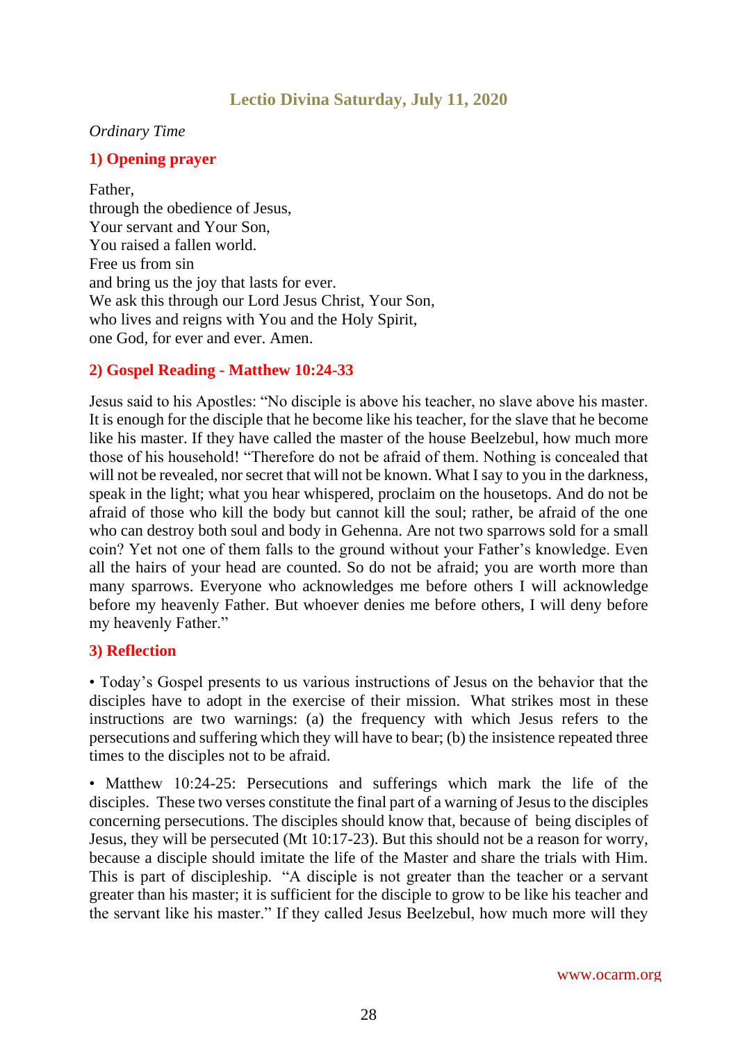## Lectio Divina Saturday, July 11, 2020

*Ordinary Time*

### 1) Opening prayer

Father,
through the obedience of Jesus,
Your servant and Your Son,
You raised a fallen world.
Free us from sin
and bring us the joy that lasts for ever.
We ask this through our Lord Jesus Christ, Your Son,
who lives and reigns with You and the Holy Spirit,
one God, for ever and ever. Amen.

### 2) Gospel Reading - Matthew 10:24-33

Jesus said to his Apostles: "No disciple is above his teacher, no slave above his master. It is enough for the disciple that he become like his teacher, for the slave that he become like his master. If they have called the master of the house Beelzebul, how much more those of his household! "Therefore do not be afraid of them. Nothing is concealed that will not be revealed, nor secret that will not be known. What I say to you in the darkness, speak in the light; what you hear whispered, proclaim on the housetops. And do not be afraid of those who kill the body but cannot kill the soul; rather, be afraid of the one who can destroy both soul and body in Gehenna. Are not two sparrows sold for a small coin? Yet not one of them falls to the ground without your Father's knowledge. Even all the hairs of your head are counted. So do not be afraid; you are worth more than many sparrows. Everyone who acknowledges me before others I will acknowledge before my heavenly Father. But whoever denies me before others, I will deny before my heavenly Father."

### 3) Reflection

• Today's Gospel presents to us various instructions of Jesus on the behavior that the disciples have to adopt in the exercise of their mission. What strikes most in these instructions are two warnings: (a) the frequency with which Jesus refers to the persecutions and suffering which they will have to bear; (b) the insistence repeated three times to the disciples not to be afraid.

• Matthew 10:24-25: Persecutions and sufferings which mark the life of the disciples. These two verses constitute the final part of a warning of Jesus to the disciples concerning persecutions. The disciples should know that, because of being disciples of Jesus, they will be persecuted (Mt 10:17-23). But this should not be a reason for worry, because a disciple should imitate the life of the Master and share the trials with Him. This is part of discipleship. "A disciple is not greater than the teacher or a servant greater than his master; it is sufficient for the disciple to grow to be like his teacher and the servant like his master." If they called Jesus Beelzebul, how much more will they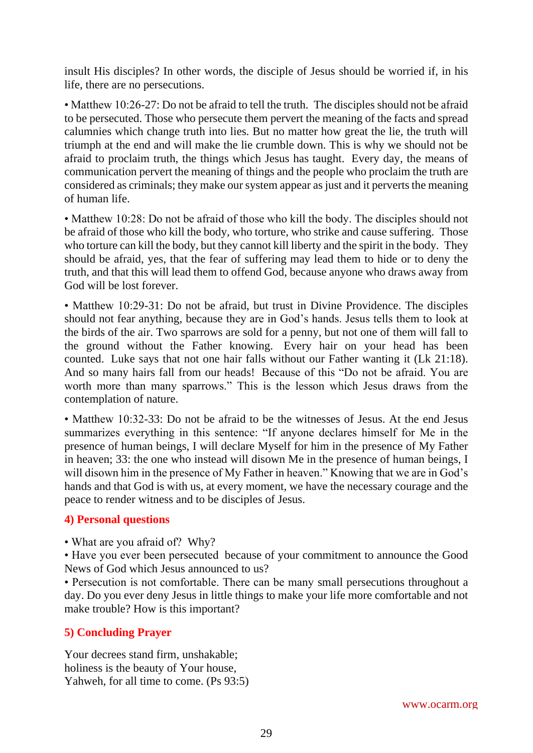insult His disciples? In other words, the disciple of Jesus should be worried if, in his life, there are no persecutions.

• Matthew 10:26-27: Do not be afraid to tell the truth. The disciples should not be afraid to be persecuted. Those who persecute them pervert the meaning of the facts and spread calumnies which change truth into lies. But no matter how great the lie, the truth will triumph at the end and will make the lie crumble down. This is why we should not be afraid to proclaim truth, the things which Jesus has taught. Every day, the means of communication pervert the meaning of things and the people who proclaim the truth are considered as criminals; they make our system appear as just and it perverts the meaning of human life.

• Matthew 10:28: Do not be afraid of those who kill the body. The disciples should not be afraid of those who kill the body, who torture, who strike and cause suffering. Those who torture can kill the body, but they cannot kill liberty and the spirit in the body. They should be afraid, yes, that the fear of suffering may lead them to hide or to deny the truth, and that this will lead them to offend God, because anyone who draws away from God will be lost forever.

• Matthew 10:29-31: Do not be afraid, but trust in Divine Providence. The disciples should not fear anything, because they are in God's hands. Jesus tells them to look at the birds of the air. Two sparrows are sold for a penny, but not one of them will fall to the ground without the Father knowing. Every hair on your head has been counted. Luke says that not one hair falls without our Father wanting it (Lk 21:18). And so many hairs fall from our heads! Because of this "Do not be afraid. You are worth more than many sparrows." This is the lesson which Jesus draws from the contemplation of nature.

• Matthew 10:32-33: Do not be afraid to be the witnesses of Jesus. At the end Jesus summarizes everything in this sentence: "If anyone declares himself for Me in the presence of human beings, I will declare Myself for him in the presence of My Father in heaven; 33: the one who instead will disown Me in the presence of human beings, I will disown him in the presence of My Father in heaven." Knowing that we are in God's hands and that God is with us, at every moment, we have the necessary courage and the peace to render witness and to be disciples of Jesus.

### 4) Personal questions

• What are you afraid of? Why?
• Have you ever been persecuted because of your commitment to announce the Good News of God which Jesus announced to us?
• Persecution is not comfortable. There can be many small persecutions throughout a day. Do you ever deny Jesus in little things to make your life more comfortable and not make trouble? How is this important?

### 5) Concluding Prayer

Your decrees stand firm, unshakable;
holiness is the beauty of Your house,
Yahweh, for all time to come. (Ps 93:5)

www.ocarm.org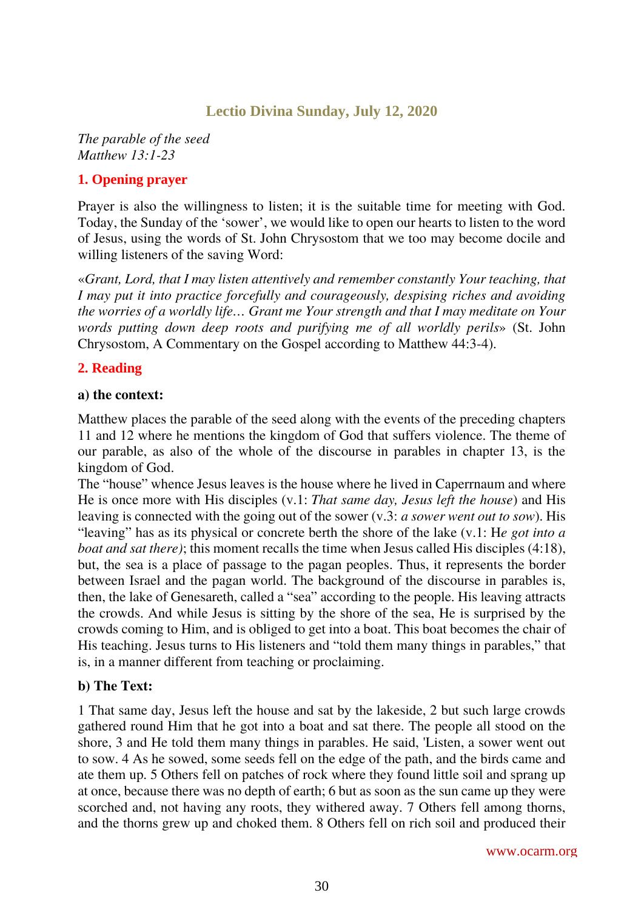## Lectio Divina Sunday, July 12, 2020

*The parable of the seed*
*Matthew 13:1-23*

### 1. Opening prayer

Prayer is also the willingness to listen; it is the suitable time for meeting with God. Today, the Sunday of the 'sower', we would like to open our hearts to listen to the word of Jesus, using the words of St. John Chrysostom that we too may become docile and willing listeners of the saving Word:

«*Grant, Lord, that I may listen attentively and remember constantly Your teaching, that I may put it into practice forcefully and courageously, despising riches and avoiding the worries of a worldly life… Grant me Your strength and that I may meditate on Your words putting down deep roots and purifying me of all worldly perils*» (St. John Chrysostom, A Commentary on the Gospel according to Matthew 44:3-4).

### 2. Reading

**a) the context:**

Matthew places the parable of the seed along with the events of the preceding chapters 11 and 12 where he mentions the kingdom of God that suffers violence. The theme of our parable, as also of the whole of the discourse in parables in chapter 13, is the kingdom of God.
The "house" whence Jesus leaves is the house where he lived in Caperrnaum and where He is once more with His disciples (v.1: *That same day, Jesus left the house*) and His leaving is connected with the going out of the sower (v.3: *a sower went out to sow*). His "leaving" has as its physical or concrete berth the shore of the lake (v.1: H*e got into a boat and sat there)*; this moment recalls the time when Jesus called His disciples (4:18), but, the sea is a place of passage to the pagan peoples. Thus, it represents the border between Israel and the pagan world. The background of the discourse in parables is, then, the lake of Genesareth, called a "sea" according to the people. His leaving attracts the crowds. And while Jesus is sitting by the shore of the sea, He is surprised by the crowds coming to Him, and is obliged to get into a boat. This boat becomes the chair of His teaching. Jesus turns to His listeners and "told them many things in parables," that is, in a manner different from teaching or proclaiming.

**b) The Text:**

1 That same day, Jesus left the house and sat by the lakeside, 2 but such large crowds gathered round Him that he got into a boat and sat there. The people all stood on the shore, 3 and He told them many things in parables. He said, 'Listen, a sower went out to sow. 4 As he sowed, some seeds fell on the edge of the path, and the birds came and ate them up. 5 Others fell on patches of rock where they found little soil and sprang up at once, because there was no depth of earth; 6 but as soon as the sun came up they were scorched and, not having any roots, they withered away. 7 Others fell among thorns, and the thorns grew up and choked them. 8 Others fell on rich soil and produced their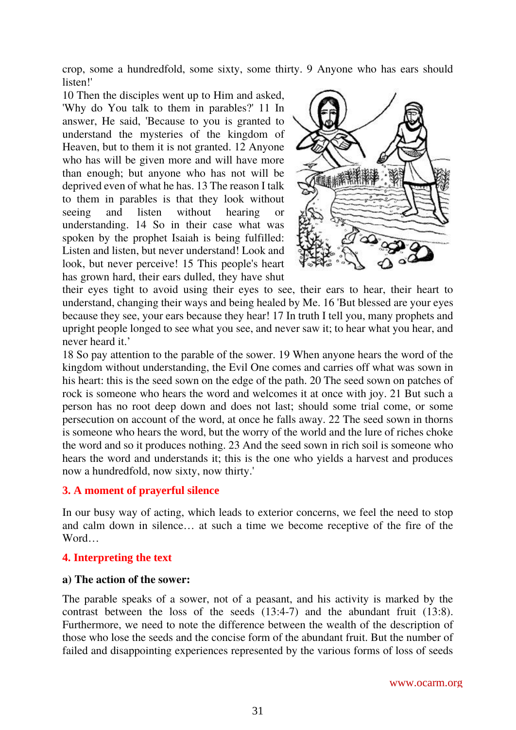crop, some a hundredfold, some sixty, some thirty. 9 Anyone who has ears should listen!'

10 Then the disciples went up to Him and asked, 'Why do You talk to them in parables?' 11 In answer, He said, 'Because to you is granted to understand the mysteries of the kingdom of Heaven, but to them it is not granted. 12 Anyone who has will be given more and will have more than enough; but anyone who has not will be deprived even of what he has. 13 The reason I talk to them in parables is that they look without seeing and listen without hearing or understanding. 14 So in their case what was spoken by the prophet Isaiah is being fulfilled: Listen and listen, but never understand! Look and look, but never perceive! 15 This people's heart has grown hard, their ears dulled, they have shut their eyes tight to avoid using their eyes to see, their ears to hear, their heart to understand, changing their ways and being healed by Me. 16 'But blessed are your eyes because they see, your ears because they hear! 17 In truth I tell you, many prophets and upright people longed to see what you see, and never saw it; to hear what you hear, and never heard it.'

18 So pay attention to the parable of the sower. 19 When anyone hears the word of the kingdom without understanding, the Evil One comes and carries off what was sown in his heart: this is the seed sown on the edge of the path. 20 The seed sown on patches of rock is someone who hears the word and welcomes it at once with joy. 21 But such a person has no root deep down and does not last; should some trial come, or some persecution on account of the word, at once he falls away. 22 The seed sown in thorns is someone who hears the word, but the worry of the world and the lure of riches choke the word and so it produces nothing. 23 And the seed sown in rich soil is someone who hears the word and understands it; this is the one who yields a harvest and produces now a hundredfold, now sixty, now thirty.'

## 3. A moment of prayerful silence

In our busy way of acting, which leads to exterior concerns, we feel the need to stop and calm down in silence… at such a time we become receptive of the fire of the Word…

## 4. Interpreting the text

**a) The action of the sower:**

The parable speaks of a sower, not of a peasant, and his activity is marked by the contrast between the loss of the seeds (13:4-7) and the abundant fruit (13:8). Furthermore, we need to note the difference between the wealth of the description of those who lose the seeds and the concise form of the abundant fruit. But the number of failed and disappointing experiences represented by the various forms of loss of seeds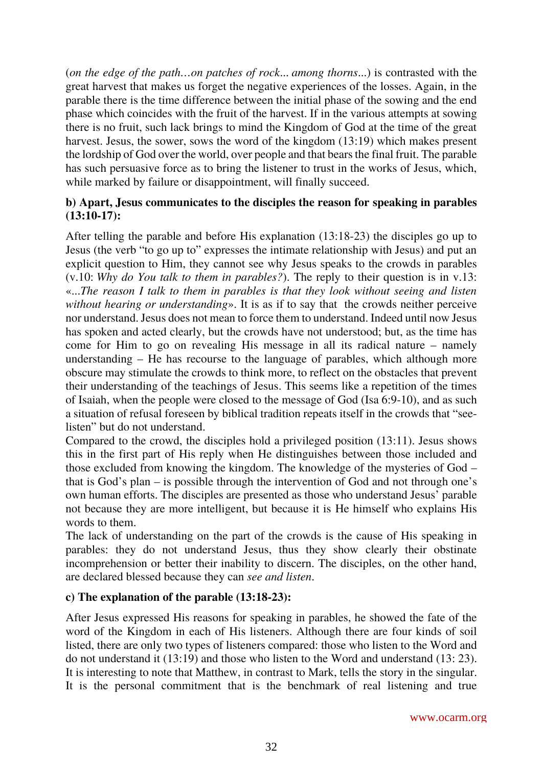(*on the edge of the path…on patches of rock... among thorns*...) is contrasted with the great harvest that makes us forget the negative experiences of the losses. Again, in the parable there is the time difference between the initial phase of the sowing and the end phase which coincides with the fruit of the harvest. If in the various attempts at sowing there is no fruit, such lack brings to mind the Kingdom of God at the time of the great harvest. Jesus, the sower, sows the word of the kingdom (13:19) which makes present the lordship of God over the world, over people and that bears the final fruit. The parable has such persuasive force as to bring the listener to trust in the works of Jesus, which, while marked by failure or disappointment, will finally succeed.

**b) Apart, Jesus communicates to the disciples the reason for speaking in parables (13:10-17):**

After telling the parable and before His explanation (13:18-23) the disciples go up to Jesus (the verb "to go up to" expresses the intimate relationship with Jesus) and put an explicit question to Him, they cannot see why Jesus speaks to the crowds in parables (v.10: *Why do You talk to them in parables?*). The reply to their question is in v.13: «...*The reason I talk to them in parables is that they look without seeing and listen without hearing or understanding*». It is as if to say that the crowds neither perceive nor understand. Jesus does not mean to force them to understand. Indeed until now Jesus has spoken and acted clearly, but the crowds have not understood; but, as the time has come for Him to go on revealing His message in all its radical nature – namely understanding – He has recourse to the language of parables, which although more obscure may stimulate the crowds to think more, to reflect on the obstacles that prevent their understanding of the teachings of Jesus. This seems like a repetition of the times of Isaiah, when the people were closed to the message of God (Isa 6:9-10), and as such a situation of refusal foreseen by biblical tradition repeats itself in the crowds that "see-listen" but do not understand.
Compared to the crowd, the disciples hold a privileged position (13:11). Jesus shows this in the first part of His reply when He distinguishes between those included and those excluded from knowing the kingdom. The knowledge of the mysteries of God – that is God's plan – is possible through the intervention of God and not through one's own human efforts. The disciples are presented as those who understand Jesus' parable not because they are more intelligent, but because it is He himself who explains His words to them.
The lack of understanding on the part of the crowds is the cause of His speaking in parables: they do not understand Jesus, thus they show clearly their obstinate incomprehension or better their inability to discern. The disciples, on the other hand, are declared blessed because they can *see and listen*.

**c) The explanation of the parable (13:18-23):**

After Jesus expressed His reasons for speaking in parables, he showed the fate of the word of the Kingdom in each of His listeners. Although there are four kinds of soil listed, there are only two types of listeners compared: those who listen to the Word and do not understand it (13:19) and those who listen to the Word and understand (13: 23). It is interesting to note that Matthew, in contrast to Mark, tells the story in the singular. It is the personal commitment that is the benchmark of real listening and true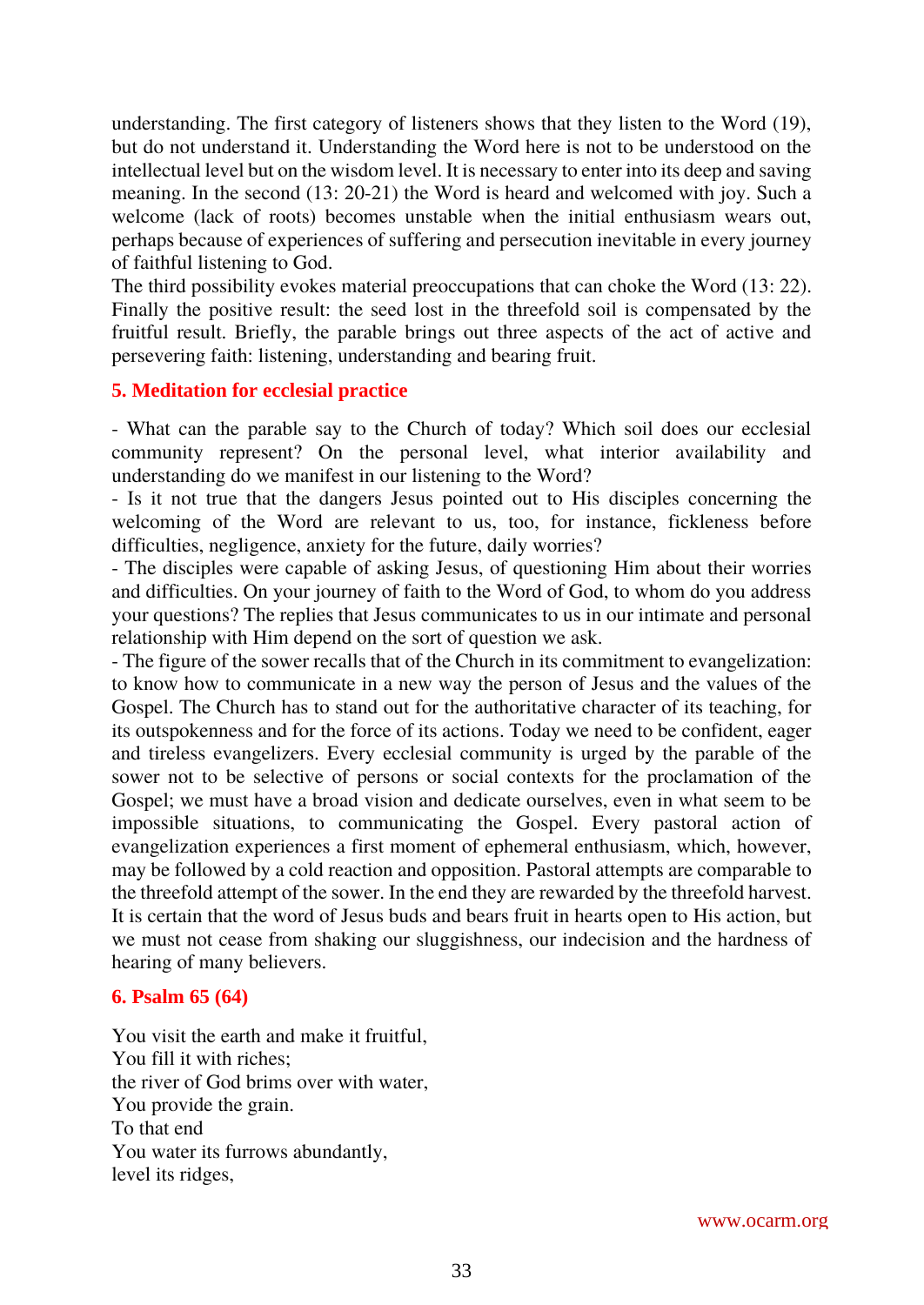understanding. The first category of listeners shows that they listen to the Word (19), but do not understand it. Understanding the Word here is not to be understood on the intellectual level but on the wisdom level. It is necessary to enter into its deep and saving meaning. In the second (13: 20-21) the Word is heard and welcomed with joy. Such a welcome (lack of roots) becomes unstable when the initial enthusiasm wears out, perhaps because of experiences of suffering and persecution inevitable in every journey of faithful listening to God.

The third possibility evokes material preoccupations that can choke the Word (13: 22). Finally the positive result: the seed lost in the threefold soil is compensated by the fruitful result. Briefly, the parable brings out three aspects of the act of active and persevering faith: listening, understanding and bearing fruit.

## 5. Meditation for ecclesial practice

- What can the parable say to the Church of today? Which soil does our ecclesial community represent? On the personal level, what interior availability and understanding do we manifest in our listening to the Word?
- Is it not true that the dangers Jesus pointed out to His disciples concerning the welcoming of the Word are relevant to us, too, for instance, fickleness before difficulties, negligence, anxiety for the future, daily worries?
- The disciples were capable of asking Jesus, of questioning Him about their worries and difficulties. On your journey of faith to the Word of God, to whom do you address your questions? The replies that Jesus communicates to us in our intimate and personal relationship with Him depend on the sort of question we ask.
- The figure of the sower recalls that of the Church in its commitment to evangelization: to know how to communicate in a new way the person of Jesus and the values of the Gospel. The Church has to stand out for the authoritative character of its teaching, for its outspokenness and for the force of its actions. Today we need to be confident, eager and tireless evangelizers. Every ecclesial community is urged by the parable of the sower not to be selective of persons or social contexts for the proclamation of the Gospel; we must have a broad vision and dedicate ourselves, even in what seem to be impossible situations, to communicating the Gospel. Every pastoral action of evangelization experiences a first moment of ephemeral enthusiasm, which, however, may be followed by a cold reaction and opposition. Pastoral attempts are comparable to the threefold attempt of the sower. In the end they are rewarded by the threefold harvest. It is certain that the word of Jesus buds and bears fruit in hearts open to His action, but we must not cease from shaking our sluggishness, our indecision and the hardness of hearing of many believers.

## 6. Psalm 65 (64)

You visit the earth and make it fruitful,
You fill it with riches;
the river of God brims over with water,
You provide the grain.
To that end
You water its furrows abundantly,
level its ridges,

www.ocarm.org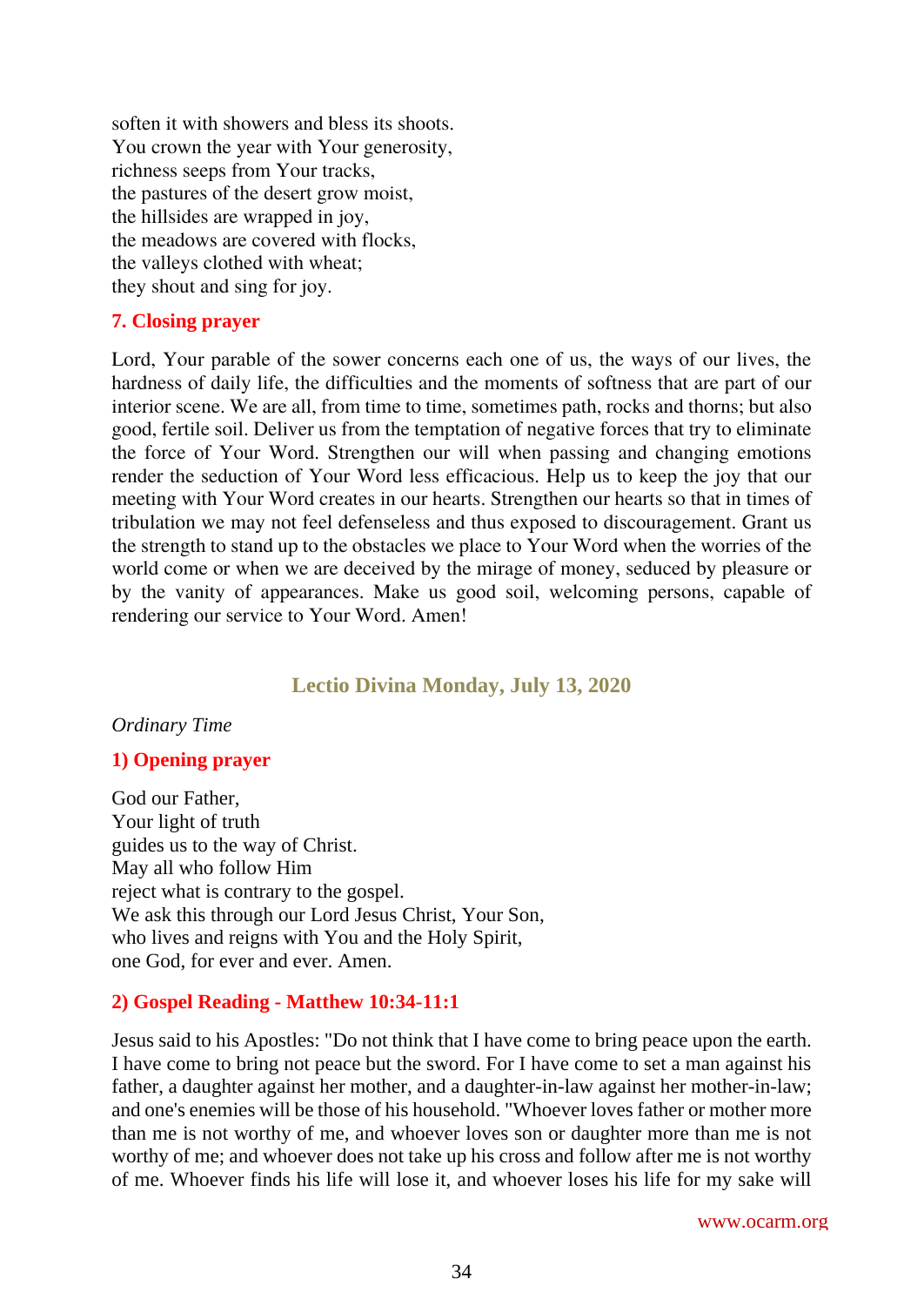soften it with showers and bless its shoots.
You crown the year with Your generosity,
richness seeps from Your tracks,
the pastures of the desert grow moist,
the hillsides are wrapped in joy,
the meadows are covered with flocks,
the valleys clothed with wheat;
they shout and sing for joy.

### 7. Closing prayer

Lord, Your parable of the sower concerns each one of us, the ways of our lives, the hardness of daily life, the difficulties and the moments of softness that are part of our interior scene. We are all, from time to time, sometimes path, rocks and thorns; but also good, fertile soil. Deliver us from the temptation of negative forces that try to eliminate the force of Your Word. Strengthen our will when passing and changing emotions render the seduction of Your Word less efficacious. Help us to keep the joy that our meeting with Your Word creates in our hearts. Strengthen our hearts so that in times of tribulation we may not feel defenseless and thus exposed to discouragement. Grant us the strength to stand up to the obstacles we place to Your Word when the worries of the world come or when we are deceived by the mirage of money, seduced by pleasure or by the vanity of appearances. Make us good soil, welcoming persons, capable of rendering our service to Your Word. Amen!

## Lectio Divina Monday, July 13, 2020

*Ordinary Time*

### 1) Opening prayer

God our Father,
Your light of truth
guides us to the way of Christ.
May all who follow Him
reject what is contrary to the gospel.
We ask this through our Lord Jesus Christ, Your Son,
who lives and reigns with You and the Holy Spirit,
one God, for ever and ever. Amen.

### 2) Gospel Reading - Matthew 10:34-11:1

Jesus said to his Apostles: "Do not think that I have come to bring peace upon the earth. I have come to bring not peace but the sword. For I have come to set a man against his father, a daughter against her mother, and a daughter-in-law against her mother-in-law; and one's enemies will be those of his household. "Whoever loves father or mother more than me is not worthy of me, and whoever loves son or daughter more than me is not worthy of me; and whoever does not take up his cross and follow after me is not worthy of me. Whoever finds his life will lose it, and whoever loses his life for my sake will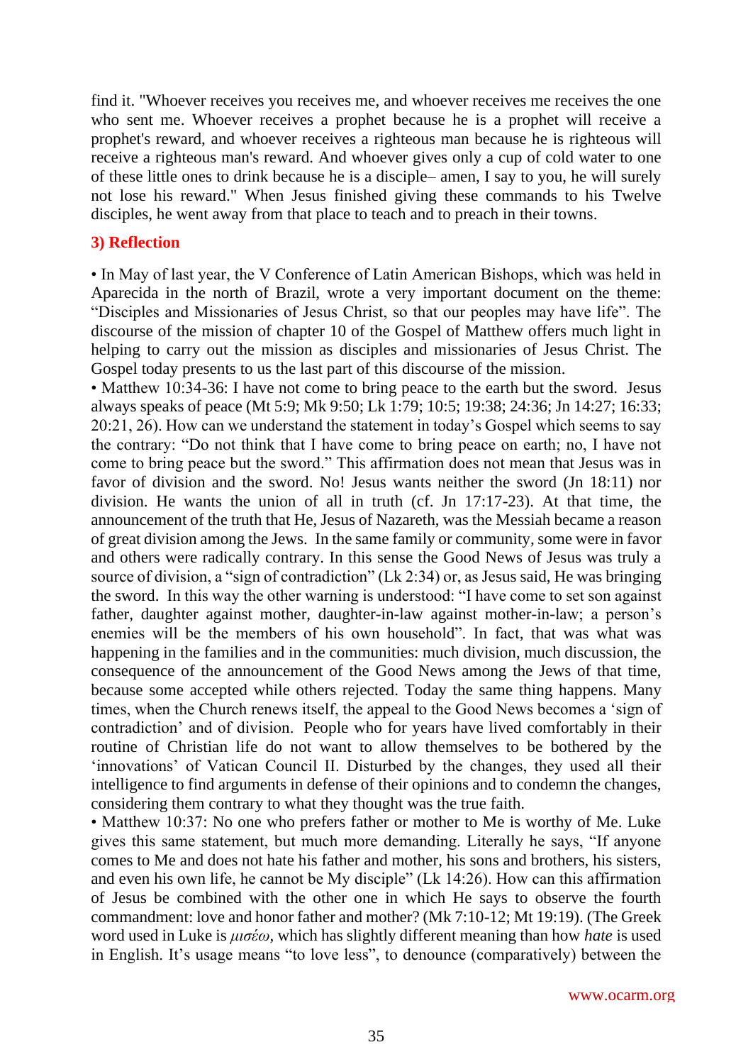find it. "Whoever receives you receives me, and whoever receives me receives the one who sent me. Whoever receives a prophet because he is a prophet will receive a prophet's reward, and whoever receives a righteous man because he is righteous will receive a righteous man's reward. And whoever gives only a cup of cold water to one of these little ones to drink because he is a disciple– amen, I say to you, he will surely not lose his reward." When Jesus finished giving these commands to his Twelve disciples, he went away from that place to teach and to preach in their towns.

### 3) Reflection

• In May of last year, the V Conference of Latin American Bishops, which was held in Aparecida in the north of Brazil, wrote a very important document on the theme: "Disciples and Missionaries of Jesus Christ, so that our peoples may have life". The discourse of the mission of chapter 10 of the Gospel of Matthew offers much light in helping to carry out the mission as disciples and missionaries of Jesus Christ. The Gospel today presents to us the last part of this discourse of the mission.

• Matthew 10:34-36: I have not come to bring peace to the earth but the sword. Jesus always speaks of peace (Mt 5:9; Mk 9:50; Lk 1:79; 10:5; 19:38; 24:36; Jn 14:27; 16:33; 20:21, 26). How can we understand the statement in today's Gospel which seems to say the contrary: "Do not think that I have come to bring peace on earth; no, I have not come to bring peace but the sword." This affirmation does not mean that Jesus was in favor of division and the sword. No! Jesus wants neither the sword (Jn 18:11) nor division. He wants the union of all in truth (cf. Jn 17:17-23). At that time, the announcement of the truth that He, Jesus of Nazareth, was the Messiah became a reason of great division among the Jews. In the same family or community, some were in favor and others were radically contrary. In this sense the Good News of Jesus was truly a source of division, a "sign of contradiction" (Lk 2:34) or, as Jesus said, He was bringing the sword. In this way the other warning is understood: "I have come to set son against father, daughter against mother, daughter-in-law against mother-in-law; a person's enemies will be the members of his own household". In fact, that was what was happening in the families and in the communities: much division, much discussion, the consequence of the announcement of the Good News among the Jews of that time, because some accepted while others rejected. Today the same thing happens. Many times, when the Church renews itself, the appeal to the Good News becomes a 'sign of contradiction' and of division. People who for years have lived comfortably in their routine of Christian life do not want to allow themselves to be bothered by the 'innovations' of Vatican Council II. Disturbed by the changes, they used all their intelligence to find arguments in defense of their opinions and to condemn the changes, considering them contrary to what they thought was the true faith.

• Matthew 10:37: No one who prefers father or mother to Me is worthy of Me. Luke gives this same statement, but much more demanding. Literally he says, "If anyone comes to Me and does not hate his father and mother, his sons and brothers, his sisters, and even his own life, he cannot be My disciple" (Lk 14:26). How can this affirmation of Jesus be combined with the other one in which He says to observe the fourth commandment: love and honor father and mother? (Mk 7:10-12; Mt 19:19). (The Greek word used in Luke is *μισέω*, which has slightly different meaning than how *hate* is used in English. It's usage means "to love less", to denounce (comparatively) between the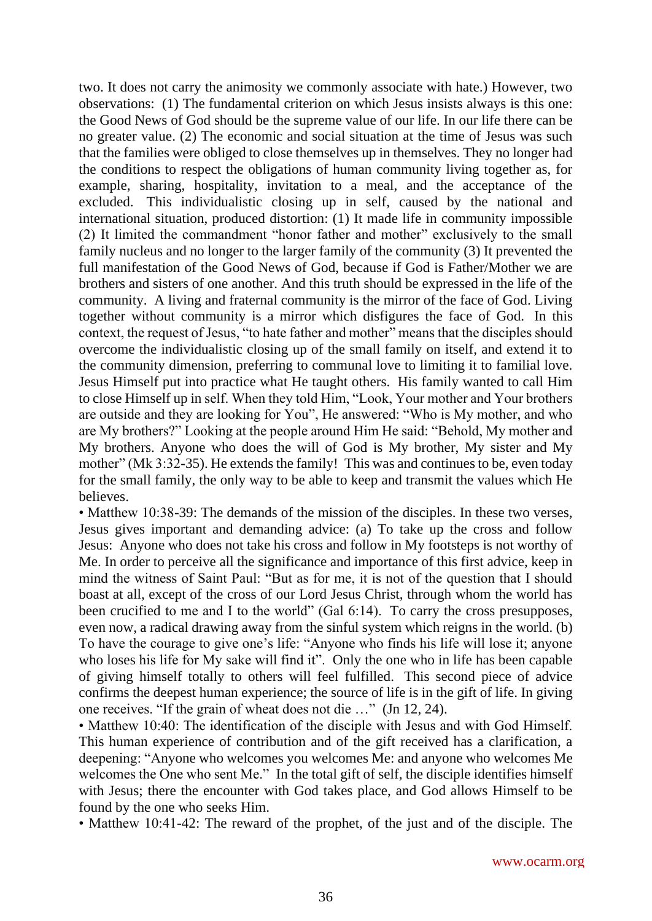two. It does not carry the animosity we commonly associate with hate.) However, two observations: (1) The fundamental criterion on which Jesus insists always is this one: the Good News of God should be the supreme value of our life. In our life there can be no greater value. (2) The economic and social situation at the time of Jesus was such that the families were obliged to close themselves up in themselves. They no longer had the conditions to respect the obligations of human community living together as, for example, sharing, hospitality, invitation to a meal, and the acceptance of the excluded. This individualistic closing up in self, caused by the national and international situation, produced distortion: (1) It made life in community impossible (2) It limited the commandment "honor father and mother" exclusively to the small family nucleus and no longer to the larger family of the community (3) It prevented the full manifestation of the Good News of God, because if God is Father/Mother we are brothers and sisters of one another. And this truth should be expressed in the life of the community. A living and fraternal community is the mirror of the face of God. Living together without community is a mirror which disfigures the face of God. In this context, the request of Jesus, "to hate father and mother" means that the disciples should overcome the individualistic closing up of the small family on itself, and extend it to the community dimension, preferring to communal love to limiting it to familial love. Jesus Himself put into practice what He taught others. His family wanted to call Him to close Himself up in self. When they told Him, "Look, Your mother and Your brothers are outside and they are looking for You", He answered: "Who is My mother, and who are My brothers?" Looking at the people around Him He said: "Behold, My mother and My brothers. Anyone who does the will of God is My brother, My sister and My mother" (Mk 3:32-35). He extends the family! This was and continues to be, even today for the small family, the only way to be able to keep and transmit the values which He believes.

• Matthew 10:38-39: The demands of the mission of the disciples. In these two verses, Jesus gives important and demanding advice: (a) To take up the cross and follow Jesus: Anyone who does not take his cross and follow in My footsteps is not worthy of Me. In order to perceive all the significance and importance of this first advice, keep in mind the witness of Saint Paul: "But as for me, it is not of the question that I should boast at all, except of the cross of our Lord Jesus Christ, through whom the world has been crucified to me and I to the world" (Gal 6:14). To carry the cross presupposes, even now, a radical drawing away from the sinful system which reigns in the world. (b) To have the courage to give one's life: "Anyone who finds his life will lose it; anyone who loses his life for My sake will find it". Only the one who in life has been capable of giving himself totally to others will feel fulfilled. This second piece of advice confirms the deepest human experience; the source of life is in the gift of life. In giving one receives. "If the grain of wheat does not die …" (Jn 12, 24).

• Matthew 10:40: The identification of the disciple with Jesus and with God Himself. This human experience of contribution and of the gift received has a clarification, a deepening: "Anyone who welcomes you welcomes Me: and anyone who welcomes Me welcomes the One who sent Me." In the total gift of self, the disciple identifies himself with Jesus; there the encounter with God takes place, and God allows Himself to be found by the one who seeks Him.

• Matthew 10:41-42: The reward of the prophet, of the just and of the disciple. The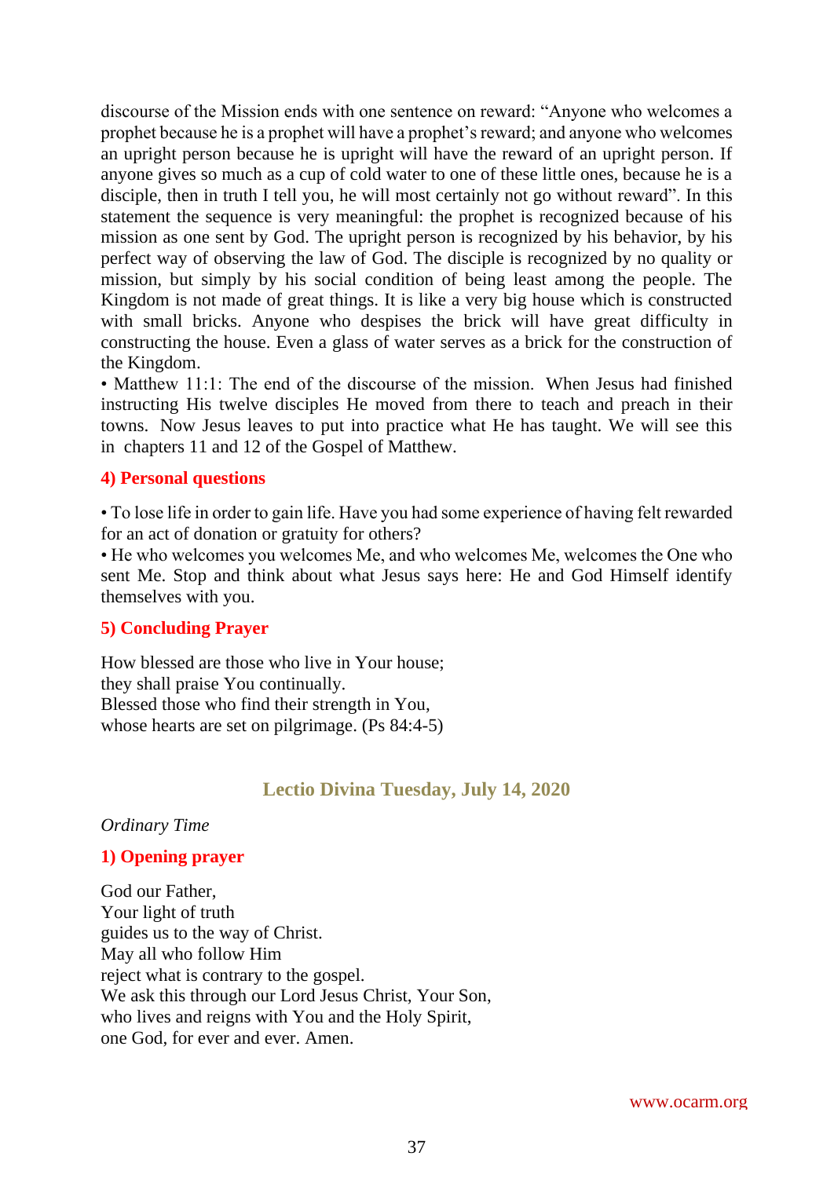discourse of the Mission ends with one sentence on reward: “Anyone who welcomes a prophet because he is a prophet will have a prophet’s reward; and anyone who welcomes an upright person because he is upright will have the reward of an upright person. If anyone gives so much as a cup of cold water to one of these little ones, because he is a disciple, then in truth I tell you, he will most certainly not go without reward”. In this statement the sequence is very meaningful: the prophet is recognized because of his mission as one sent by God. The upright person is recognized by his behavior, by his perfect way of observing the law of God. The disciple is recognized by no quality or mission, but simply by his social condition of being least among the people. The Kingdom is not made of great things. It is like a very big house which is constructed with small bricks. Anyone who despises the brick will have great difficulty in constructing the house. Even a glass of water serves as a brick for the construction of the Kingdom.

• Matthew 11:1: The end of the discourse of the mission. When Jesus had finished instructing His twelve disciples He moved from there to teach and preach in their towns. Now Jesus leaves to put into practice what He has taught. We will see this in chapters 11 and 12 of the Gospel of Matthew.

### 4) Personal questions

• To lose life in order to gain life. Have you had some experience of having felt rewarded for an act of donation or gratuity for others?

• He who welcomes you welcomes Me, and who welcomes Me, welcomes the One who sent Me. Stop and think about what Jesus says here: He and God Himself identify themselves with you.

### 5) Concluding Prayer

How blessed are those who live in Your house;
they shall praise You continually.
Blessed those who find their strength in You,
whose hearts are set on pilgrimage. (Ps 84:4-5)

## Lectio Divina Tuesday, July 14, 2020

*Ordinary Time*

### 1) Opening prayer

God our Father,
Your light of truth
guides us to the way of Christ.
May all who follow Him
reject what is contrary to the gospel.
We ask this through our Lord Jesus Christ, Your Son,
who lives and reigns with You and the Holy Spirit,
one God, for ever and ever. Amen.

www.ocarm.org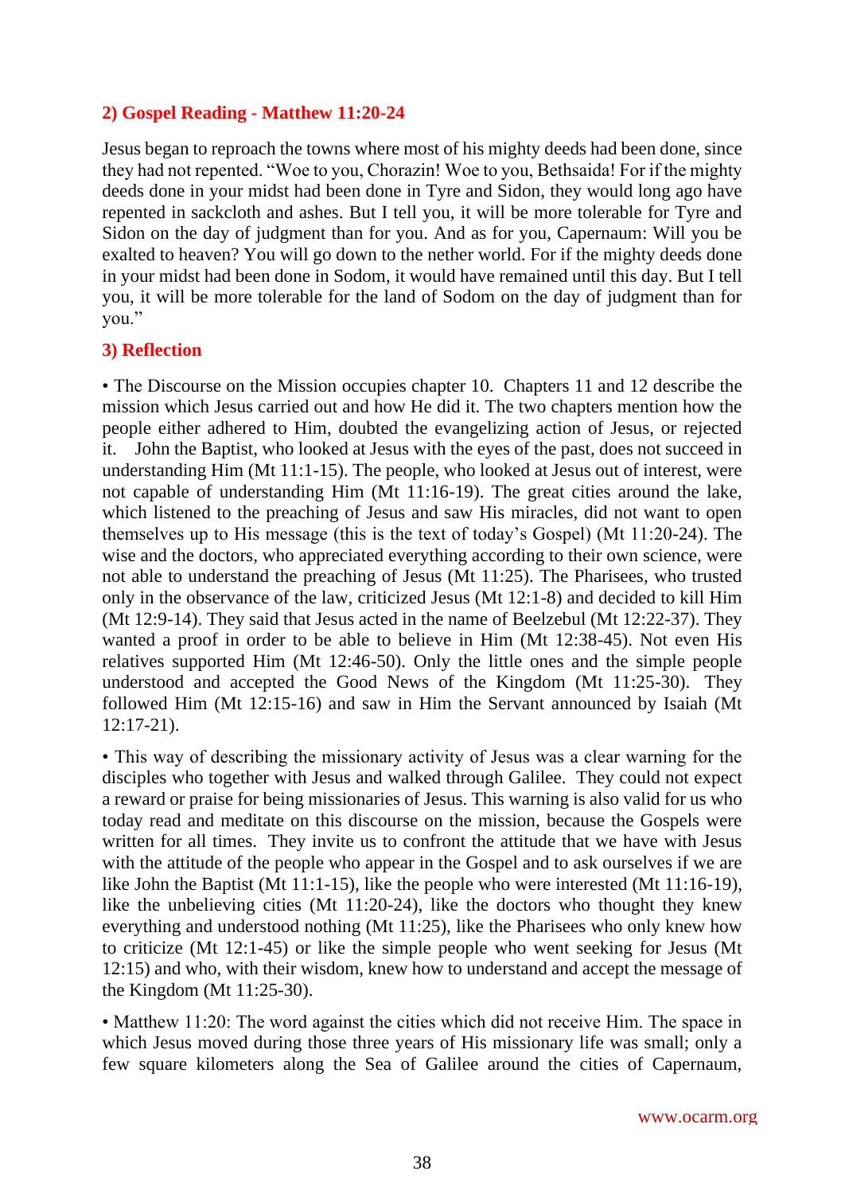## 2) Gospel Reading - Matthew 11:20-24

Jesus began to reproach the towns where most of his mighty deeds had been done, since they had not repented. "Woe to you, Chorazin! Woe to you, Bethsaida! For if the mighty deeds done in your midst had been done in Tyre and Sidon, they would long ago have repented in sackcloth and ashes. But I tell you, it will be more tolerable for Tyre and Sidon on the day of judgment than for you. And as for you, Capernaum: Will you be exalted to heaven? You will go down to the nether world. For if the mighty deeds done in your midst had been done in Sodom, it would have remained until this day. But I tell you, it will be more tolerable for the land of Sodom on the day of judgment than for you."

## 3) Reflection

• The Discourse on the Mission occupies chapter 10. Chapters 11 and 12 describe the mission which Jesus carried out and how He did it. The two chapters mention how the people either adhered to Him, doubted the evangelizing action of Jesus, or rejected it. John the Baptist, who looked at Jesus with the eyes of the past, does not succeed in understanding Him (Mt 11:1-15). The people, who looked at Jesus out of interest, were not capable of understanding Him (Mt 11:16-19). The great cities around the lake, which listened to the preaching of Jesus and saw His miracles, did not want to open themselves up to His message (this is the text of today's Gospel) (Mt 11:20-24). The wise and the doctors, who appreciated everything according to their own science, were not able to understand the preaching of Jesus (Mt 11:25). The Pharisees, who trusted only in the observance of the law, criticized Jesus (Mt 12:1-8) and decided to kill Him (Mt 12:9-14). They said that Jesus acted in the name of Beelzebul (Mt 12:22-37). They wanted a proof in order to be able to believe in Him (Mt 12:38-45). Not even His relatives supported Him (Mt 12:46-50). Only the little ones and the simple people understood and accepted the Good News of the Kingdom (Mt 11:25-30). They followed Him (Mt 12:15-16) and saw in Him the Servant announced by Isaiah (Mt 12:17-21).

• This way of describing the missionary activity of Jesus was a clear warning for the disciples who together with Jesus and walked through Galilee. They could not expect a reward or praise for being missionaries of Jesus. This warning is also valid for us who today read and meditate on this discourse on the mission, because the Gospels were written for all times. They invite us to confront the attitude that we have with Jesus with the attitude of the people who appear in the Gospel and to ask ourselves if we are like John the Baptist (Mt 11:1-15), like the people who were interested (Mt 11:16-19), like the unbelieving cities (Mt 11:20-24), like the doctors who thought they knew everything and understood nothing (Mt 11:25), like the Pharisees who only knew how to criticize (Mt 12:1-45) or like the simple people who went seeking for Jesus (Mt 12:15) and who, with their wisdom, knew how to understand and accept the message of the Kingdom (Mt 11:25-30).

• Matthew 11:20: The word against the cities which did not receive Him. The space in which Jesus moved during those three years of His missionary life was small; only a few square kilometers along the Sea of Galilee around the cities of Capernaum,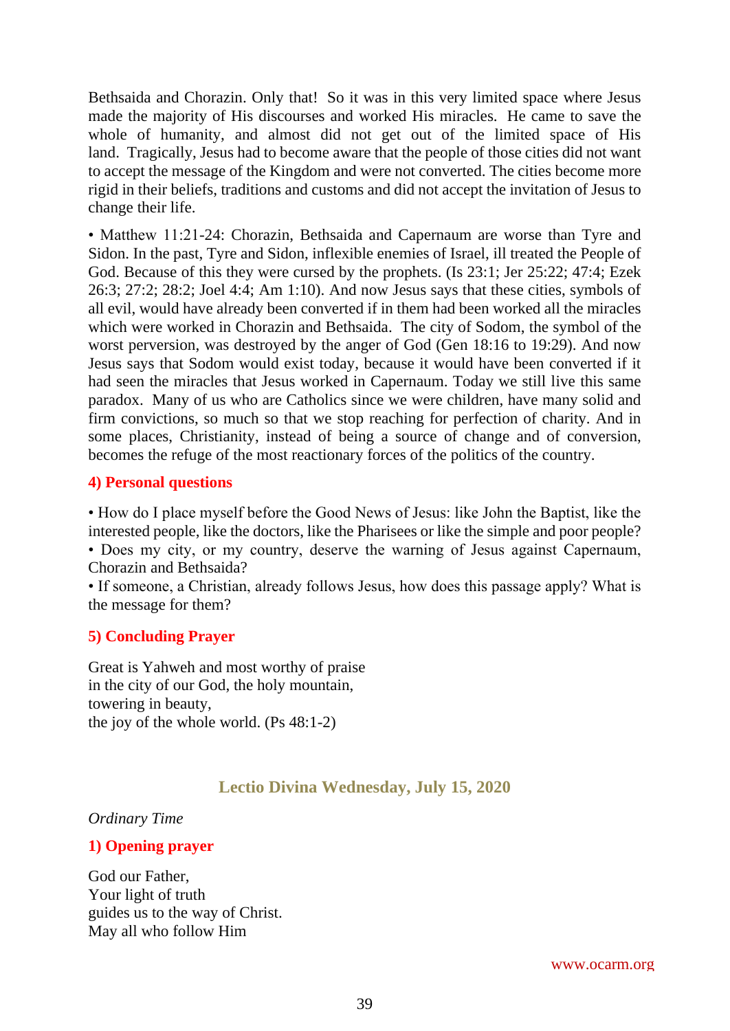Bethsaida and Chorazin. Only that! So it was in this very limited space where Jesus made the majority of His discourses and worked His miracles. He came to save the whole of humanity, and almost did not get out of the limited space of His land. Tragically, Jesus had to become aware that the people of those cities did not want to accept the message of the Kingdom and were not converted. The cities become more rigid in their beliefs, traditions and customs and did not accept the invitation of Jesus to change their life.

• Matthew 11:21-24: Chorazin, Bethsaida and Capernaum are worse than Tyre and Sidon. In the past, Tyre and Sidon, inflexible enemies of Israel, ill treated the People of God. Because of this they were cursed by the prophets. (Is 23:1; Jer 25:22; 47:4; Ezek 26:3; 27:2; 28:2; Joel 4:4; Am 1:10). And now Jesus says that these cities, symbols of all evil, would have already been converted if in them had been worked all the miracles which were worked in Chorazin and Bethsaida. The city of Sodom, the symbol of the worst perversion, was destroyed by the anger of God (Gen 18:16 to 19:29). And now Jesus says that Sodom would exist today, because it would have been converted if it had seen the miracles that Jesus worked in Capernaum. Today we still live this same paradox. Many of us who are Catholics since we were children, have many solid and firm convictions, so much so that we stop reaching for perfection of charity. And in some places, Christianity, instead of being a source of change and of conversion, becomes the refuge of the most reactionary forces of the politics of the country.

### 4) Personal questions

• How do I place myself before the Good News of Jesus: like John the Baptist, like the interested people, like the doctors, like the Pharisees or like the simple and poor people?
• Does my city, or my country, deserve the warning of Jesus against Capernaum, Chorazin and Bethsaida?
• If someone, a Christian, already follows Jesus, how does this passage apply? What is the message for them?

### 5) Concluding Prayer

Great is Yahweh and most worthy of praise
in the city of our God, the holy mountain,
towering in beauty,
the joy of the whole world. (Ps 48:1-2)

## Lectio Divina Wednesday, July 15, 2020

*Ordinary Time*

### 1) Opening prayer

God our Father,
Your light of truth
guides us to the way of Christ.
May all who follow Him

www.ocarm.org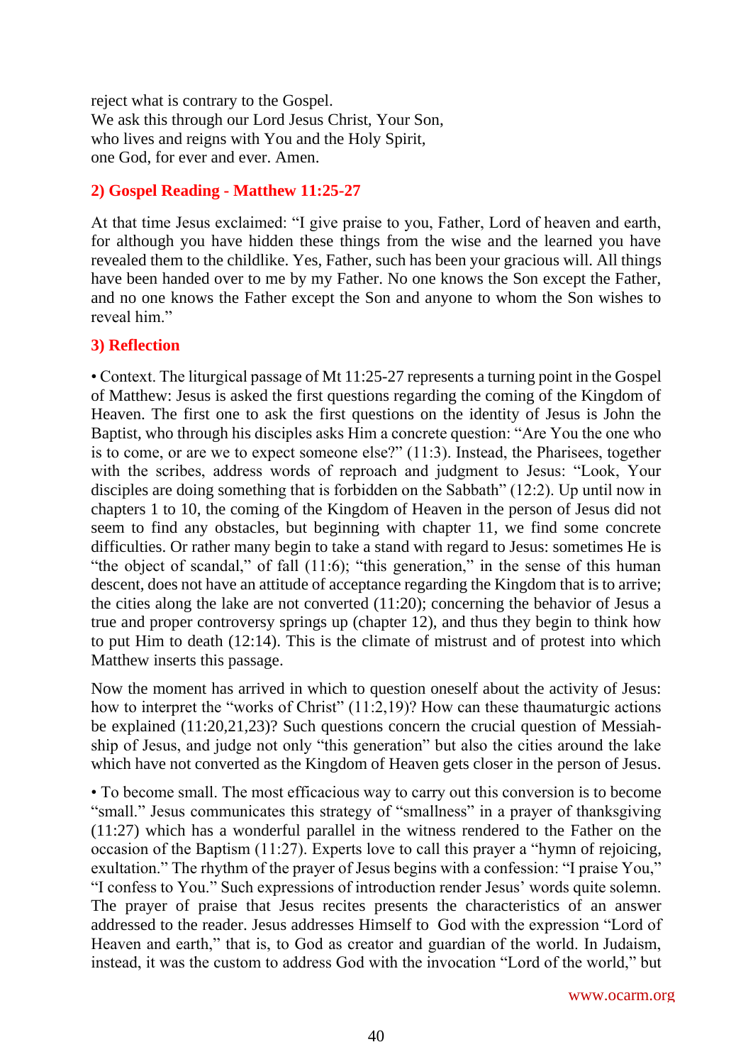reject what is contrary to the Gospel.
We ask this through our Lord Jesus Christ, Your Son,
who lives and reigns with You and the Holy Spirit,
one God, for ever and ever. Amen.

## 2) Gospel Reading - Matthew 11:25-27

At that time Jesus exclaimed: "I give praise to you, Father, Lord of heaven and earth, for although you have hidden these things from the wise and the learned you have revealed them to the childlike. Yes, Father, such has been your gracious will. All things have been handed over to me by my Father. No one knows the Son except the Father, and no one knows the Father except the Son and anyone to whom the Son wishes to reveal him."

## 3) Reflection

• Context. The liturgical passage of Mt 11:25-27 represents a turning point in the Gospel of Matthew: Jesus is asked the first questions regarding the coming of the Kingdom of Heaven. The first one to ask the first questions on the identity of Jesus is John the Baptist, who through his disciples asks Him a concrete question: "Are You the one who is to come, or are we to expect someone else?" (11:3). Instead, the Pharisees, together with the scribes, address words of reproach and judgment to Jesus: "Look, Your disciples are doing something that is forbidden on the Sabbath" (12:2). Up until now in chapters 1 to 10, the coming of the Kingdom of Heaven in the person of Jesus did not seem to find any obstacles, but beginning with chapter 11, we find some concrete difficulties. Or rather many begin to take a stand with regard to Jesus: sometimes He is "the object of scandal," of fall (11:6); "this generation," in the sense of this human descent, does not have an attitude of acceptance regarding the Kingdom that is to arrive; the cities along the lake are not converted (11:20); concerning the behavior of Jesus a true and proper controversy springs up (chapter 12), and thus they begin to think how to put Him to death (12:14). This is the climate of mistrust and of protest into which Matthew inserts this passage.

Now the moment has arrived in which to question oneself about the activity of Jesus: how to interpret the "works of Christ" (11:2,19)? How can these thaumaturgic actions be explained (11:20,21,23)? Such questions concern the crucial question of Messiah-ship of Jesus, and judge not only "this generation" but also the cities around the lake which have not converted as the Kingdom of Heaven gets closer in the person of Jesus.

• To become small. The most efficacious way to carry out this conversion is to become "small." Jesus communicates this strategy of "smallness" in a prayer of thanksgiving (11:27) which has a wonderful parallel in the witness rendered to the Father on the occasion of the Baptism (11:27). Experts love to call this prayer a "hymn of rejoicing, exultation." The rhythm of the prayer of Jesus begins with a confession: "I praise You," "I confess to You." Such expressions of introduction render Jesus' words quite solemn. The prayer of praise that Jesus recites presents the characteristics of an answer addressed to the reader. Jesus addresses Himself to God with the expression "Lord of Heaven and earth," that is, to God as creator and guardian of the world. In Judaism, instead, it was the custom to address God with the invocation "Lord of the world," but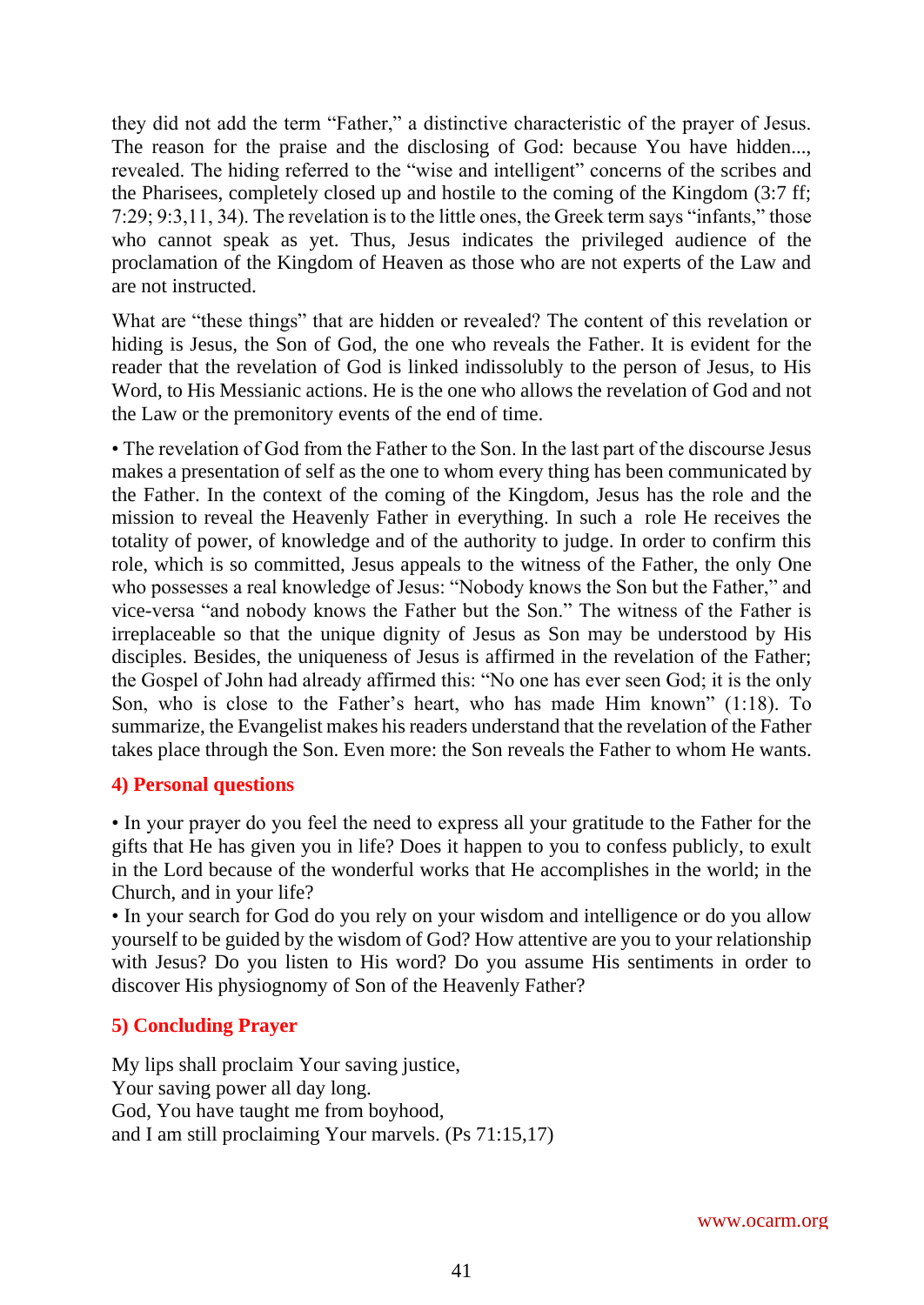they did not add the term "Father," a distinctive characteristic of the prayer of Jesus. The reason for the praise and the disclosing of God: because You have hidden..., revealed. The hiding referred to the "wise and intelligent" concerns of the scribes and the Pharisees, completely closed up and hostile to the coming of the Kingdom (3:7 ff; 7:29; 9:3,11, 34). The revelation is to the little ones, the Greek term says "infants," those who cannot speak as yet. Thus, Jesus indicates the privileged audience of the proclamation of the Kingdom of Heaven as those who are not experts of the Law and are not instructed.

What are "these things" that are hidden or revealed? The content of this revelation or hiding is Jesus, the Son of God, the one who reveals the Father. It is evident for the reader that the revelation of God is linked indissolubly to the person of Jesus, to His Word, to His Messianic actions. He is the one who allows the revelation of God and not the Law or the premonitory events of the end of time.

• The revelation of God from the Father to the Son. In the last part of the discourse Jesus makes a presentation of self as the one to whom every thing has been communicated by the Father. In the context of the coming of the Kingdom, Jesus has the role and the mission to reveal the Heavenly Father in everything. In such a role He receives the totality of power, of knowledge and of the authority to judge. In order to confirm this role, which is so committed, Jesus appeals to the witness of the Father, the only One who possesses a real knowledge of Jesus: "Nobody knows the Son but the Father," and vice-versa "and nobody knows the Father but the Son." The witness of the Father is irreplaceable so that the unique dignity of Jesus as Son may be understood by His disciples. Besides, the uniqueness of Jesus is affirmed in the revelation of the Father; the Gospel of John had already affirmed this: "No one has ever seen God; it is the only Son, who is close to the Father's heart, who has made Him known" (1:18). To summarize, the Evangelist makes his readers understand that the revelation of the Father takes place through the Son. Even more: the Son reveals the Father to whom He wants.

### 4) Personal questions

• In your prayer do you feel the need to express all your gratitude to the Father for the gifts that He has given you in life? Does it happen to you to confess publicly, to exult in the Lord because of the wonderful works that He accomplishes in the world; in the Church, and in your life?
• In your search for God do you rely on your wisdom and intelligence or do you allow yourself to be guided by the wisdom of God? How attentive are you to your relationship with Jesus? Do you listen to His word? Do you assume His sentiments in order to discover His physiognomy of Son of the Heavenly Father?

### 5) Concluding Prayer

My lips shall proclaim Your saving justice,
Your saving power all day long.
God, You have taught me from boyhood,
and I am still proclaiming Your marvels. (Ps 71:15,17)

www.ocarm.org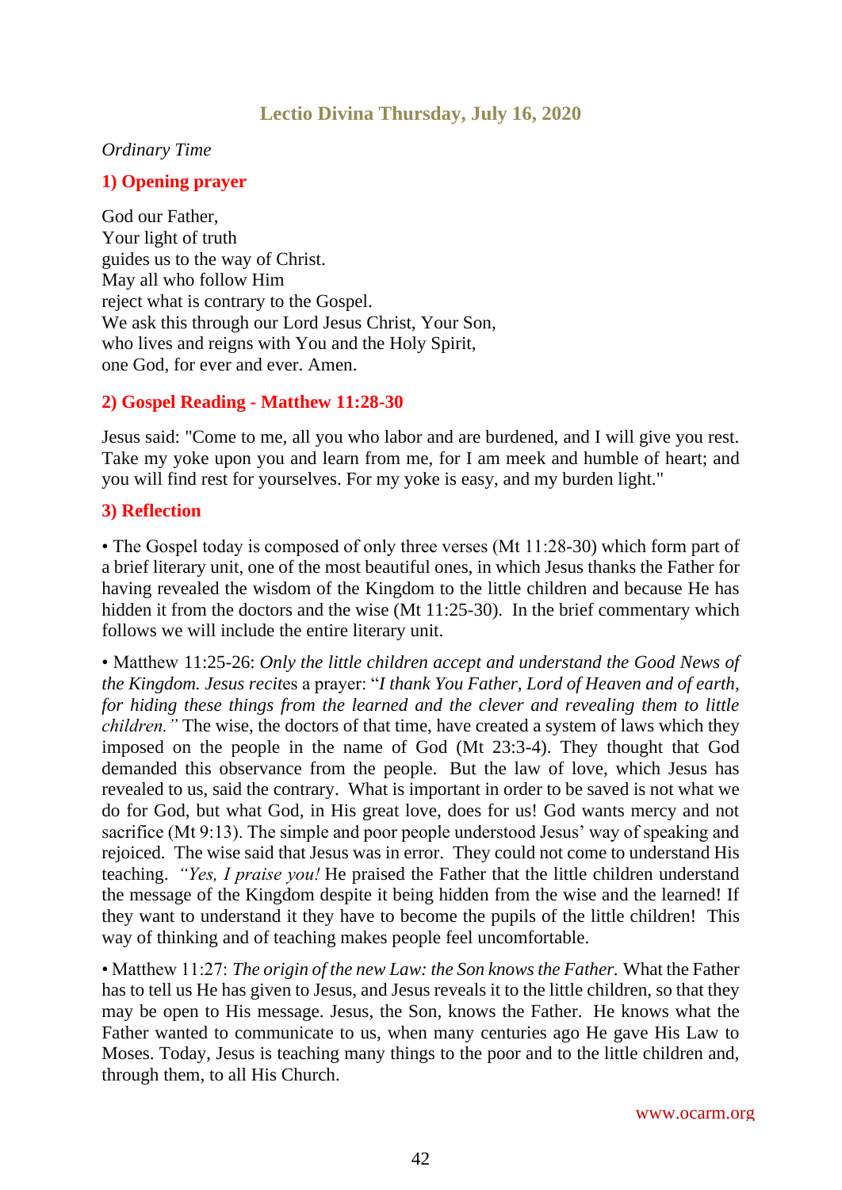## Lectio Divina Thursday, July 16, 2020

*Ordinary Time*

### 1) Opening prayer

God our Father,
Your light of truth
guides us to the way of Christ.
May all who follow Him
reject what is contrary to the Gospel.
We ask this through our Lord Jesus Christ, Your Son,
who lives and reigns with You and the Holy Spirit,
one God, for ever and ever. Amen.

### 2) Gospel Reading - Matthew 11:28-30

Jesus said: "Come to me, all you who labor and are burdened, and I will give you rest. Take my yoke upon you and learn from me, for I am meek and humble of heart; and you will find rest for yourselves. For my yoke is easy, and my burden light."

### 3) Reflection

• The Gospel today is composed of only three verses (Mt 11:28-30) which form part of a brief literary unit, one of the most beautiful ones, in which Jesus thanks the Father for having revealed the wisdom of the Kingdom to the little children and because He has hidden it from the doctors and the wise (Mt 11:25-30). In the brief commentary which follows we will include the entire literary unit.

• Matthew 11:25-26: *Only the little children accept and understand the Good News of the Kingdom. Jesus recit*es a prayer: "*I thank You Father, Lord of Heaven and of earth, for hiding these things from the learned and the clever and revealing them to little children."* The wise, the doctors of that time, have created a system of laws which they imposed on the people in the name of God (Mt 23:3-4). They thought that God demanded this observance from the people. But the law of love, which Jesus has revealed to us, said the contrary. What is important in order to be saved is not what we do for God, but what God, in His great love, does for us! God wants mercy and not sacrifice (Mt 9:13). The simple and poor people understood Jesus' way of speaking and rejoiced. The wise said that Jesus was in error. They could not come to understand His teaching. *"Yes, I praise you!* He praised the Father that the little children understand the message of the Kingdom despite it being hidden from the wise and the learned! If they want to understand it they have to become the pupils of the little children! This way of thinking and of teaching makes people feel uncomfortable.

• Matthew 11:27: *The origin of the new Law: the Son knows the Father.* What the Father has to tell us He has given to Jesus, and Jesus reveals it to the little children, so that they may be open to His message. Jesus, the Son, knows the Father. He knows what the Father wanted to communicate to us, when many centuries ago He gave His Law to Moses. Today, Jesus is teaching many things to the poor and to the little children and, through them, to all His Church.

www.ocarm.org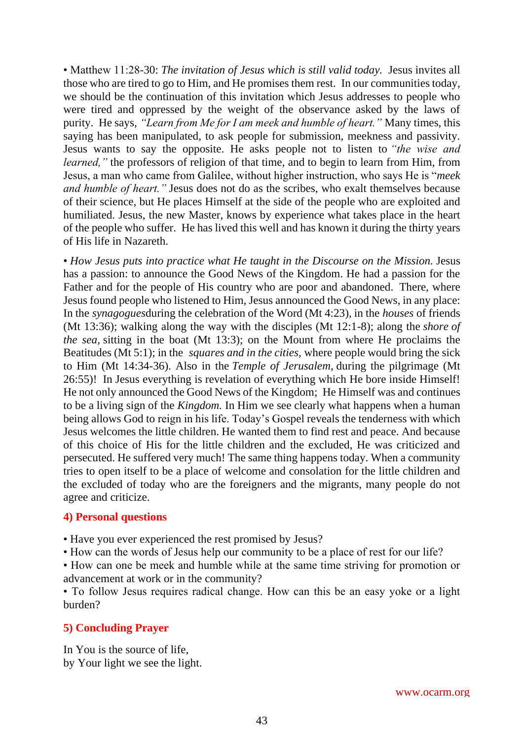• Matthew 11:28-30: *The invitation of Jesus which is still valid today.* Jesus invites all those who are tired to go to Him, and He promises them rest. In our communities today, we should be the continuation of this invitation which Jesus addresses to people who were tired and oppressed by the weight of the observance asked by the laws of purity. He says, *"Learn from Me for I am meek and humble of heart."* Many times, this saying has been manipulated, to ask people for submission, meekness and passivity. Jesus wants to say the opposite. He asks people not to listen to *"the wise and learned,"* the professors of religion of that time, and to begin to learn from Him, from Jesus, a man who came from Galilee, without higher instruction, who says He is "*meek and humble of heart."* Jesus does not do as the scribes, who exalt themselves because of their science, but He places Himself at the side of the people who are exploited and humiliated. Jesus, the new Master, knows by experience what takes place in the heart of the people who suffer. He has lived this well and has known it during the thirty years of His life in Nazareth.

• *How Jesus puts into practice what He taught in the Discourse on the Mission.* Jesus has a passion: to announce the Good News of the Kingdom. He had a passion for the Father and for the people of His country who are poor and abandoned. There, where Jesus found people who listened to Him, Jesus announced the Good News, in any place: In the *synagogues*during the celebration of the Word (Mt 4:23), in the *houses* of friends (Mt 13:36); walking along the way with the disciples (Mt 12:1-8); along the *shore of the sea*, sitting in the boat (Mt 13:3); on the Mount from where He proclaims the Beatitudes (Mt 5:1); in the *squares and in the cities,* where people would bring the sick to Him (Mt 14:34-36). Also in the *Temple of Jerusalem*, during the pilgrimage (Mt 26:55)! In Jesus everything is revelation of everything which He bore inside Himself! He not only announced the Good News of the Kingdom; He Himself was and continues to be a living sign of the *Kingdom.* In Him we see clearly what happens when a human being allows God to reign in his life. Today's Gospel reveals the tenderness with which Jesus welcomes the little children. He wanted them to find rest and peace. And because of this choice of His for the little children and the excluded, He was criticized and persecuted. He suffered very much! The same thing happens today. When a community tries to open itself to be a place of welcome and consolation for the little children and the excluded of today who are the foreigners and the migrants, many people do not agree and criticize.

## 4) Personal questions

• Have you ever experienced the rest promised by Jesus?
• How can the words of Jesus help our community to be a place of rest for our life?
• How can one be meek and humble while at the same time striving for promotion or advancement at work or in the community?
• To follow Jesus requires radical change. How can this be an easy yoke or a light burden?

## 5) Concluding Prayer

In You is the source of life,
by Your light we see the light.

www.ocarm.org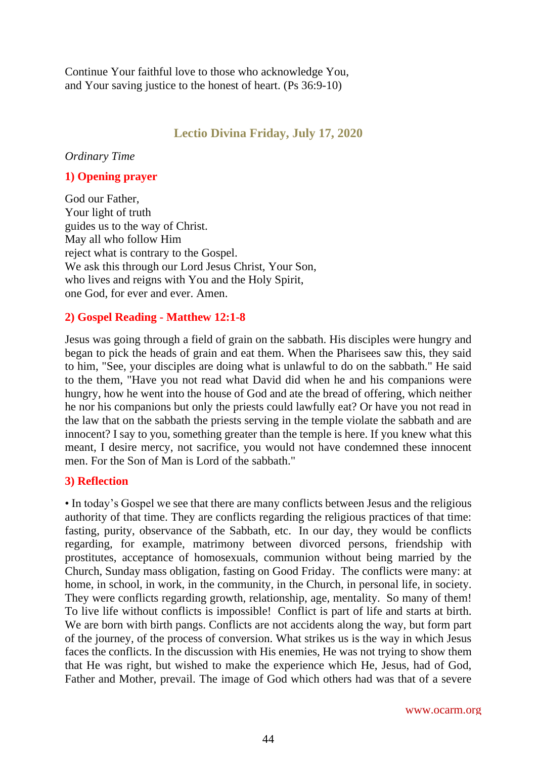Continue Your faithful love to those who acknowledge You,
and Your saving justice to the honest of heart. (Ps 36:9-10)

## Lectio Divina Friday, July 17, 2020

*Ordinary Time*

### 1) Opening prayer

God our Father,
Your light of truth
guides us to the way of Christ.
May all who follow Him
reject what is contrary to the Gospel.
We ask this through our Lord Jesus Christ, Your Son,
who lives and reigns with You and the Holy Spirit,
one God, for ever and ever. Amen.

### 2) Gospel Reading - Matthew 12:1-8

Jesus was going through a field of grain on the sabbath. His disciples were hungry and began to pick the heads of grain and eat them. When the Pharisees saw this, they said to him, "See, your disciples are doing what is unlawful to do on the sabbath." He said to the them, "Have you not read what David did when he and his companions were hungry, how he went into the house of God and ate the bread of offering, which neither he nor his companions but only the priests could lawfully eat? Or have you not read in the law that on the sabbath the priests serving in the temple violate the sabbath and are innocent? I say to you, something greater than the temple is here. If you knew what this meant, I desire mercy, not sacrifice, you would not have condemned these innocent men. For the Son of Man is Lord of the sabbath."

### 3) Reflection

• In today's Gospel we see that there are many conflicts between Jesus and the religious authority of that time. They are conflicts regarding the religious practices of that time: fasting, purity, observance of the Sabbath, etc. In our day, they would be conflicts regarding, for example, matrimony between divorced persons, friendship with prostitutes, acceptance of homosexuals, communion without being married by the Church, Sunday mass obligation, fasting on Good Friday. The conflicts were many: at home, in school, in work, in the community, in the Church, in personal life, in society. They were conflicts regarding growth, relationship, age, mentality. So many of them! To live life without conflicts is impossible! Conflict is part of life and starts at birth. We are born with birth pangs. Conflicts are not accidents along the way, but form part of the journey, of the process of conversion. What strikes us is the way in which Jesus faces the conflicts. In the discussion with His enemies, He was not trying to show them that He was right, but wished to make the experience which He, Jesus, had of God, Father and Mother, prevail. The image of God which others had was that of a severe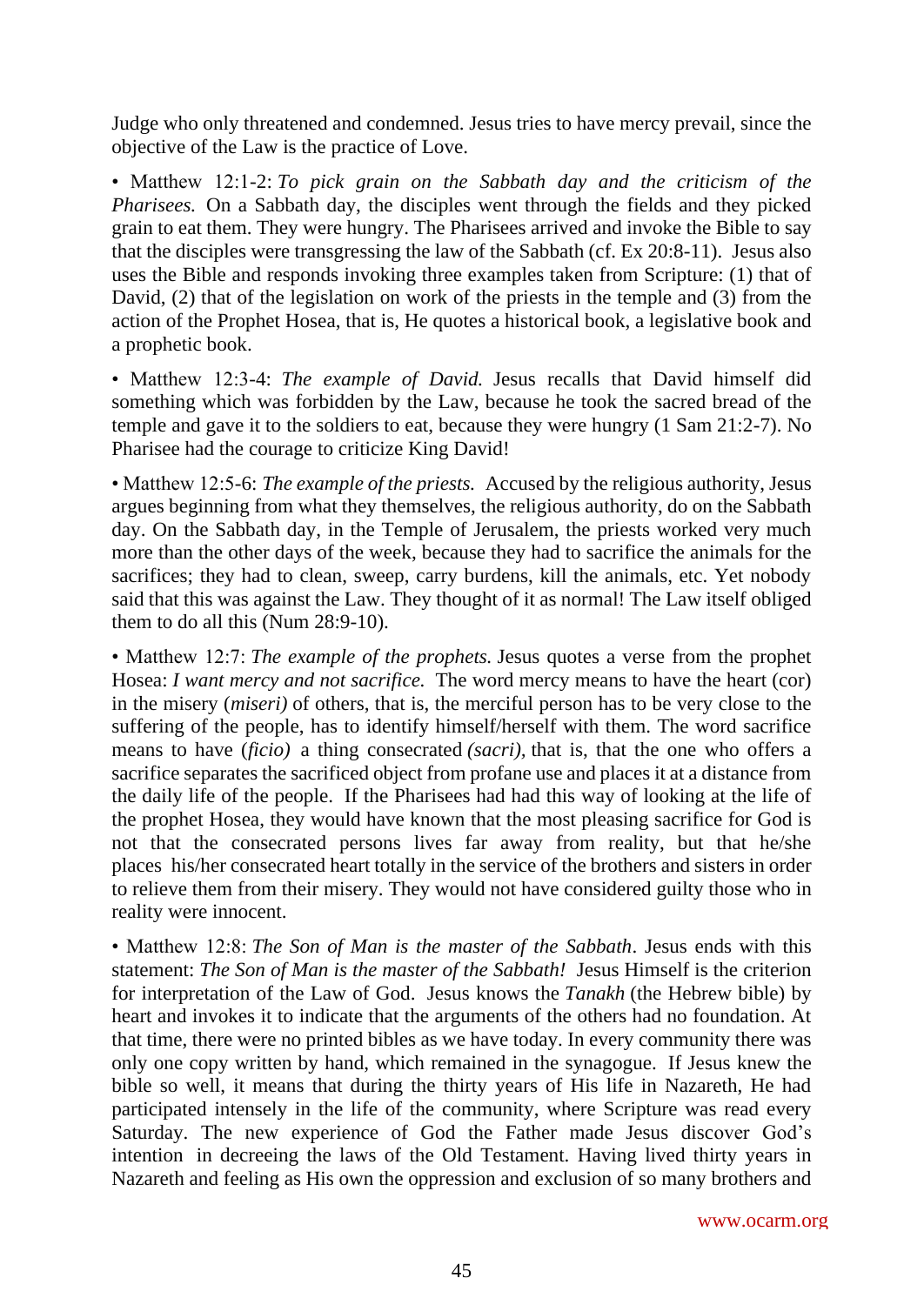Judge who only threatened and condemned. Jesus tries to have mercy prevail, since the objective of the Law is the practice of Love.

• Matthew 12:1-2: *To pick grain on the Sabbath day and the criticism of the Pharisees.* On a Sabbath day, the disciples went through the fields and they picked grain to eat them. They were hungry. The Pharisees arrived and invoke the Bible to say that the disciples were transgressing the law of the Sabbath (cf. Ex 20:8-11). Jesus also uses the Bible and responds invoking three examples taken from Scripture: (1) that of David, (2) that of the legislation on work of the priests in the temple and (3) from the action of the Prophet Hosea, that is, He quotes a historical book, a legislative book and a prophetic book.

• Matthew 12:3-4: *The example of David.* Jesus recalls that David himself did something which was forbidden by the Law, because he took the sacred bread of the temple and gave it to the soldiers to eat, because they were hungry (1 Sam 21:2-7). No Pharisee had the courage to criticize King David!

• Matthew 12:5-6: *The example of the priests.* Accused by the religious authority, Jesus argues beginning from what they themselves, the religious authority, do on the Sabbath day. On the Sabbath day, in the Temple of Jerusalem, the priests worked very much more than the other days of the week, because they had to sacrifice the animals for the sacrifices; they had to clean, sweep, carry burdens, kill the animals, etc. Yet nobody said that this was against the Law. They thought of it as normal! The Law itself obliged them to do all this (Num 28:9-10).

• Matthew 12:7: *The example of the prophets.* Jesus quotes a verse from the prophet Hosea: *I want mercy and not sacrifice.* The word mercy means to have the heart (cor) in the misery (*miseri)* of others, that is, the merciful person has to be very close to the suffering of the people, has to identify himself/herself with them. The word sacrifice means to have (*ficio)* a thing consecrated *(sacri),* that is, that the one who offers a sacrifice separates the sacrificed object from profane use and places it at a distance from the daily life of the people. If the Pharisees had had this way of looking at the life of the prophet Hosea, they would have known that the most pleasing sacrifice for God is not that the consecrated persons lives far away from reality, but that he/she places his/her consecrated heart totally in the service of the brothers and sisters in order to relieve them from their misery. They would not have considered guilty those who in reality were innocent.

• Matthew 12:8: *The Son of Man is the master of the Sabbath*. Jesus ends with this statement: *The Son of Man is the master of the Sabbath!* Jesus Himself is the criterion for interpretation of the Law of God. Jesus knows the *Tanakh* (the Hebrew bible) by heart and invokes it to indicate that the arguments of the others had no foundation. At that time, there were no printed bibles as we have today. In every community there was only one copy written by hand, which remained in the synagogue. If Jesus knew the bible so well, it means that during the thirty years of His life in Nazareth, He had participated intensely in the life of the community, where Scripture was read every Saturday. The new experience of God the Father made Jesus discover God's intention in decreeing the laws of the Old Testament. Having lived thirty years in Nazareth and feeling as His own the oppression and exclusion of so many brothers and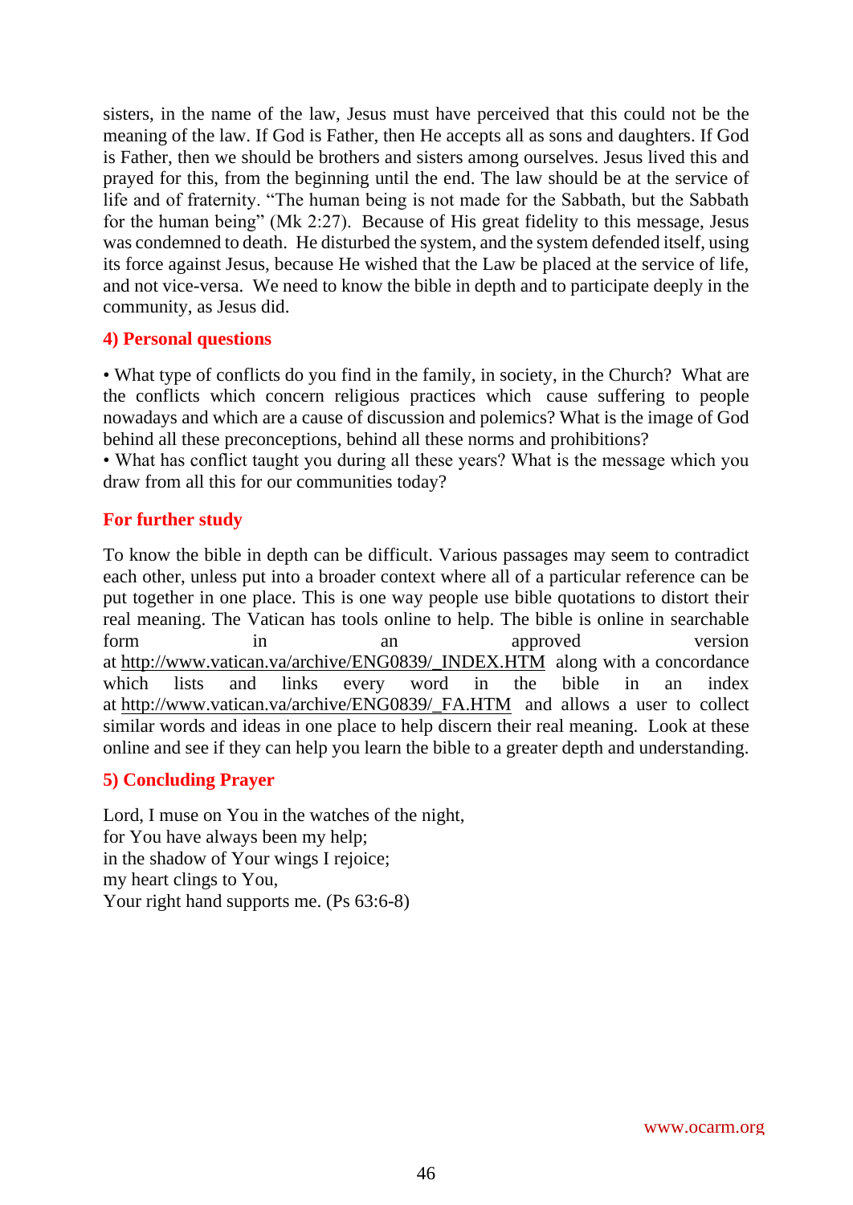sisters, in the name of the law, Jesus must have perceived that this could not be the meaning of the law. If God is Father, then He accepts all as sons and daughters. If God is Father, then we should be brothers and sisters among ourselves. Jesus lived this and prayed for this, from the beginning until the end. The law should be at the service of life and of fraternity. "The human being is not made for the Sabbath, but the Sabbath for the human being" (Mk 2:27). Because of His great fidelity to this message, Jesus was condemned to death. He disturbed the system, and the system defended itself, using its force against Jesus, because He wished that the Law be placed at the service of life, and not vice-versa. We need to know the bible in depth and to participate deeply in the community, as Jesus did.

## 4) Personal questions

• What type of conflicts do you find in the family, in society, in the Church? What are the conflicts which concern religious practices which cause suffering to people nowadays and which are a cause of discussion and polemics? What is the image of God behind all these preconceptions, behind all these norms and prohibitions?
• What has conflict taught you during all these years? What is the message which you draw from all this for our communities today?

## For further study

To know the bible in depth can be difficult. Various passages may seem to contradict each other, unless put into a broader context where all of a particular reference can be put together in one place. This is one way people use bible quotations to distort their real meaning. The Vatican has tools online to help. The bible is online in searchable form in an approved version at http://www.vatican.va/archive/ENG0839/_INDEX.HTM along with a concordance which lists and links every word in the bible in an index at http://www.vatican.va/archive/ENG0839/_FA.HTM and allows a user to collect similar words and ideas in one place to help discern their real meaning. Look at these online and see if they can help you learn the bible to a greater depth and understanding.

## 5) Concluding Prayer

Lord, I muse on You in the watches of the night,
for You have always been my help;
in the shadow of Your wings I rejoice;
my heart clings to You,
Your right hand supports me. (Ps 63:6-8)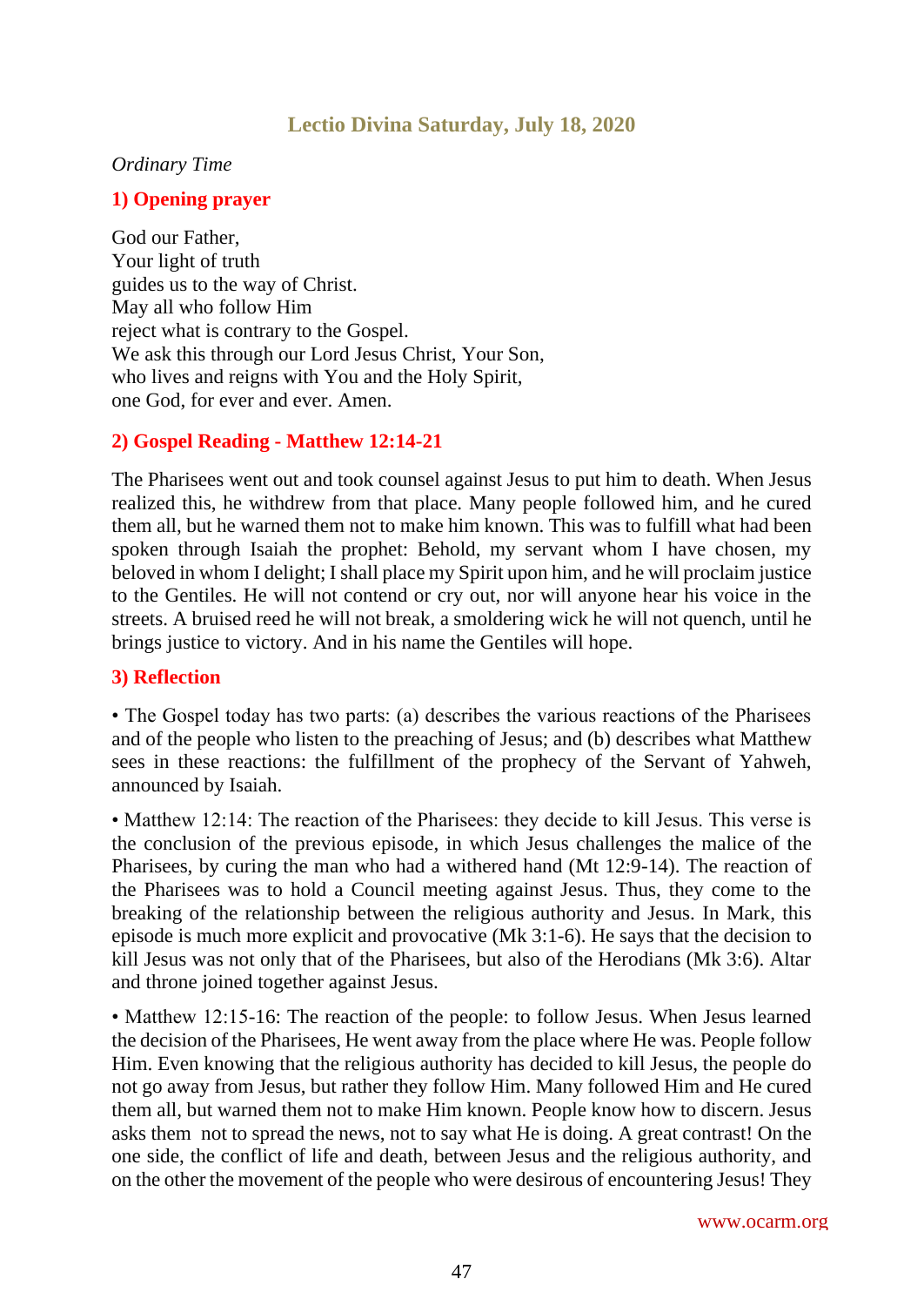## Lectio Divina Saturday, July 18, 2020

*Ordinary Time*

### 1) Opening prayer

God our Father,
Your light of truth
guides us to the way of Christ.
May all who follow Him
reject what is contrary to the Gospel.
We ask this through our Lord Jesus Christ, Your Son,
who lives and reigns with You and the Holy Spirit,
one God, for ever and ever. Amen.

### 2) Gospel Reading - Matthew 12:14-21

The Pharisees went out and took counsel against Jesus to put him to death. When Jesus realized this, he withdrew from that place. Many people followed him, and he cured them all, but he warned them not to make him known. This was to fulfill what had been spoken through Isaiah the prophet: Behold, my servant whom I have chosen, my beloved in whom I delight; I shall place my Spirit upon him, and he will proclaim justice to the Gentiles. He will not contend or cry out, nor will anyone hear his voice in the streets. A bruised reed he will not break, a smoldering wick he will not quench, until he brings justice to victory. And in his name the Gentiles will hope.

### 3) Reflection

• The Gospel today has two parts: (a) describes the various reactions of the Pharisees and of the people who listen to the preaching of Jesus; and (b) describes what Matthew sees in these reactions: the fulfillment of the prophecy of the Servant of Yahweh, announced by Isaiah.

• Matthew 12:14: The reaction of the Pharisees: they decide to kill Jesus. This verse is the conclusion of the previous episode, in which Jesus challenges the malice of the Pharisees, by curing the man who had a withered hand (Mt 12:9-14). The reaction of the Pharisees was to hold a Council meeting against Jesus. Thus, they come to the breaking of the relationship between the religious authority and Jesus. In Mark, this episode is much more explicit and provocative (Mk 3:1-6). He says that the decision to kill Jesus was not only that of the Pharisees, but also of the Herodians (Mk 3:6). Altar and throne joined together against Jesus.

• Matthew 12:15-16: The reaction of the people: to follow Jesus. When Jesus learned the decision of the Pharisees, He went away from the place where He was. People follow Him. Even knowing that the religious authority has decided to kill Jesus, the people do not go away from Jesus, but rather they follow Him. Many followed Him and He cured them all, but warned them not to make Him known. People know how to discern. Jesus asks them not to spread the news, not to say what He is doing. A great contrast! On the one side, the conflict of life and death, between Jesus and the religious authority, and on the other the movement of the people who were desirous of encountering Jesus! They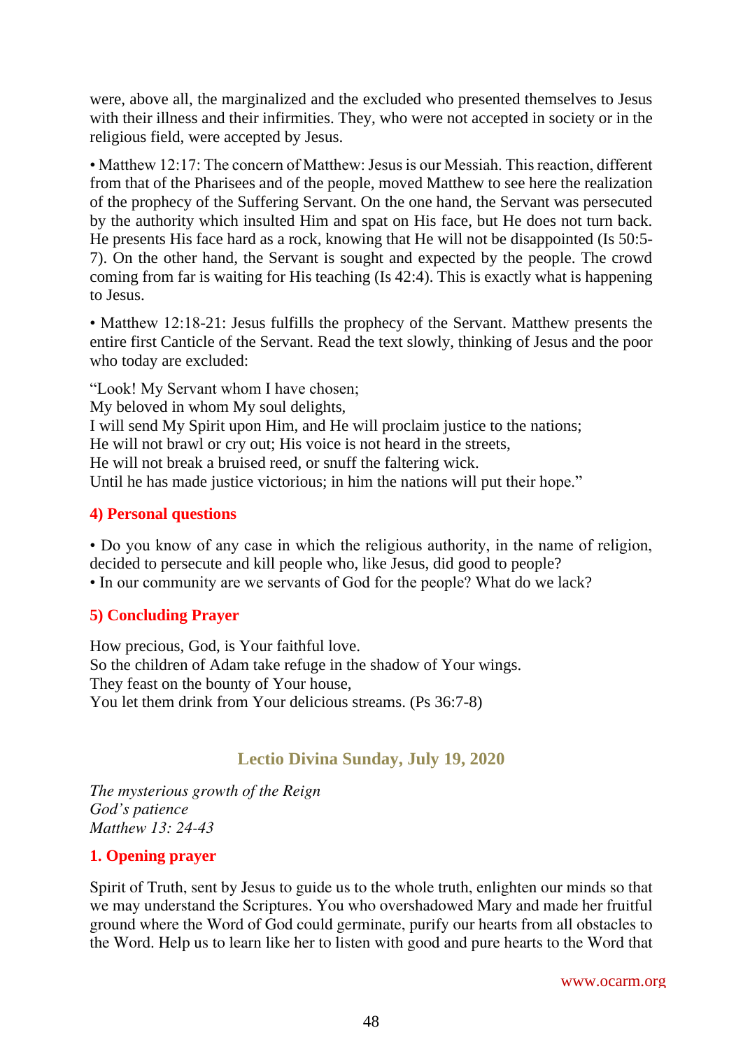were, above all, the marginalized and the excluded who presented themselves to Jesus with their illness and their infirmities. They, who were not accepted in society or in the religious field, were accepted by Jesus.

• Matthew 12:17: The concern of Matthew: Jesus is our Messiah. This reaction, different from that of the Pharisees and of the people, moved Matthew to see here the realization of the prophecy of the Suffering Servant. On the one hand, the Servant was persecuted by the authority which insulted Him and spat on His face, but He does not turn back. He presents His face hard as a rock, knowing that He will not be disappointed (Is 50:5-7). On the other hand, the Servant is sought and expected by the people. The crowd coming from far is waiting for His teaching (Is 42:4). This is exactly what is happening to Jesus.

• Matthew 12:18-21: Jesus fulfills the prophecy of the Servant. Matthew presents the entire first Canticle of the Servant. Read the text slowly, thinking of Jesus and the poor who today are excluded:

"Look! My Servant whom I have chosen;
My beloved in whom My soul delights,
I will send My Spirit upon Him, and He will proclaim justice to the nations;
He will not brawl or cry out; His voice is not heard in the streets,
He will not break a bruised reed, or snuff the faltering wick.
Until he has made justice victorious; in him the nations will put their hope."

### 4) Personal questions

• Do you know of any case in which the religious authority, in the name of religion, decided to persecute and kill people who, like Jesus, did good to people?
• In our community are we servants of God for the people? What do we lack?

### 5) Concluding Prayer

How precious, God, is Your faithful love.
So the children of Adam take refuge in the shadow of Your wings.
They feast on the bounty of Your house,
You let them drink from Your delicious streams. (Ps 36:7-8)

## Lectio Divina Sunday, July 19, 2020

*The mysterious growth of the Reign*
*God's patience*
*Matthew 13: 24-43*

### 1. Opening prayer

Spirit of Truth, sent by Jesus to guide us to the whole truth, enlighten our minds so that we may understand the Scriptures. You who overshadowed Mary and made her fruitful ground where the Word of God could germinate, purify our hearts from all obstacles to the Word. Help us to learn like her to listen with good and pure hearts to the Word that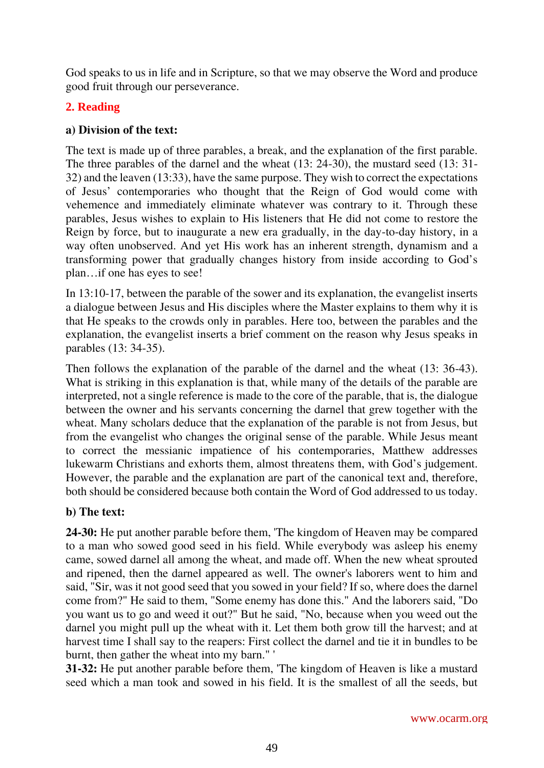God speaks to us in life and in Scripture, so that we may observe the Word and produce good fruit through our perseverance.

## 2. Reading

### a) Division of the text:

The text is made up of three parables, a break, and the explanation of the first parable. The three parables of the darnel and the wheat (13: 24-30), the mustard seed (13: 31-32) and the leaven (13:33), have the same purpose. They wish to correct the expectations of Jesus' contemporaries who thought that the Reign of God would come with vehemence and immediately eliminate whatever was contrary to it. Through these parables, Jesus wishes to explain to His listeners that He did not come to restore the Reign by force, but to inaugurate a new era gradually, in the day-to-day history, in a way often unobserved. And yet His work has an inherent strength, dynamism and a transforming power that gradually changes history from inside according to God's plan…if one has eyes to see!

In 13:10-17, between the parable of the sower and its explanation, the evangelist inserts a dialogue between Jesus and His disciples where the Master explains to them why it is that He speaks to the crowds only in parables. Here too, between the parables and the explanation, the evangelist inserts a brief comment on the reason why Jesus speaks in parables (13: 34-35).

Then follows the explanation of the parable of the darnel and the wheat (13: 36-43). What is striking in this explanation is that, while many of the details of the parable are interpreted, not a single reference is made to the core of the parable, that is, the dialogue between the owner and his servants concerning the darnel that grew together with the wheat. Many scholars deduce that the explanation of the parable is not from Jesus, but from the evangelist who changes the original sense of the parable. While Jesus meant to correct the messianic impatience of his contemporaries, Matthew addresses lukewarm Christians and exhorts them, almost threatens them, with God's judgement. However, the parable and the explanation are part of the canonical text and, therefore, both should be considered because both contain the Word of God addressed to us today.

### b) The text:

**24-30:** He put another parable before them, 'The kingdom of Heaven may be compared to a man who sowed good seed in his field. While everybody was asleep his enemy came, sowed darnel all among the wheat, and made off. When the new wheat sprouted and ripened, then the darnel appeared as well. The owner's laborers went to him and said, "Sir, was it not good seed that you sowed in your field? If so, where does the darnel come from?" He said to them, "Some enemy has done this." And the laborers said, "Do you want us to go and weed it out?" But he said, "No, because when you weed out the darnel you might pull up the wheat with it. Let them both grow till the harvest; and at harvest time I shall say to the reapers: First collect the darnel and tie it in bundles to be burnt, then gather the wheat into my barn." '
**31-32:** He put another parable before them, 'The kingdom of Heaven is like a mustard seed which a man took and sowed in his field. It is the smallest of all the seeds, but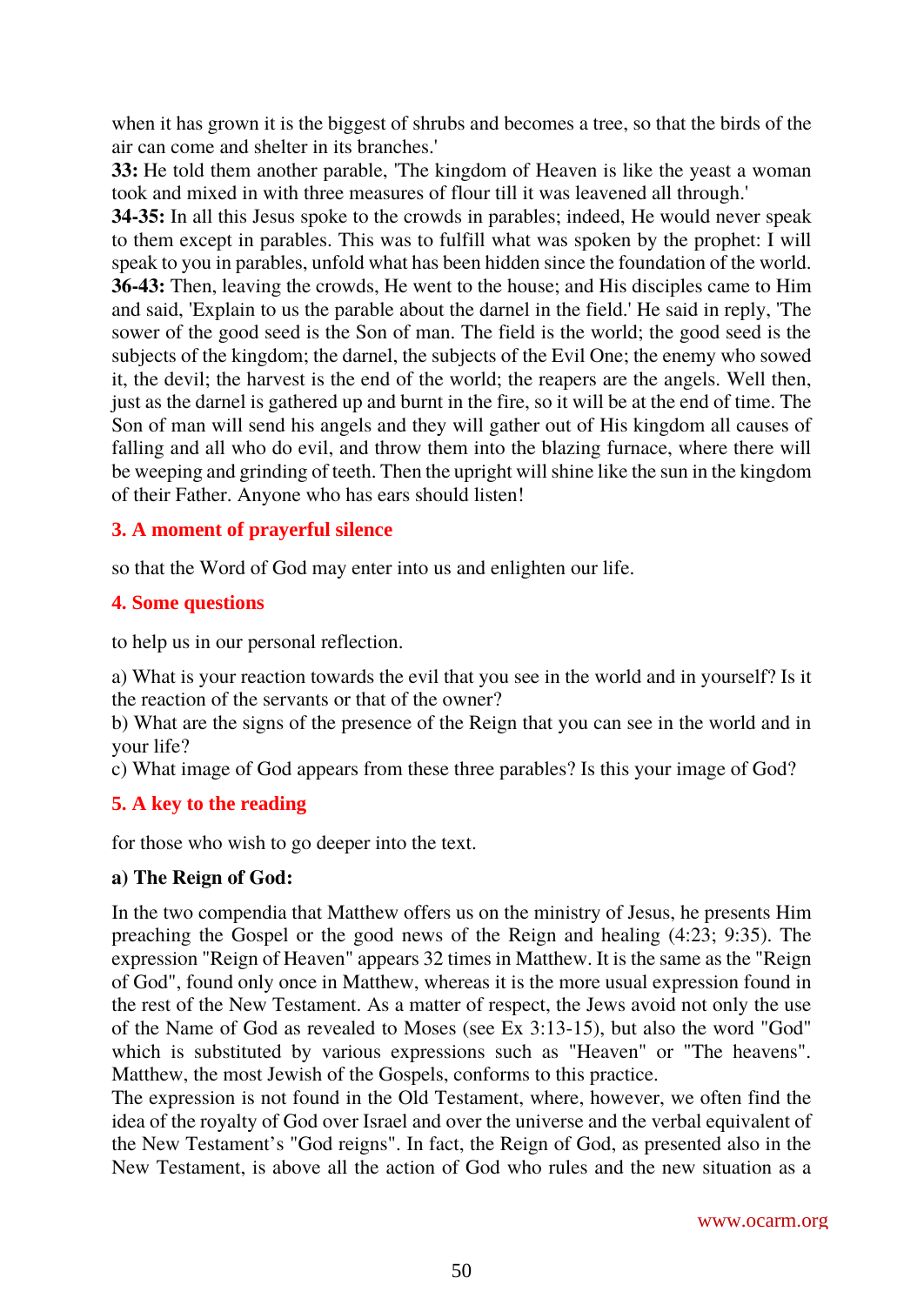when it has grown it is the biggest of shrubs and becomes a tree, so that the birds of the air can come and shelter in its branches.'

**33:** He told them another parable, 'The kingdom of Heaven is like the yeast a woman took and mixed in with three measures of flour till it was leavened all through.'

**34-35:** In all this Jesus spoke to the crowds in parables; indeed, He would never speak to them except in parables. This was to fulfill what was spoken by the prophet: I will speak to you in parables, unfold what has been hidden since the foundation of the world.

**36-43:** Then, leaving the crowds, He went to the house; and His disciples came to Him and said, 'Explain to us the parable about the darnel in the field.' He said in reply, 'The sower of the good seed is the Son of man. The field is the world; the good seed is the subjects of the kingdom; the darnel, the subjects of the Evil One; the enemy who sowed it, the devil; the harvest is the end of the world; the reapers are the angels. Well then, just as the darnel is gathered up and burnt in the fire, so it will be at the end of time. The Son of man will send his angels and they will gather out of His kingdom all causes of falling and all who do evil, and throw them into the blazing furnace, where there will be weeping and grinding of teeth. Then the upright will shine like the sun in the kingdom of their Father. Anyone who has ears should listen!

## 3. A moment of prayerful silence

so that the Word of God may enter into us and enlighten our life.

## 4. Some questions

to help us in our personal reflection.

a) What is your reaction towards the evil that you see in the world and in yourself? Is it the reaction of the servants or that of the owner?
b) What are the signs of the presence of the Reign that you can see in the world and in your life?
c) What image of God appears from these three parables? Is this your image of God?

## 5. A key to the reading

for those who wish to go deeper into the text.

**a) The Reign of God:**

In the two compendia that Matthew offers us on the ministry of Jesus, he presents Him preaching the Gospel or the good news of the Reign and healing (4:23; 9:35). The expression "Reign of Heaven" appears 32 times in Matthew. It is the same as the "Reign of God", found only once in Matthew, whereas it is the more usual expression found in the rest of the New Testament. As a matter of respect, the Jews avoid not only the use of the Name of God as revealed to Moses (see Ex 3:13-15), but also the word "God" which is substituted by various expressions such as "Heaven" or "The heavens". Matthew, the most Jewish of the Gospels, conforms to this practice.
The expression is not found in the Old Testament, where, however, we often find the idea of the royalty of God over Israel and over the universe and the verbal equivalent of the New Testament's "God reigns". In fact, the Reign of God, as presented also in the New Testament, is above all the action of God who rules and the new situation as a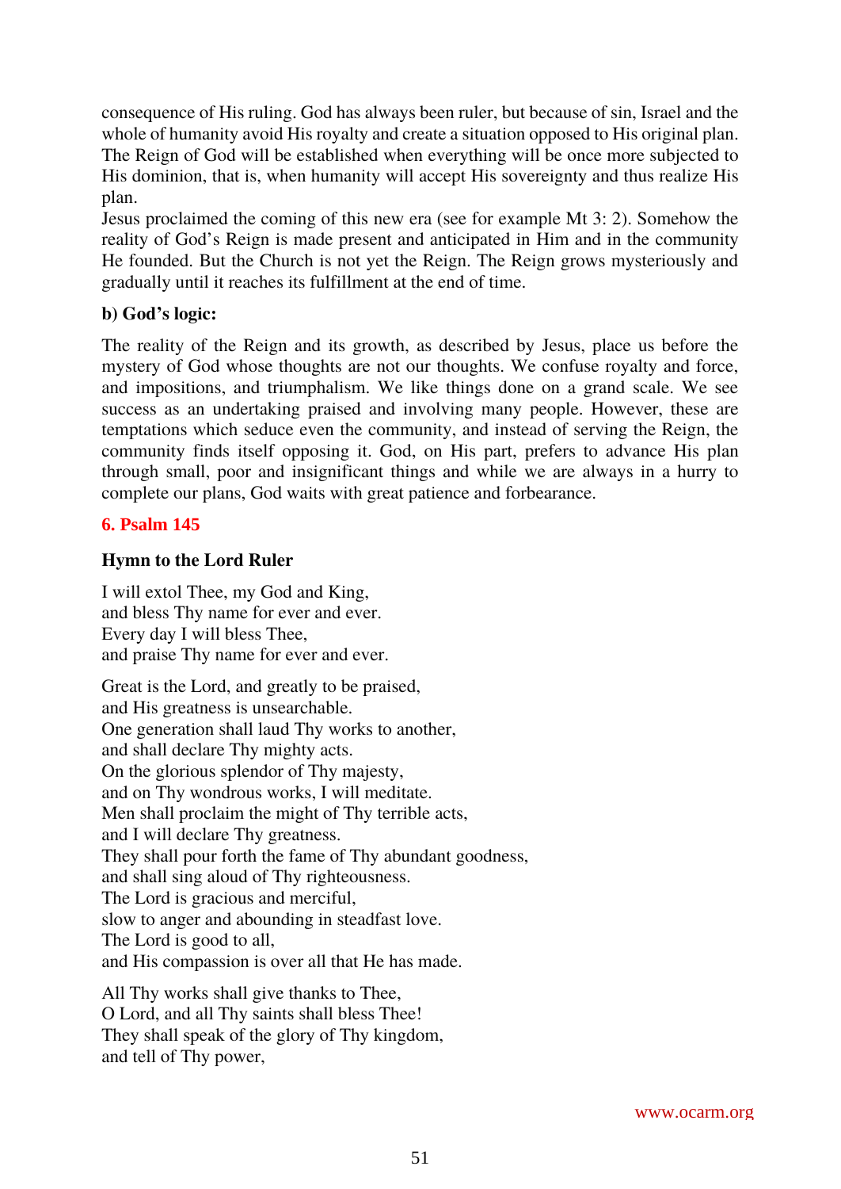consequence of His ruling. God has always been ruler, but because of sin, Israel and the whole of humanity avoid His royalty and create a situation opposed to His original plan. The Reign of God will be established when everything will be once more subjected to His dominion, that is, when humanity will accept His sovereignty and thus realize His plan.

Jesus proclaimed the coming of this new era (see for example Mt 3: 2). Somehow the reality of God's Reign is made present and anticipated in Him and in the community He founded. But the Church is not yet the Reign. The Reign grows mysteriously and gradually until it reaches its fulfillment at the end of time.

**b) God's logic:**

The reality of the Reign and its growth, as described by Jesus, place us before the mystery of God whose thoughts are not our thoughts. We confuse royalty and force, and impositions, and triumphalism. We like things done on a grand scale. We see success as an undertaking praised and involving many people. However, these are temptations which seduce even the community, and instead of serving the Reign, the community finds itself opposing it. God, on His part, prefers to advance His plan through small, poor and insignificant things and while we are always in a hurry to complete our plans, God waits with great patience and forbearance.

## 6. Psalm 145

**Hymn to the Lord Ruler**

I will extol Thee, my God and King,
and bless Thy name for ever and ever.
Every day I will bless Thee,
and praise Thy name for ever and ever.

Great is the Lord, and greatly to be praised,
and His greatness is unsearchable.
One generation shall laud Thy works to another,
and shall declare Thy mighty acts.
On the glorious splendor of Thy majesty,
and on Thy wondrous works, I will meditate.
Men shall proclaim the might of Thy terrible acts,
and I will declare Thy greatness.
They shall pour forth the fame of Thy abundant goodness,
and shall sing aloud of Thy righteousness.
The Lord is gracious and merciful,
slow to anger and abounding in steadfast love.
The Lord is good to all,
and His compassion is over all that He has made.

All Thy works shall give thanks to Thee,
O Lord, and all Thy saints shall bless Thee!
They shall speak of the glory of Thy kingdom,
and tell of Thy power,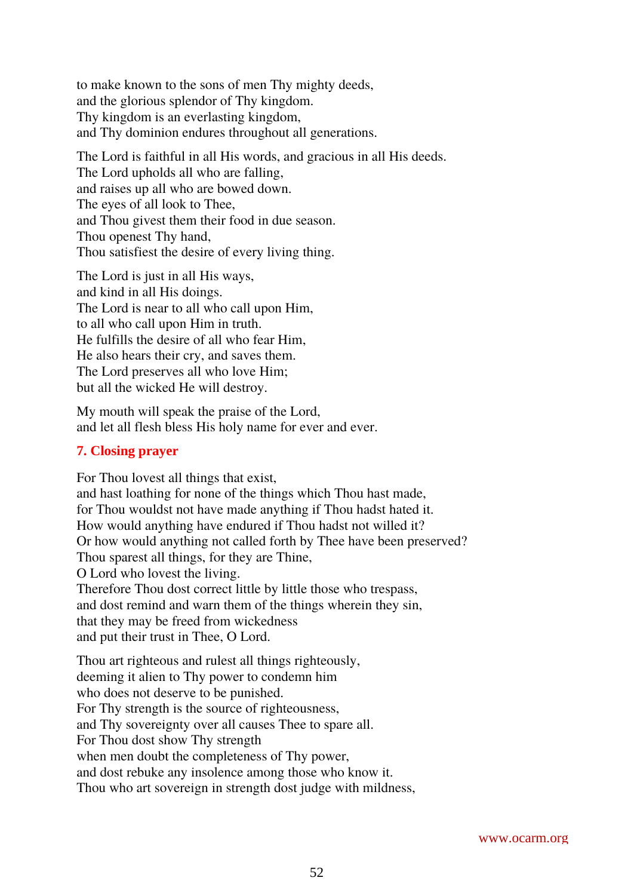to make known to the sons of men Thy mighty deeds,
and the glorious splendor of Thy kingdom.
Thy kingdom is an everlasting kingdom,
and Thy dominion endures throughout all generations.

The Lord is faithful in all His words, and gracious in all His deeds.
The Lord upholds all who are falling,
and raises up all who are bowed down.
The eyes of all look to Thee,
and Thou givest them their food in due season.
Thou openest Thy hand,
Thou satisfiest the desire of every living thing.

The Lord is just in all His ways,
and kind in all His doings.
The Lord is near to all who call upon Him,
to all who call upon Him in truth.
He fulfills the desire of all who fear Him,
He also hears their cry, and saves them.
The Lord preserves all who love Him;
but all the wicked He will destroy.

My mouth will speak the praise of the Lord,
and let all flesh bless His holy name for ever and ever.

### 7. Closing prayer

For Thou lovest all things that exist,
and hast loathing for none of the things which Thou hast made,
for Thou wouldst not have made anything if Thou hadst hated it.
How would anything have endured if Thou hadst not willed it?
Or how would anything not called forth by Thee have been preserved?
Thou sparest all things, for they are Thine,
O Lord who lovest the living.
Therefore Thou dost correct little by little those who trespass,
and dost remind and warn them of the things wherein they sin,
that they may be freed from wickedness
and put their trust in Thee, O Lord.

Thou art righteous and rulest all things righteously,
deeming it alien to Thy power to condemn him
who does not deserve to be punished.
For Thy strength is the source of righteousness,
and Thy sovereignty over all causes Thee to spare all.
For Thou dost show Thy strength
when men doubt the completeness of Thy power,
and dost rebuke any insolence among those who know it.
Thou who art sovereign in strength dost judge with mildness,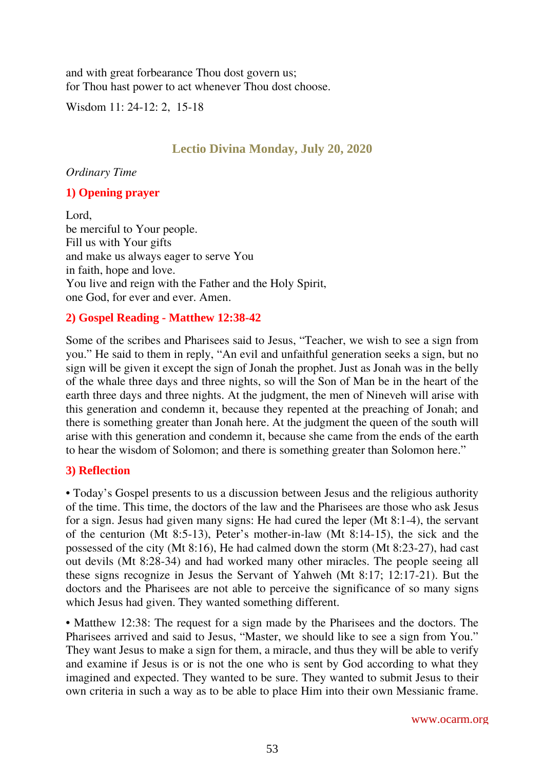and with great forbearance Thou dost govern us;
for Thou hast power to act whenever Thou dost choose.

Wisdom 11: 24-12: 2, 15-18

## Lectio Divina Monday, July 20, 2020

*Ordinary Time*

### 1) Opening prayer

Lord,
be merciful to Your people.
Fill us with Your gifts
and make us always eager to serve You
in faith, hope and love.
You live and reign with the Father and the Holy Spirit,
one God, for ever and ever. Amen.

### 2) Gospel Reading - Matthew 12:38-42

Some of the scribes and Pharisees said to Jesus, "Teacher, we wish to see a sign from you." He said to them in reply, "An evil and unfaithful generation seeks a sign, but no sign will be given it except the sign of Jonah the prophet. Just as Jonah was in the belly of the whale three days and three nights, so will the Son of Man be in the heart of the earth three days and three nights. At the judgment, the men of Nineveh will arise with this generation and condemn it, because they repented at the preaching of Jonah; and there is something greater than Jonah here. At the judgment the queen of the south will arise with this generation and condemn it, because she came from the ends of the earth to hear the wisdom of Solomon; and there is something greater than Solomon here."

### 3) Reflection

• Today's Gospel presents to us a discussion between Jesus and the religious authority of the time. This time, the doctors of the law and the Pharisees are those who ask Jesus for a sign. Jesus had given many signs: He had cured the leper (Mt 8:1-4), the servant of the centurion (Mt 8:5-13), Peter's mother-in-law (Mt 8:14-15), the sick and the possessed of the city (Mt 8:16), He had calmed down the storm (Mt 8:23-27), had cast out devils (Mt 8:28-34) and had worked many other miracles. The people seeing all these signs recognize in Jesus the Servant of Yahweh (Mt 8:17; 12:17-21). But the doctors and the Pharisees are not able to perceive the significance of so many signs which Jesus had given. They wanted something different.

• Matthew 12:38: The request for a sign made by the Pharisees and the doctors. The Pharisees arrived and said to Jesus, "Master, we should like to see a sign from You." They want Jesus to make a sign for them, a miracle, and thus they will be able to verify and examine if Jesus is or is not the one who is sent by God according to what they imagined and expected. They wanted to be sure. They wanted to submit Jesus to their own criteria in such a way as to be able to place Him into their own Messianic frame.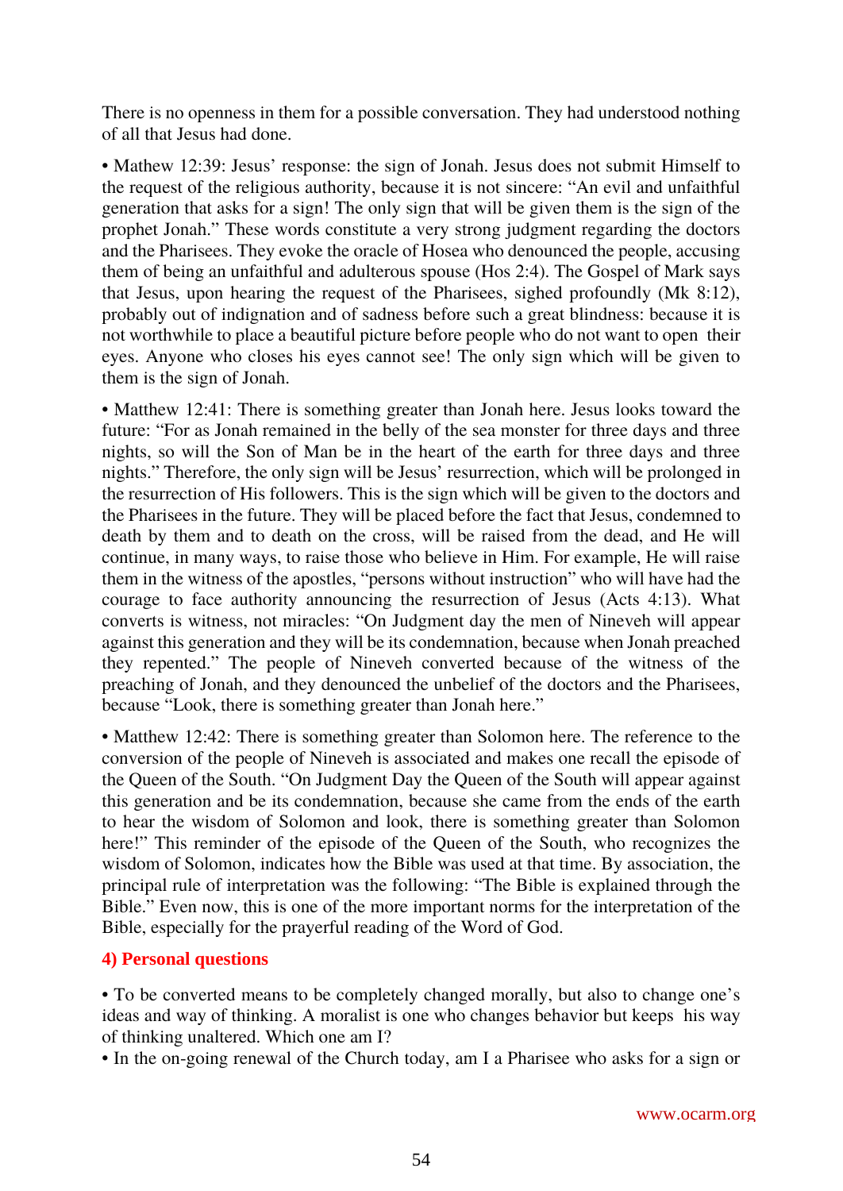There is no openness in them for a possible conversation. They had understood nothing of all that Jesus had done.

• Mathew 12:39: Jesus' response: the sign of Jonah. Jesus does not submit Himself to the request of the religious authority, because it is not sincere: "An evil and unfaithful generation that asks for a sign! The only sign that will be given them is the sign of the prophet Jonah." These words constitute a very strong judgment regarding the doctors and the Pharisees. They evoke the oracle of Hosea who denounced the people, accusing them of being an unfaithful and adulterous spouse (Hos 2:4). The Gospel of Mark says that Jesus, upon hearing the request of the Pharisees, sighed profoundly (Mk 8:12), probably out of indignation and of sadness before such a great blindness: because it is not worthwhile to place a beautiful picture before people who do not want to open their eyes. Anyone who closes his eyes cannot see! The only sign which will be given to them is the sign of Jonah.

• Matthew 12:41: There is something greater than Jonah here. Jesus looks toward the future: "For as Jonah remained in the belly of the sea monster for three days and three nights, so will the Son of Man be in the heart of the earth for three days and three nights." Therefore, the only sign will be Jesus' resurrection, which will be prolonged in the resurrection of His followers. This is the sign which will be given to the doctors and the Pharisees in the future. They will be placed before the fact that Jesus, condemned to death by them and to death on the cross, will be raised from the dead, and He will continue, in many ways, to raise those who believe in Him. For example, He will raise them in the witness of the apostles, "persons without instruction" who will have had the courage to face authority announcing the resurrection of Jesus (Acts 4:13). What converts is witness, not miracles: "On Judgment day the men of Nineveh will appear against this generation and they will be its condemnation, because when Jonah preached they repented." The people of Nineveh converted because of the witness of the preaching of Jonah, and they denounced the unbelief of the doctors and the Pharisees, because "Look, there is something greater than Jonah here."

• Matthew 12:42: There is something greater than Solomon here. The reference to the conversion of the people of Nineveh is associated and makes one recall the episode of the Queen of the South. "On Judgment Day the Queen of the South will appear against this generation and be its condemnation, because she came from the ends of the earth to hear the wisdom of Solomon and look, there is something greater than Solomon here!" This reminder of the episode of the Queen of the South, who recognizes the wisdom of Solomon, indicates how the Bible was used at that time. By association, the principal rule of interpretation was the following: "The Bible is explained through the Bible." Even now, this is one of the more important norms for the interpretation of the Bible, especially for the prayerful reading of the Word of God.

**4) Personal questions**

• To be converted means to be completely changed morally, but also to change one's ideas and way of thinking. A moralist is one who changes behavior but keeps his way of thinking unaltered. Which one am I?

• In the on-going renewal of the Church today, am I a Pharisee who asks for a sign or

www.ocarm.org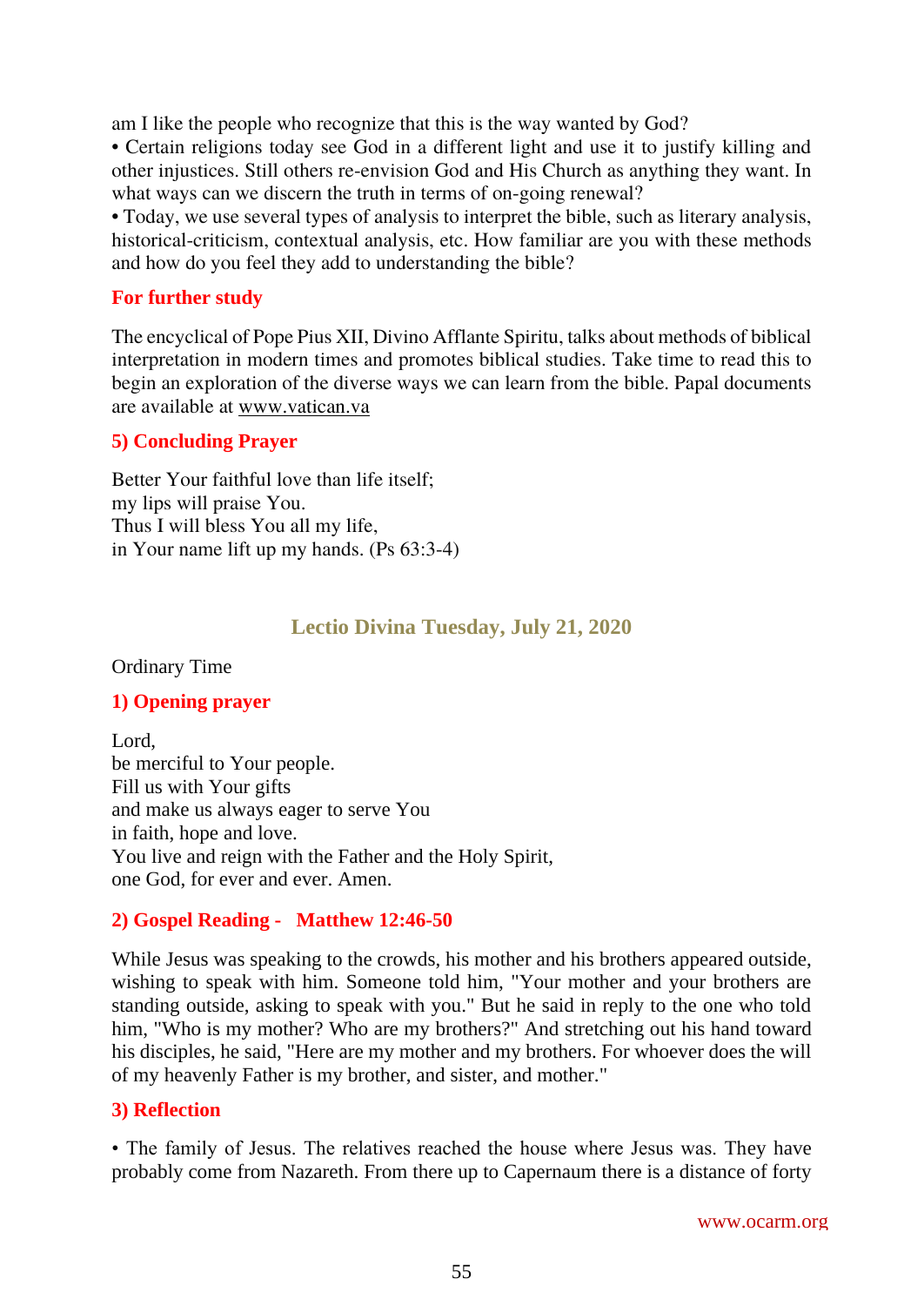am I like the people who recognize that this is the way wanted by God?

• Certain religions today see God in a different light and use it to justify killing and other injustices. Still others re-envision God and His Church as anything they want. In what ways can we discern the truth in terms of on-going renewal?

• Today, we use several types of analysis to interpret the bible, such as literary analysis, historical-criticism, contextual analysis, etc. How familiar are you with these methods and how do you feel they add to understanding the bible?

### For further study

The encyclical of Pope Pius XII, Divino Afflante Spiritu, talks about methods of biblical interpretation in modern times and promotes biblical studies. Take time to read this to begin an exploration of the diverse ways we can learn from the bible. Papal documents are available at www.vatican.va

### 5) Concluding Prayer

Better Your faithful love than life itself;
my lips will praise You.
Thus I will bless You all my life,
in Your name lift up my hands. (Ps 63:3-4)

## Lectio Divina Tuesday, July 21, 2020

Ordinary Time

### 1) Opening prayer

Lord,
be merciful to Your people.
Fill us with Your gifts
and make us always eager to serve You
in faith, hope and love.
You live and reign with the Father and the Holy Spirit,
one God, for ever and ever. Amen.

### 2) Gospel Reading - Matthew 12:46-50

While Jesus was speaking to the crowds, his mother and his brothers appeared outside, wishing to speak with him. Someone told him, "Your mother and your brothers are standing outside, asking to speak with you." But he said in reply to the one who told him, "Who is my mother? Who are my brothers?" And stretching out his hand toward his disciples, he said, "Here are my mother and my brothers. For whoever does the will of my heavenly Father is my brother, and sister, and mother."

### 3) Reflection

• The family of Jesus. The relatives reached the house where Jesus was. They have probably come from Nazareth. From there up to Capernaum there is a distance of forty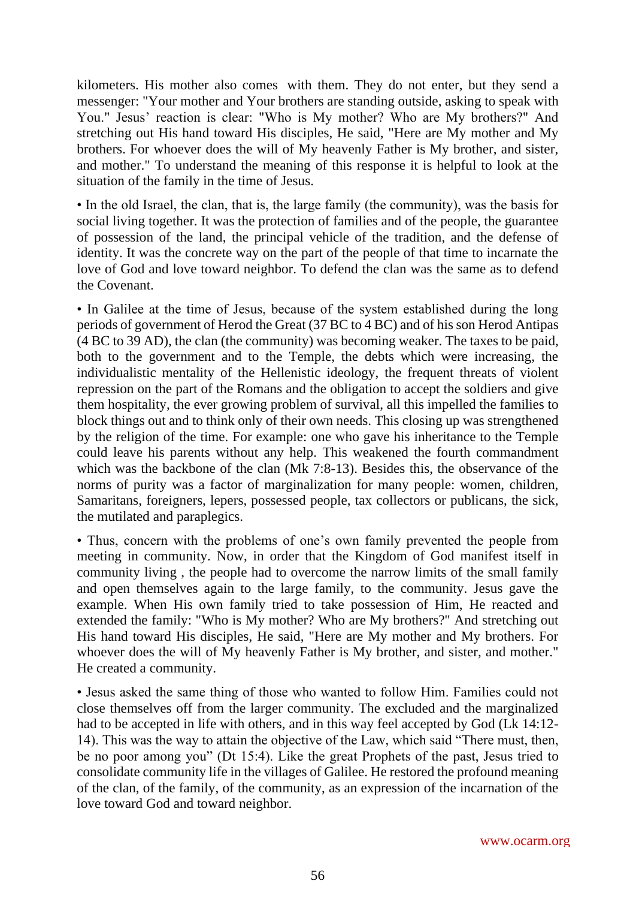kilometers. His mother also comes with them. They do not enter, but they send a messenger: "Your mother and Your brothers are standing outside, asking to speak with You." Jesus' reaction is clear: "Who is My mother? Who are My brothers?" And stretching out His hand toward His disciples, He said, "Here are My mother and My brothers. For whoever does the will of My heavenly Father is My brother, and sister, and mother." To understand the meaning of this response it is helpful to look at the situation of the family in the time of Jesus.

• In the old Israel, the clan, that is, the large family (the community), was the basis for social living together. It was the protection of families and of the people, the guarantee of possession of the land, the principal vehicle of the tradition, and the defense of identity. It was the concrete way on the part of the people of that time to incarnate the love of God and love toward neighbor. To defend the clan was the same as to defend the Covenant.

• In Galilee at the time of Jesus, because of the system established during the long periods of government of Herod the Great (37 BC to 4 BC) and of his son Herod Antipas (4 BC to 39 AD), the clan (the community) was becoming weaker. The taxes to be paid, both to the government and to the Temple, the debts which were increasing, the individualistic mentality of the Hellenistic ideology, the frequent threats of violent repression on the part of the Romans and the obligation to accept the soldiers and give them hospitality, the ever growing problem of survival, all this impelled the families to block things out and to think only of their own needs. This closing up was strengthened by the religion of the time. For example: one who gave his inheritance to the Temple could leave his parents without any help. This weakened the fourth commandment which was the backbone of the clan (Mk 7:8-13). Besides this, the observance of the norms of purity was a factor of marginalization for many people: women, children, Samaritans, foreigners, lepers, possessed people, tax collectors or publicans, the sick, the mutilated and paraplegics.

• Thus, concern with the problems of one's own family prevented the people from meeting in community. Now, in order that the Kingdom of God manifest itself in community living , the people had to overcome the narrow limits of the small family and open themselves again to the large family, to the community. Jesus gave the example. When His own family tried to take possession of Him, He reacted and extended the family: "Who is My mother? Who are My brothers?" And stretching out His hand toward His disciples, He said, "Here are My mother and My brothers. For whoever does the will of My heavenly Father is My brother, and sister, and mother." He created a community.

• Jesus asked the same thing of those who wanted to follow Him. Families could not close themselves off from the larger community. The excluded and the marginalized had to be accepted in life with others, and in this way feel accepted by God (Lk 14:12-14). This was the way to attain the objective of the Law, which said "There must, then, be no poor among you" (Dt 15:4). Like the great Prophets of the past, Jesus tried to consolidate community life in the villages of Galilee. He restored the profound meaning of the clan, of the family, of the community, as an expression of the incarnation of the love toward God and toward neighbor.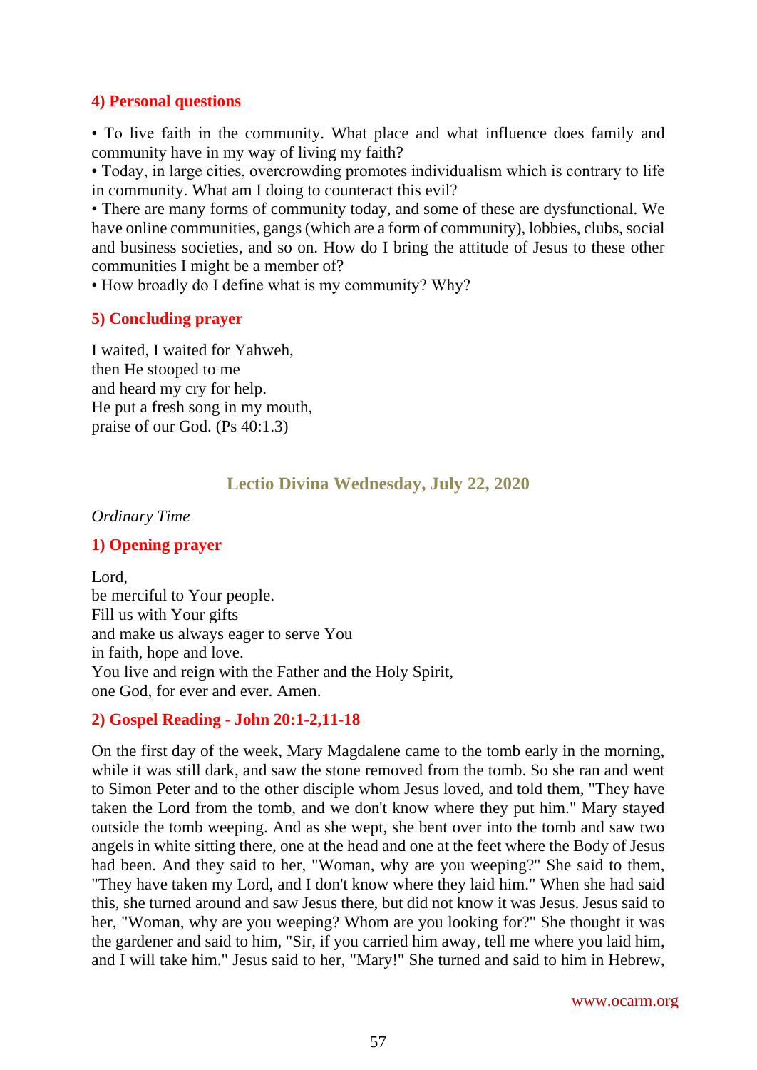#### 4) Personal questions

• To live faith in the community. What place and what influence does family and community have in my way of living my faith?
• Today, in large cities, overcrowding promotes individualism which is contrary to life in community. What am I doing to counteract this evil?
• There are many forms of community today, and some of these are dysfunctional. We have online communities, gangs (which are a form of community), lobbies, clubs, social and business societies, and so on. How do I bring the attitude of Jesus to these other communities I might be a member of?
• How broadly do I define what is my community? Why?

#### 5) Concluding prayer

I waited, I waited for Yahweh,
then He stooped to me
and heard my cry for help.
He put a fresh song in my mouth,
praise of our God. (Ps 40:1.3)

### Lectio Divina Wednesday, July 22, 2020

*Ordinary Time*

#### 1) Opening prayer

Lord,
be merciful to Your people.
Fill us with Your gifts
and make us always eager to serve You
in faith, hope and love.
You live and reign with the Father and the Holy Spirit,
one God, for ever and ever. Amen.

#### 2) Gospel Reading - John 20:1-2,11-18

On the first day of the week, Mary Magdalene came to the tomb early in the morning, while it was still dark, and saw the stone removed from the tomb. So she ran and went to Simon Peter and to the other disciple whom Jesus loved, and told them, "They have taken the Lord from the tomb, and we don't know where they put him." Mary stayed outside the tomb weeping. And as she wept, she bent over into the tomb and saw two angels in white sitting there, one at the head and one at the feet where the Body of Jesus had been. And they said to her, "Woman, why are you weeping?" She said to them, "They have taken my Lord, and I don't know where they laid him." When she had said this, she turned around and saw Jesus there, but did not know it was Jesus. Jesus said to her, "Woman, why are you weeping? Whom are you looking for?" She thought it was the gardener and said to him, "Sir, if you carried him away, tell me where you laid him, and I will take him." Jesus said to her, "Mary!" She turned and said to him in Hebrew,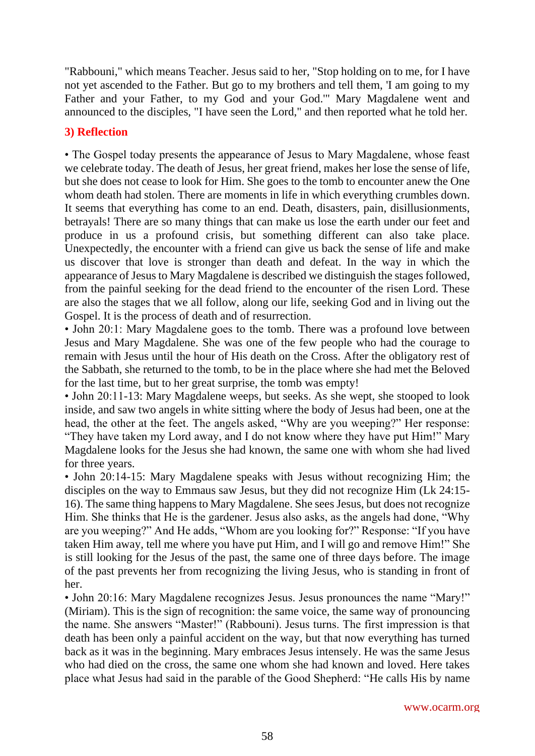"Rabbouni," which means Teacher. Jesus said to her, "Stop holding on to me, for I have not yet ascended to the Father. But go to my brothers and tell them, 'I am going to my Father and your Father, to my God and your God.'" Mary Magdalene went and announced to the disciples, "I have seen the Lord," and then reported what he told her.

### 3) Reflection

• The Gospel today presents the appearance of Jesus to Mary Magdalene, whose feast we celebrate today. The death of Jesus, her great friend, makes her lose the sense of life, but she does not cease to look for Him. She goes to the tomb to encounter anew the One whom death had stolen. There are moments in life in which everything crumbles down. It seems that everything has come to an end. Death, disasters, pain, disillusionments, betrayals! There are so many things that can make us lose the earth under our feet and produce in us a profound crisis, but something different can also take place. Unexpectedly, the encounter with a friend can give us back the sense of life and make us discover that love is stronger than death and defeat. In the way in which the appearance of Jesus to Mary Magdalene is described we distinguish the stages followed, from the painful seeking for the dead friend to the encounter of the risen Lord. These are also the stages that we all follow, along our life, seeking God and in living out the Gospel. It is the process of death and of resurrection.

• John 20:1: Mary Magdalene goes to the tomb. There was a profound love between Jesus and Mary Magdalene. She was one of the few people who had the courage to remain with Jesus until the hour of His death on the Cross. After the obligatory rest of the Sabbath, she returned to the tomb, to be in the place where she had met the Beloved for the last time, but to her great surprise, the tomb was empty!

• John 20:11-13: Mary Magdalene weeps, but seeks. As she wept, she stooped to look inside, and saw two angels in white sitting where the body of Jesus had been, one at the head, the other at the feet. The angels asked, "Why are you weeping?" Her response: "They have taken my Lord away, and I do not know where they have put Him!" Mary Magdalene looks for the Jesus she had known, the same one with whom she had lived for three years.

• John 20:14-15: Mary Magdalene speaks with Jesus without recognizing Him; the disciples on the way to Emmaus saw Jesus, but they did not recognize Him (Lk 24:15-16). The same thing happens to Mary Magdalene. She sees Jesus, but does not recognize Him. She thinks that He is the gardener. Jesus also asks, as the angels had done, "Why are you weeping?" And He adds, "Whom are you looking for?" Response: "If you have taken Him away, tell me where you have put Him, and I will go and remove Him!" She is still looking for the Jesus of the past, the same one of three days before. The image of the past prevents her from recognizing the living Jesus, who is standing in front of her.

• John 20:16: Mary Magdalene recognizes Jesus. Jesus pronounces the name "Mary!" (Miriam). This is the sign of recognition: the same voice, the same way of pronouncing the name. She answers "Master!" (Rabbouni). Jesus turns. The first impression is that death has been only a painful accident on the way, but that now everything has turned back as it was in the beginning. Mary embraces Jesus intensely. He was the same Jesus who had died on the cross, the same one whom she had known and loved. Here takes place what Jesus had said in the parable of the Good Shepherd: "He calls His by name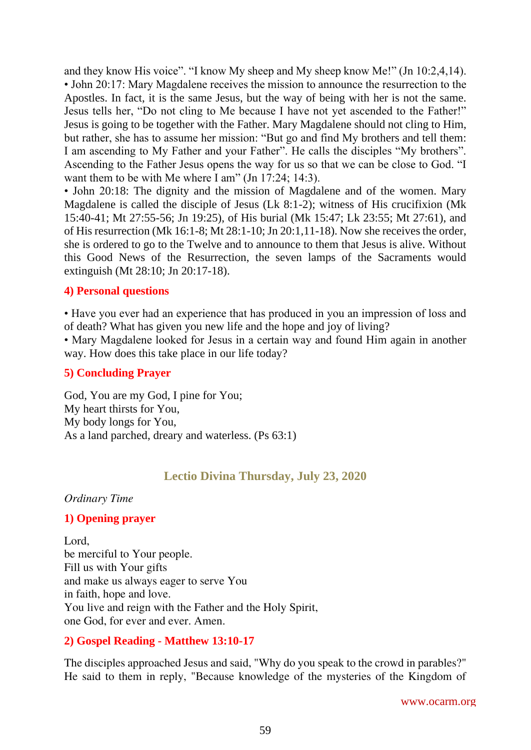and they know His voice". "I know My sheep and My sheep know Me!" (Jn 10:2,4,14).
• John 20:17: Mary Magdalene receives the mission to announce the resurrection to the Apostles. In fact, it is the same Jesus, but the way of being with her is not the same. Jesus tells her, "Do not cling to Me because I have not yet ascended to the Father!" Jesus is going to be together with the Father. Mary Magdalene should not cling to Him, but rather, she has to assume her mission: "But go and find My brothers and tell them: I am ascending to My Father and your Father". He calls the disciples "My brothers". Ascending to the Father Jesus opens the way for us so that we can be close to God. "I want them to be with Me where I am" (Jn 17:24; 14:3).
• John 20:18: The dignity and the mission of Magdalene and of the women. Mary Magdalene is called the disciple of Jesus (Lk 8:1-2); witness of His crucifixion (Mk 15:40-41; Mt 27:55-56; Jn 19:25), of His burial (Mk 15:47; Lk 23:55; Mt 27:61), and of His resurrection (Mk 16:1-8; Mt 28:1-10; Jn 20:1,11-18). Now she receives the order, she is ordered to go to the Twelve and to announce to them that Jesus is alive. Without this Good News of the Resurrection, the seven lamps of the Sacraments would extinguish (Mt 28:10; Jn 20:17-18).

### 4) Personal questions

• Have you ever had an experience that has produced in you an impression of loss and of death? What has given you new life and the hope and joy of living?
• Mary Magdalene looked for Jesus in a certain way and found Him again in another way. How does this take place in our life today?

### 5) Concluding Prayer

God, You are my God, I pine for You;
My heart thirsts for You,
My body longs for You,
As a land parched, dreary and waterless. (Ps 63:1)

## Lectio Divina Thursday, July 23, 2020

*Ordinary Time*

### 1) Opening prayer

Lord,
be merciful to Your people.
Fill us with Your gifts
and make us always eager to serve You
in faith, hope and love.
You live and reign with the Father and the Holy Spirit,
one God, for ever and ever. Amen.

### 2) Gospel Reading - Matthew 13:10-17

The disciples approached Jesus and said, "Why do you speak to the crowd in parables?" He said to them in reply, "Because knowledge of the mysteries of the Kingdom of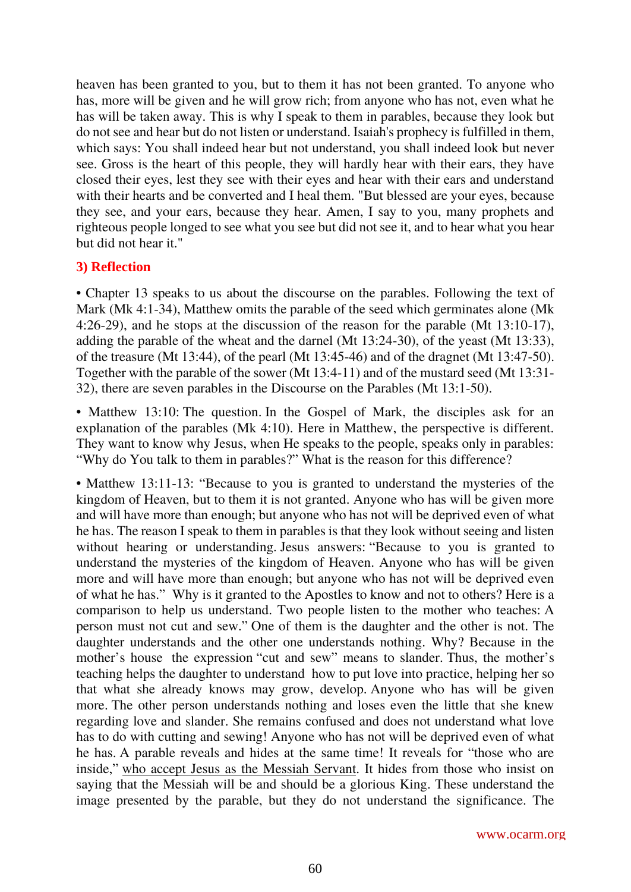heaven has been granted to you, but to them it has not been granted. To anyone who has, more will be given and he will grow rich; from anyone who has not, even what he has will be taken away. This is why I speak to them in parables, because they look but do not see and hear but do not listen or understand. Isaiah's prophecy is fulfilled in them, which says: You shall indeed hear but not understand, you shall indeed look but never see. Gross is the heart of this people, they will hardly hear with their ears, they have closed their eyes, lest they see with their eyes and hear with their ears and understand with their hearts and be converted and I heal them. "But blessed are your eyes, because they see, and your ears, because they hear. Amen, I say to you, many prophets and righteous people longed to see what you see but did not see it, and to hear what you hear but did not hear it."

### 3) Reflection

• Chapter 13 speaks to us about the discourse on the parables. Following the text of Mark (Mk 4:1-34), Matthew omits the parable of the seed which germinates alone (Mk 4:26-29), and he stops at the discussion of the reason for the parable (Mt 13:10-17), adding the parable of the wheat and the darnel (Mt 13:24-30), of the yeast (Mt 13:33), of the treasure (Mt 13:44), of the pearl (Mt 13:45-46) and of the dragnet (Mt 13:47-50). Together with the parable of the sower (Mt 13:4-11) and of the mustard seed (Mt 13:31-32), there are seven parables in the Discourse on the Parables (Mt 13:1-50).

• Matthew 13:10: The question. In the Gospel of Mark, the disciples ask for an explanation of the parables (Mk 4:10). Here in Matthew, the perspective is different. They want to know why Jesus, when He speaks to the people, speaks only in parables: "Why do You talk to them in parables?" What is the reason for this difference?

• Matthew 13:11-13: "Because to you is granted to understand the mysteries of the kingdom of Heaven, but to them it is not granted. Anyone who has will be given more and will have more than enough; but anyone who has not will be deprived even of what he has. The reason I speak to them in parables is that they look without seeing and listen without hearing or understanding. Jesus answers: "Because to you is granted to understand the mysteries of the kingdom of Heaven. Anyone who has will be given more and will have more than enough; but anyone who has not will be deprived even of what he has." Why is it granted to the Apostles to know and not to others? Here is a comparison to help us understand. Two people listen to the mother who teaches: A person must not cut and sew." One of them is the daughter and the other is not. The daughter understands and the other one understands nothing. Why? Because in the mother's house the expression "cut and sew" means to slander. Thus, the mother's teaching helps the daughter to understand how to put love into practice, helping her so that what she already knows may grow, develop. Anyone who has will be given more. The other person understands nothing and loses even the little that she knew regarding love and slander. She remains confused and does not understand what love has to do with cutting and sewing! Anyone who has not will be deprived even of what he has. A parable reveals and hides at the same time! It reveals for "those who are inside," <u>who accept Jesus as the Messiah Servant</u>. It hides from those who insist on saying that the Messiah will be and should be a glorious King. These understand the image presented by the parable, but they do not understand the significance. The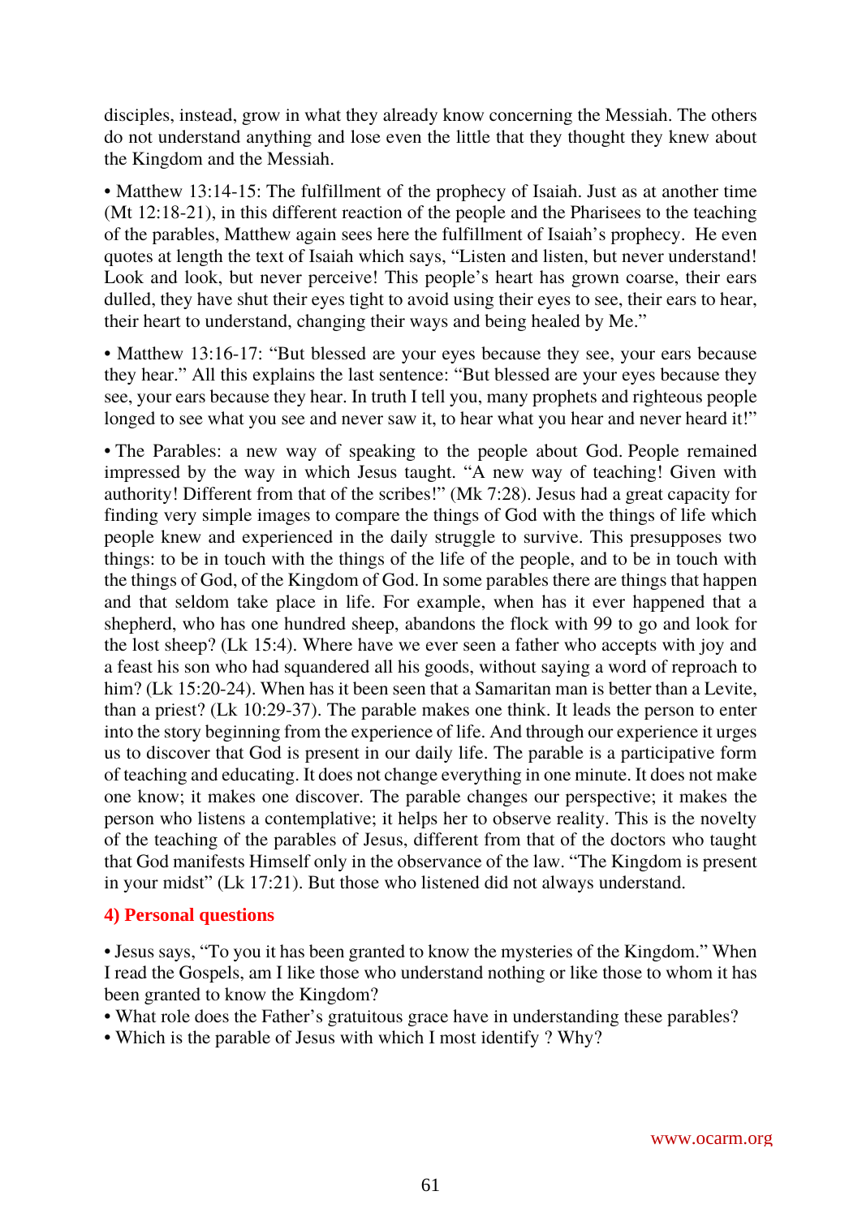disciples, instead, grow in what they already know concerning the Messiah. The others do not understand anything and lose even the little that they thought they knew about the Kingdom and the Messiah.

• Matthew 13:14-15: The fulfillment of the prophecy of Isaiah. Just as at another time (Mt 12:18-21), in this different reaction of the people and the Pharisees to the teaching of the parables, Matthew again sees here the fulfillment of Isaiah's prophecy. He even quotes at length the text of Isaiah which says, "Listen and listen, but never understand! Look and look, but never perceive! This people's heart has grown coarse, their ears dulled, they have shut their eyes tight to avoid using their eyes to see, their ears to hear, their heart to understand, changing their ways and being healed by Me."

• Matthew 13:16-17: "But blessed are your eyes because they see, your ears because they hear." All this explains the last sentence: "But blessed are your eyes because they see, your ears because they hear. In truth I tell you, many prophets and righteous people longed to see what you see and never saw it, to hear what you hear and never heard it!"

• The Parables: a new way of speaking to the people about God. People remained impressed by the way in which Jesus taught. "A new way of teaching! Given with authority! Different from that of the scribes!" (Mk 7:28). Jesus had a great capacity for finding very simple images to compare the things of God with the things of life which people knew and experienced in the daily struggle to survive. This presupposes two things: to be in touch with the things of the life of the people, and to be in touch with the things of God, of the Kingdom of God. In some parables there are things that happen and that seldom take place in life. For example, when has it ever happened that a shepherd, who has one hundred sheep, abandons the flock with 99 to go and look for the lost sheep? (Lk 15:4). Where have we ever seen a father who accepts with joy and a feast his son who had squandered all his goods, without saying a word of reproach to him? (Lk 15:20-24). When has it been seen that a Samaritan man is better than a Levite, than a priest? (Lk 10:29-37). The parable makes one think. It leads the person to enter into the story beginning from the experience of life. And through our experience it urges us to discover that God is present in our daily life. The parable is a participative form of teaching and educating. It does not change everything in one minute. It does not make one know; it makes one discover. The parable changes our perspective; it makes the person who listens a contemplative; it helps her to observe reality. This is the novelty of the teaching of the parables of Jesus, different from that of the doctors who taught that God manifests Himself only in the observance of the law. "The Kingdom is present in your midst" (Lk 17:21). But those who listened did not always understand.

### 4) Personal questions

• Jesus says, "To you it has been granted to know the mysteries of the Kingdom." When I read the Gospels, am I like those who understand nothing or like those to whom it has been granted to know the Kingdom?
• What role does the Father's gratuitous grace have in understanding these parables?
• Which is the parable of Jesus with which I most identify ? Why?

www.ocarm.org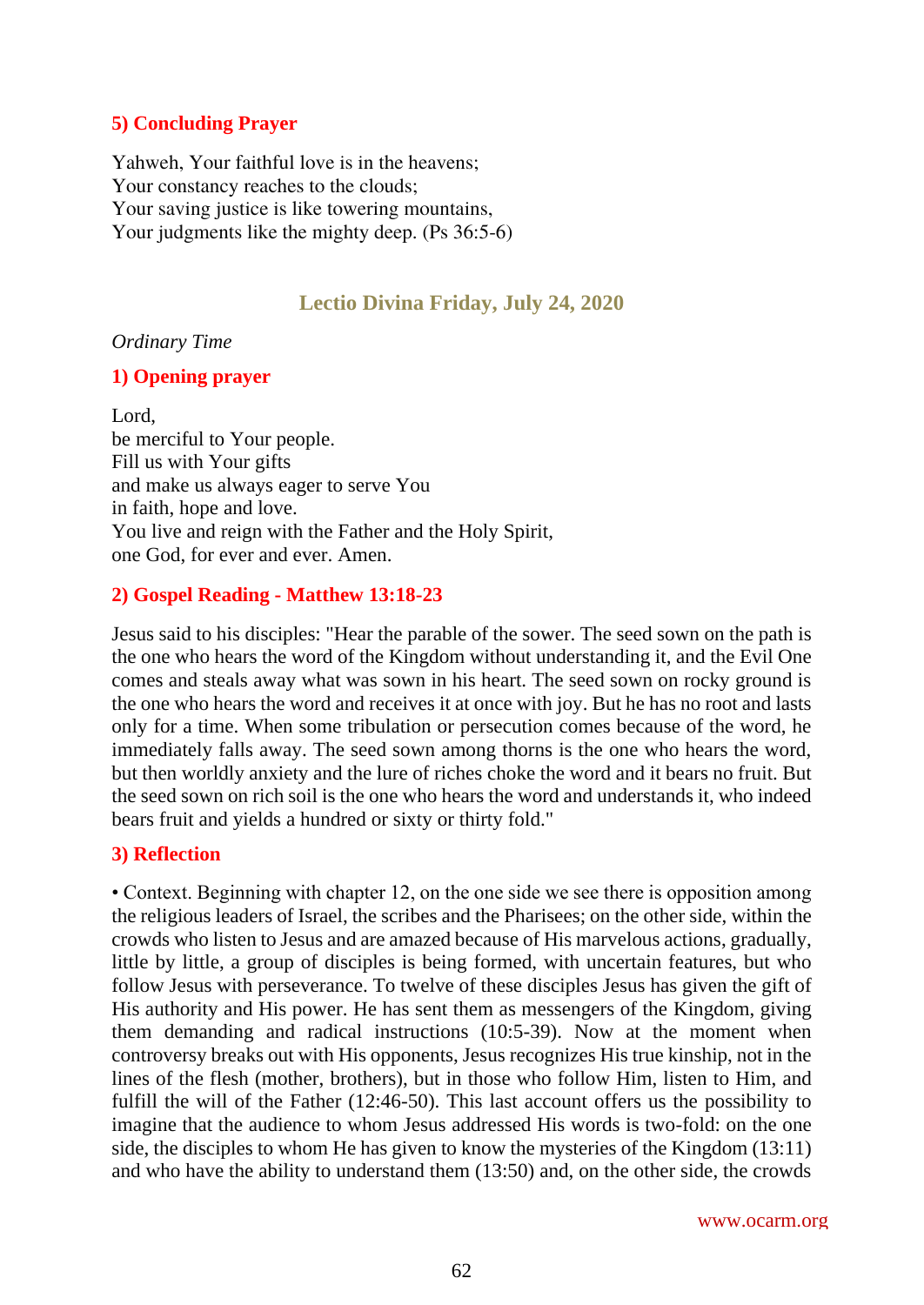### 5) Concluding Prayer

Yahweh, Your faithful love is in the heavens;
Your constancy reaches to the clouds;
Your saving justice is like towering mountains,
Your judgments like the mighty deep. (Ps 36:5-6)

## Lectio Divina Friday, July 24, 2020

*Ordinary Time*

### 1) Opening prayer

Lord,
be merciful to Your people.
Fill us with Your gifts
and make us always eager to serve You
in faith, hope and love.
You live and reign with the Father and the Holy Spirit,
one God, for ever and ever. Amen.

### 2) Gospel Reading - Matthew 13:18-23

Jesus said to his disciples: "Hear the parable of the sower. The seed sown on the path is the one who hears the word of the Kingdom without understanding it, and the Evil One comes and steals away what was sown in his heart. The seed sown on rocky ground is the one who hears the word and receives it at once with joy. But he has no root and lasts only for a time. When some tribulation or persecution comes because of the word, he immediately falls away. The seed sown among thorns is the one who hears the word, but then worldly anxiety and the lure of riches choke the word and it bears no fruit. But the seed sown on rich soil is the one who hears the word and understands it, who indeed bears fruit and yields a hundred or sixty or thirty fold."

### 3) Reflection

• Context. Beginning with chapter 12, on the one side we see there is opposition among the religious leaders of Israel, the scribes and the Pharisees; on the other side, within the crowds who listen to Jesus and are amazed because of His marvelous actions, gradually, little by little, a group of disciples is being formed, with uncertain features, but who follow Jesus with perseverance. To twelve of these disciples Jesus has given the gift of His authority and His power. He has sent them as messengers of the Kingdom, giving them demanding and radical instructions (10:5-39). Now at the moment when controversy breaks out with His opponents, Jesus recognizes His true kinship, not in the lines of the flesh (mother, brothers), but in those who follow Him, listen to Him, and fulfill the will of the Father (12:46-50). This last account offers us the possibility to imagine that the audience to whom Jesus addressed His words is two-fold: on the one side, the disciples to whom He has given to know the mysteries of the Kingdom (13:11) and who have the ability to understand them (13:50) and, on the other side, the crowds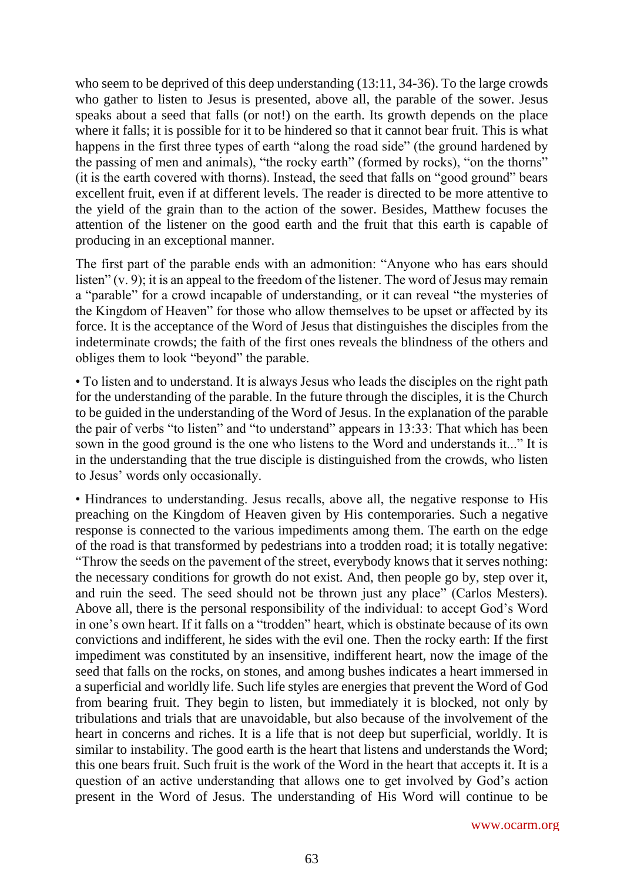who seem to be deprived of this deep understanding (13:11, 34-36). To the large crowds who gather to listen to Jesus is presented, above all, the parable of the sower. Jesus speaks about a seed that falls (or not!) on the earth. Its growth depends on the place where it falls; it is possible for it to be hindered so that it cannot bear fruit. This is what happens in the first three types of earth "along the road side" (the ground hardened by the passing of men and animals), "the rocky earth" (formed by rocks), "on the thorns" (it is the earth covered with thorns). Instead, the seed that falls on "good ground" bears excellent fruit, even if at different levels. The reader is directed to be more attentive to the yield of the grain than to the action of the sower. Besides, Matthew focuses the attention of the listener on the good earth and the fruit that this earth is capable of producing in an exceptional manner.

The first part of the parable ends with an admonition: "Anyone who has ears should listen" (v. 9); it is an appeal to the freedom of the listener. The word of Jesus may remain a "parable" for a crowd incapable of understanding, or it can reveal "the mysteries of the Kingdom of Heaven" for those who allow themselves to be upset or affected by its force. It is the acceptance of the Word of Jesus that distinguishes the disciples from the indeterminate crowds; the faith of the first ones reveals the blindness of the others and obliges them to look "beyond" the parable.

• To listen and to understand. It is always Jesus who leads the disciples on the right path for the understanding of the parable. In the future through the disciples, it is the Church to be guided in the understanding of the Word of Jesus. In the explanation of the parable the pair of verbs "to listen" and "to understand" appears in 13:33: That which has been sown in the good ground is the one who listens to the Word and understands it..." It is in the understanding that the true disciple is distinguished from the crowds, who listen to Jesus' words only occasionally.

• Hindrances to understanding. Jesus recalls, above all, the negative response to His preaching on the Kingdom of Heaven given by His contemporaries. Such a negative response is connected to the various impediments among them. The earth on the edge of the road is that transformed by pedestrians into a trodden road; it is totally negative: "Throw the seeds on the pavement of the street, everybody knows that it serves nothing: the necessary conditions for growth do not exist. And, then people go by, step over it, and ruin the seed. The seed should not be thrown just any place" (Carlos Mesters). Above all, there is the personal responsibility of the individual: to accept God's Word in one's own heart. If it falls on a "trodden" heart, which is obstinate because of its own convictions and indifferent, he sides with the evil one. Then the rocky earth: If the first impediment was constituted by an insensitive, indifferent heart, now the image of the seed that falls on the rocks, on stones, and among bushes indicates a heart immersed in a superficial and worldly life. Such life styles are energies that prevent the Word of God from bearing fruit. They begin to listen, but immediately it is blocked, not only by tribulations and trials that are unavoidable, but also because of the involvement of the heart in concerns and riches. It is a life that is not deep but superficial, worldly. It is similar to instability. The good earth is the heart that listens and understands the Word; this one bears fruit. Such fruit is the work of the Word in the heart that accepts it. It is a question of an active understanding that allows one to get involved by God's action present in the Word of Jesus. The understanding of His Word will continue to be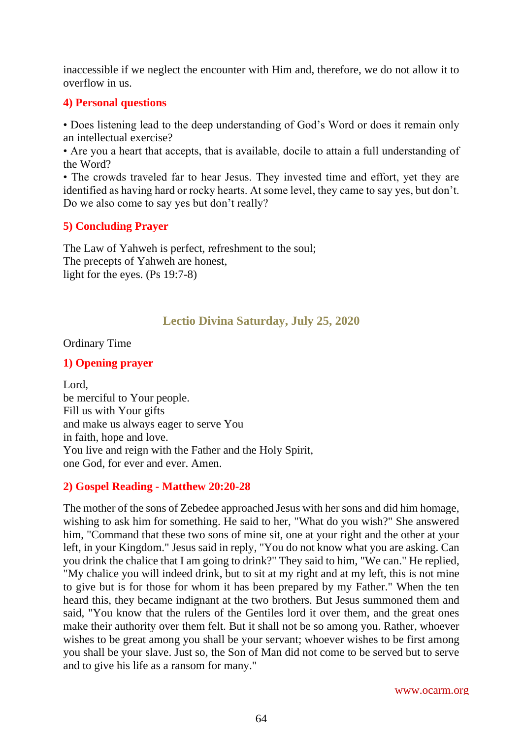inaccessible if we neglect the encounter with Him and, therefore, we do not allow it to overflow in us.

### 4) Personal questions

• Does listening lead to the deep understanding of God's Word or does it remain only an intellectual exercise?
• Are you a heart that accepts, that is available, docile to attain a full understanding of the Word?
• The crowds traveled far to hear Jesus. They invested time and effort, yet they are identified as having hard or rocky hearts. At some level, they came to say yes, but don't. Do we also come to say yes but don't really?

### 5) Concluding Prayer

The Law of Yahweh is perfect, refreshment to the soul;
The precepts of Yahweh are honest,
light for the eyes. (Ps 19:7-8)

## Lectio Divina Saturday, July 25, 2020

Ordinary Time

### 1) Opening prayer

Lord,
be merciful to Your people.
Fill us with Your gifts
and make us always eager to serve You
in faith, hope and love.
You live and reign with the Father and the Holy Spirit,
one God, for ever and ever. Amen.

### 2) Gospel Reading - Matthew 20:20-28

The mother of the sons of Zebedee approached Jesus with her sons and did him homage, wishing to ask him for something. He said to her, "What do you wish?" She answered him, "Command that these two sons of mine sit, one at your right and the other at your left, in your Kingdom." Jesus said in reply, "You do not know what you are asking. Can you drink the chalice that I am going to drink?" They said to him, "We can." He replied, "My chalice you will indeed drink, but to sit at my right and at my left, this is not mine to give but is for those for whom it has been prepared by my Father." When the ten heard this, they became indignant at the two brothers. But Jesus summoned them and said, "You know that the rulers of the Gentiles lord it over them, and the great ones make their authority over them felt. But it shall not be so among you. Rather, whoever wishes to be great among you shall be your servant; whoever wishes to be first among you shall be your slave. Just so, the Son of Man did not come to be served but to serve and to give his life as a ransom for many."

www.ocarm.org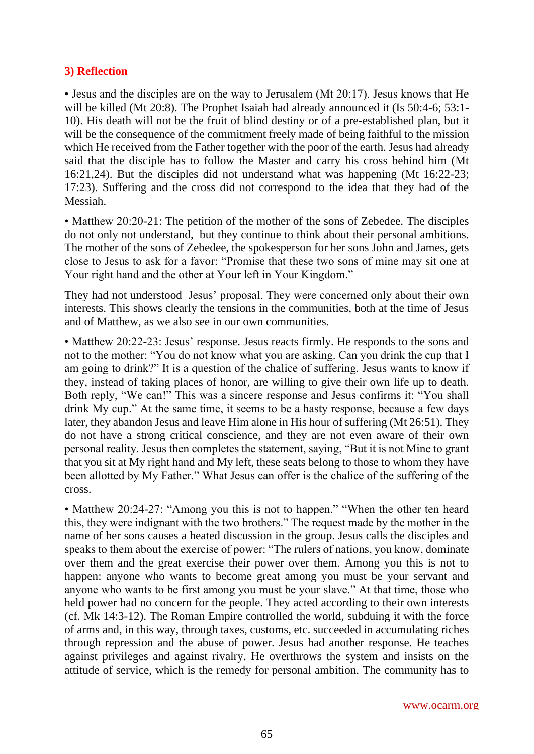## 3) Reflection

• Jesus and the disciples are on the way to Jerusalem (Mt 20:17). Jesus knows that He will be killed (Mt 20:8). The Prophet Isaiah had already announced it (Is 50:4-6; 53:1-10). His death will not be the fruit of blind destiny or of a pre-established plan, but it will be the consequence of the commitment freely made of being faithful to the mission which He received from the Father together with the poor of the earth. Jesus had already said that the disciple has to follow the Master and carry his cross behind him (Mt 16:21,24). But the disciples did not understand what was happening (Mt 16:22-23; 17:23). Suffering and the cross did not correspond to the idea that they had of the Messiah.

• Matthew 20:20-21: The petition of the mother of the sons of Zebedee. The disciples do not only not understand, but they continue to think about their personal ambitions. The mother of the sons of Zebedee, the spokesperson for her sons John and James, gets close to Jesus to ask for a favor: "Promise that these two sons of mine may sit one at Your right hand and the other at Your left in Your Kingdom."

They had not understood Jesus' proposal. They were concerned only about their own interests. This shows clearly the tensions in the communities, both at the time of Jesus and of Matthew, as we also see in our own communities.

• Matthew 20:22-23: Jesus' response. Jesus reacts firmly. He responds to the sons and not to the mother: "You do not know what you are asking. Can you drink the cup that I am going to drink?" It is a question of the chalice of suffering. Jesus wants to know if they, instead of taking places of honor, are willing to give their own life up to death. Both reply, "We can!" This was a sincere response and Jesus confirms it: "You shall drink My cup." At the same time, it seems to be a hasty response, because a few days later, they abandon Jesus and leave Him alone in His hour of suffering (Mt 26:51). They do not have a strong critical conscience, and they are not even aware of their own personal reality. Jesus then completes the statement, saying, "But it is not Mine to grant that you sit at My right hand and My left, these seats belong to those to whom they have been allotted by My Father." What Jesus can offer is the chalice of the suffering of the cross.

• Matthew 20:24-27: "Among you this is not to happen." "When the other ten heard this, they were indignant with the two brothers." The request made by the mother in the name of her sons causes a heated discussion in the group. Jesus calls the disciples and speaks to them about the exercise of power: "The rulers of nations, you know, dominate over them and the great exercise their power over them. Among you this is not to happen: anyone who wants to become great among you must be your servant and anyone who wants to be first among you must be your slave." At that time, those who held power had no concern for the people. They acted according to their own interests (cf. Mk 14:3-12). The Roman Empire controlled the world, subduing it with the force of arms and, in this way, through taxes, customs, etc. succeeded in accumulating riches through repression and the abuse of power. Jesus had another response. He teaches against privileges and against rivalry. He overthrows the system and insists on the attitude of service, which is the remedy for personal ambition. The community has to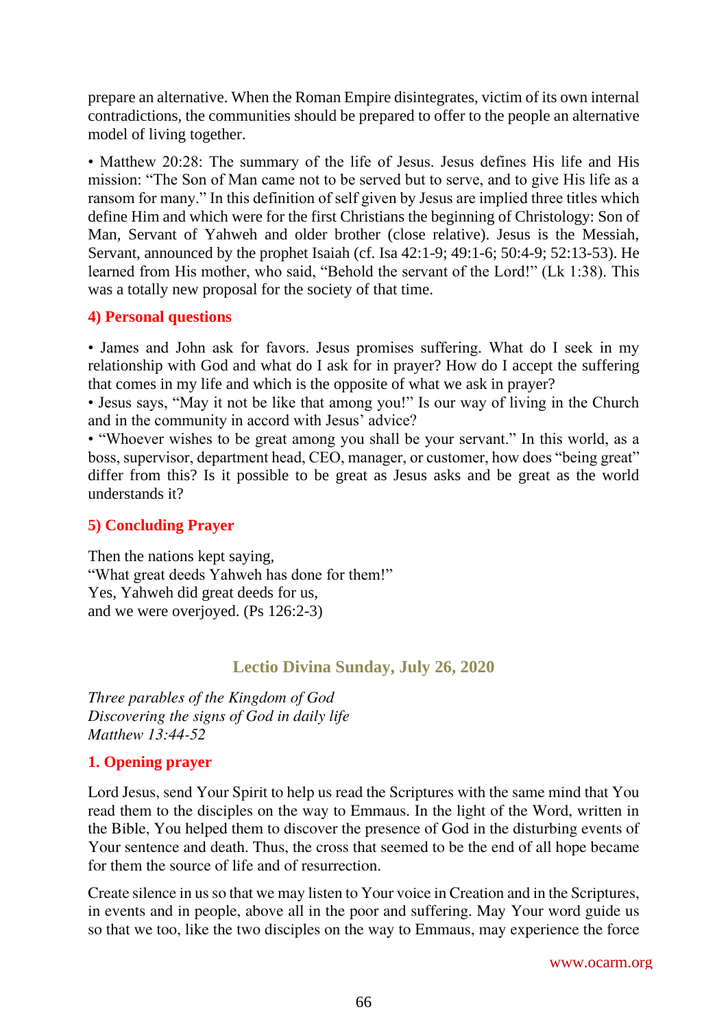prepare an alternative. When the Roman Empire disintegrates, victim of its own internal contradictions, the communities should be prepared to offer to the people an alternative model of living together.

• Matthew 20:28: The summary of the life of Jesus. Jesus defines His life and His mission: "The Son of Man came not to be served but to serve, and to give His life as a ransom for many." In this definition of self given by Jesus are implied three titles which define Him and which were for the first Christians the beginning of Christology: Son of Man, Servant of Yahweh and older brother (close relative). Jesus is the Messiah, Servant, announced by the prophet Isaiah (cf. Isa 42:1-9; 49:1-6; 50:4-9; 52:13-53). He learned from His mother, who said, "Behold the servant of the Lord!" (Lk 1:38). This was a totally new proposal for the society of that time.

### 4) Personal questions

• James and John ask for favors. Jesus promises suffering. What do I seek in my relationship with God and what do I ask for in prayer? How do I accept the suffering that comes in my life and which is the opposite of what we ask in prayer?
• Jesus says, "May it not be like that among you!" Is our way of living in the Church and in the community in accord with Jesus' advice?
• "Whoever wishes to be great among you shall be your servant." In this world, as a boss, supervisor, department head, CEO, manager, or customer, how does "being great" differ from this? Is it possible to be great as Jesus asks and be great as the world understands it?

### 5) Concluding Prayer

Then the nations kept saying,
"What great deeds Yahweh has done for them!"
Yes, Yahweh did great deeds for us,
and we were overjoyed. (Ps 126:2-3)

## Lectio Divina Sunday, July 26, 2020

*Three parables of the Kingdom of God*
*Discovering the signs of God in daily life*
*Matthew 13:44-52*

### 1. Opening prayer

Lord Jesus, send Your Spirit to help us read the Scriptures with the same mind that You read them to the disciples on the way to Emmaus. In the light of the Word, written in the Bible, You helped them to discover the presence of God in the disturbing events of Your sentence and death. Thus, the cross that seemed to be the end of all hope became for them the source of life and of resurrection.

Create silence in us so that we may listen to Your voice in Creation and in the Scriptures, in events and in people, above all in the poor and suffering. May Your word guide us so that we too, like the two disciples on the way to Emmaus, may experience the force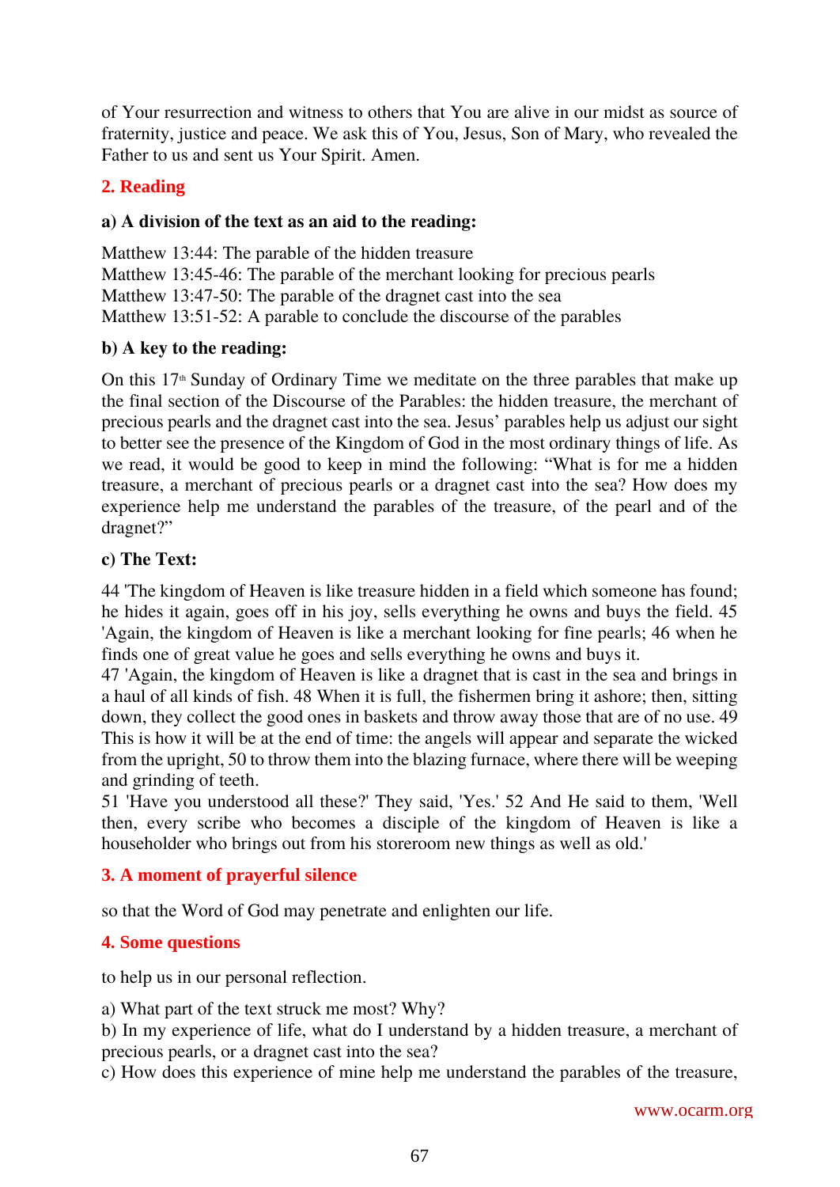of Your resurrection and witness to others that You are alive in our midst as source of fraternity, justice and peace. We ask this of You, Jesus, Son of Mary, who revealed the Father to us and sent us Your Spirit. Amen.

## 2. Reading

### a) A division of the text as an aid to the reading:

Matthew 13:44: The parable of the hidden treasure
Matthew 13:45-46: The parable of the merchant looking for precious pearls
Matthew 13:47-50: The parable of the dragnet cast into the sea
Matthew 13:51-52: A parable to conclude the discourse of the parables

### b) A key to the reading:

On this 17th Sunday of Ordinary Time we meditate on the three parables that make up the final section of the Discourse of the Parables: the hidden treasure, the merchant of precious pearls and the dragnet cast into the sea. Jesus' parables help us adjust our sight to better see the presence of the Kingdom of God in the most ordinary things of life. As we read, it would be good to keep in mind the following: "What is for me a hidden treasure, a merchant of precious pearls or a dragnet cast into the sea? How does my experience help me understand the parables of the treasure, of the pearl and of the dragnet?"

### c) The Text:

44 'The kingdom of Heaven is like treasure hidden in a field which someone has found; he hides it again, goes off in his joy, sells everything he owns and buys the field. 45 'Again, the kingdom of Heaven is like a merchant looking for fine pearls; 46 when he finds one of great value he goes and sells everything he owns and buys it.
47 'Again, the kingdom of Heaven is like a dragnet that is cast in the sea and brings in a haul of all kinds of fish. 48 When it is full, the fishermen bring it ashore; then, sitting down, they collect the good ones in baskets and throw away those that are of no use. 49 This is how it will be at the end of time: the angels will appear and separate the wicked from the upright, 50 to throw them into the blazing furnace, where there will be weeping and grinding of teeth.
51 'Have you understood all these?' They said, 'Yes.' 52 And He said to them, 'Well then, every scribe who becomes a disciple of the kingdom of Heaven is like a householder who brings out from his storeroom new things as well as old.'

## 3. A moment of prayerful silence

so that the Word of God may penetrate and enlighten our life.

## 4. Some questions

to help us in our personal reflection.

a) What part of the text struck me most? Why?
b) In my experience of life, what do I understand by a hidden treasure, a merchant of precious pearls, or a dragnet cast into the sea?
c) How does this experience of mine help me understand the parables of the treasure,

www.ocarm.org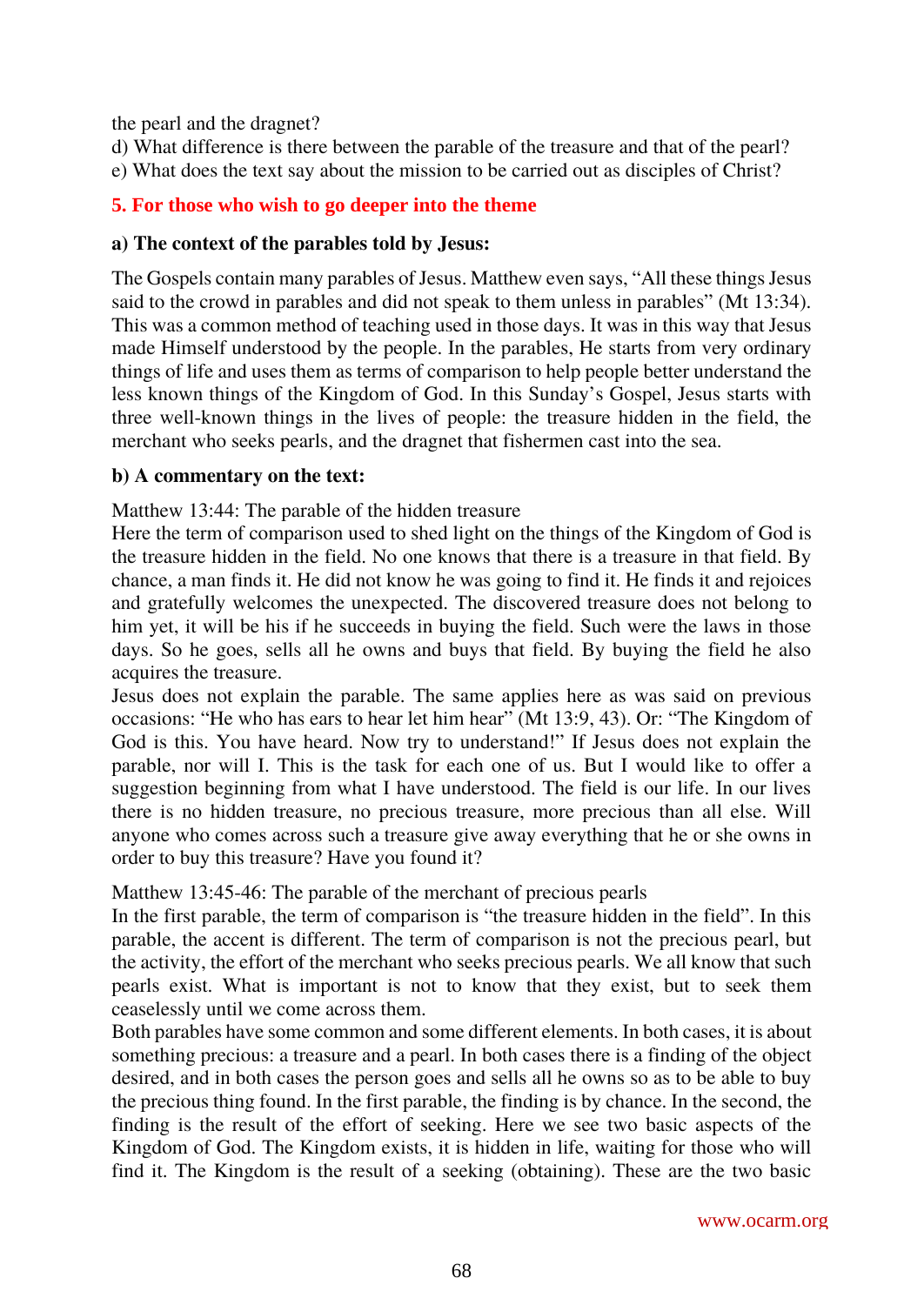the pearl and the dragnet?

d) What difference is there between the parable of the treasure and that of the pearl?

e) What does the text say about the mission to be carried out as disciples of Christ?

## 5. For those who wish to go deeper into the theme

### a) The context of the parables told by Jesus:

The Gospels contain many parables of Jesus. Matthew even says, "All these things Jesus said to the crowd in parables and did not speak to them unless in parables" (Mt 13:34). This was a common method of teaching used in those days. It was in this way that Jesus made Himself understood by the people. In the parables, He starts from very ordinary things of life and uses them as terms of comparison to help people better understand the less known things of the Kingdom of God. In this Sunday's Gospel, Jesus starts with three well-known things in the lives of people: the treasure hidden in the field, the merchant who seeks pearls, and the dragnet that fishermen cast into the sea.

### b) A commentary on the text:

Matthew 13:44: The parable of the hidden treasure

Here the term of comparison used to shed light on the things of the Kingdom of God is the treasure hidden in the field. No one knows that there is a treasure in that field. By chance, a man finds it. He did not know he was going to find it. He finds it and rejoices and gratefully welcomes the unexpected. The discovered treasure does not belong to him yet, it will be his if he succeeds in buying the field. Such were the laws in those days. So he goes, sells all he owns and buys that field. By buying the field he also acquires the treasure.

Jesus does not explain the parable. The same applies here as was said on previous occasions: "He who has ears to hear let him hear" (Mt 13:9, 43). Or: "The Kingdom of God is this. You have heard. Now try to understand!" If Jesus does not explain the parable, nor will I. This is the task for each one of us. But I would like to offer a suggestion beginning from what I have understood. The field is our life. In our lives there is no hidden treasure, no precious treasure, more precious than all else. Will anyone who comes across such a treasure give away everything that he or she owns in order to buy this treasure? Have you found it?

Matthew 13:45-46: The parable of the merchant of precious pearls

In the first parable, the term of comparison is "the treasure hidden in the field". In this parable, the accent is different. The term of comparison is not the precious pearl, but the activity, the effort of the merchant who seeks precious pearls. We all know that such pearls exist. What is important is not to know that they exist, but to seek them ceaselessly until we come across them.

Both parables have some common and some different elements. In both cases, it is about something precious: a treasure and a pearl. In both cases there is a finding of the object desired, and in both cases the person goes and sells all he owns so as to be able to buy the precious thing found. In the first parable, the finding is by chance. In the second, the finding is the result of the effort of seeking. Here we see two basic aspects of the Kingdom of God. The Kingdom exists, it is hidden in life, waiting for those who will find it. The Kingdom is the result of a seeking (obtaining). These are the two basic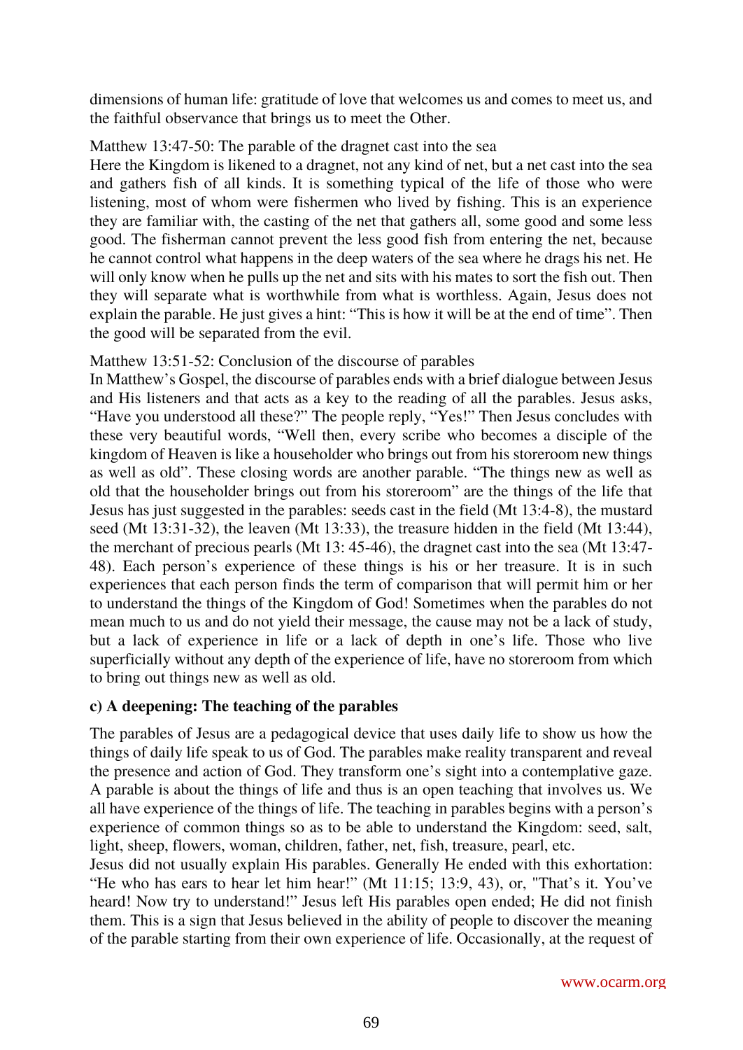dimensions of human life: gratitude of love that welcomes us and comes to meet us, and the faithful observance that brings us to meet the Other.

Matthew 13:47-50: The parable of the dragnet cast into the sea
Here the Kingdom is likened to a dragnet, not any kind of net, but a net cast into the sea and gathers fish of all kinds. It is something typical of the life of those who were listening, most of whom were fishermen who lived by fishing. This is an experience they are familiar with, the casting of the net that gathers all, some good and some less good. The fisherman cannot prevent the less good fish from entering the net, because he cannot control what happens in the deep waters of the sea where he drags his net. He will only know when he pulls up the net and sits with his mates to sort the fish out. Then they will separate what is worthwhile from what is worthless. Again, Jesus does not explain the parable. He just gives a hint: "This is how it will be at the end of time". Then the good will be separated from the evil.

Matthew 13:51-52: Conclusion of the discourse of parables
In Matthew's Gospel, the discourse of parables ends with a brief dialogue between Jesus and His listeners and that acts as a key to the reading of all the parables. Jesus asks, "Have you understood all these?" The people reply, "Yes!" Then Jesus concludes with these very beautiful words, "Well then, every scribe who becomes a disciple of the kingdom of Heaven is like a householder who brings out from his storeroom new things as well as old". These closing words are another parable. "The things new as well as old that the householder brings out from his storeroom" are the things of the life that Jesus has just suggested in the parables: seeds cast in the field (Mt 13:4-8), the mustard seed (Mt 13:31-32), the leaven (Mt 13:33), the treasure hidden in the field (Mt 13:44), the merchant of precious pearls (Mt 13: 45-46), the dragnet cast into the sea (Mt 13:47-48). Each person's experience of these things is his or her treasure. It is in such experiences that each person finds the term of comparison that will permit him or her to understand the things of the Kingdom of God! Sometimes when the parables do not mean much to us and do not yield their message, the cause may not be a lack of study, but a lack of experience in life or a lack of depth in one's life. Those who live superficially without any depth of the experience of life, have no storeroom from which to bring out things new as well as old.

**c) A deepening: The teaching of the parables**

The parables of Jesus are a pedagogical device that uses daily life to show us how the things of daily life speak to us of God. The parables make reality transparent and reveal the presence and action of God. They transform one's sight into a contemplative gaze. A parable is about the things of life and thus is an open teaching that involves us. We all have experience of the things of life. The teaching in parables begins with a person's experience of common things so as to be able to understand the Kingdom: seed, salt, light, sheep, flowers, woman, children, father, net, fish, treasure, pearl, etc.
Jesus did not usually explain His parables. Generally He ended with this exhortation: "He who has ears to hear let him hear!" (Mt 11:15; 13:9, 43), or, "That's it. You've heard! Now try to understand!" Jesus left His parables open ended; He did not finish them. This is a sign that Jesus believed in the ability of people to discover the meaning of the parable starting from their own experience of life. Occasionally, at the request of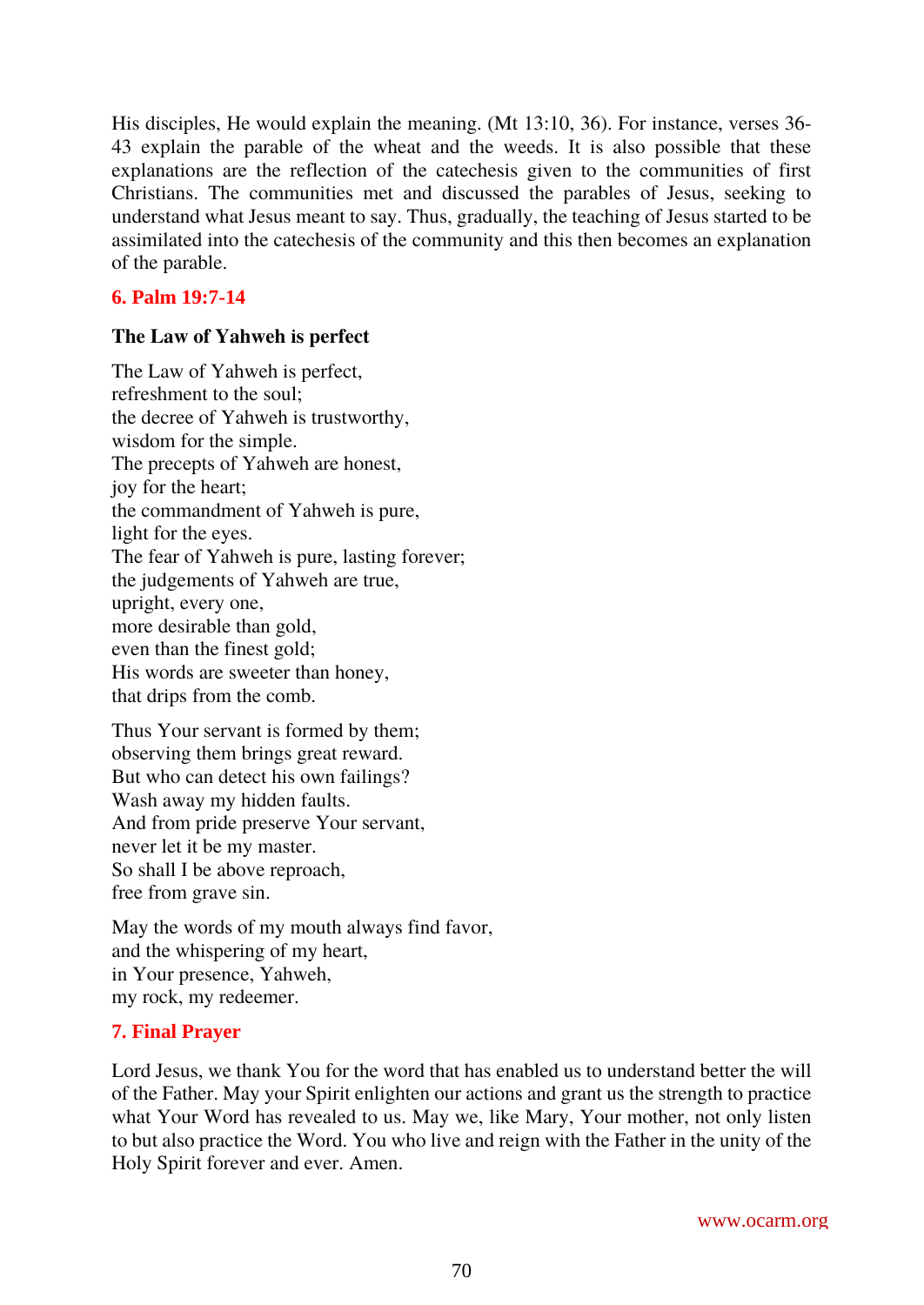His disciples, He would explain the meaning. (Mt 13:10, 36). For instance, verses 36-43 explain the parable of the wheat and the weeds. It is also possible that these explanations are the reflection of the catechesis given to the communities of first Christians. The communities met and discussed the parables of Jesus, seeking to understand what Jesus meant to say. Thus, gradually, the teaching of Jesus started to be assimilated into the catechesis of the community and this then becomes an explanation of the parable.

## 6. Palm 19:7-14

**The Law of Yahweh is perfect**

The Law of Yahweh is perfect,
refreshment to the soul;
the decree of Yahweh is trustworthy,
wisdom for the simple.
The precepts of Yahweh are honest,
joy for the heart;
the commandment of Yahweh is pure,
light for the eyes.
The fear of Yahweh is pure, lasting forever;
the judgements of Yahweh are true,
upright, every one,
more desirable than gold,
even than the finest gold;
His words are sweeter than honey,
that drips from the comb.

Thus Your servant is formed by them;
observing them brings great reward.
But who can detect his own failings?
Wash away my hidden faults.
And from pride preserve Your servant,
never let it be my master.
So shall I be above reproach,
free from grave sin.

May the words of my mouth always find favor,
and the whispering of my heart,
in Your presence, Yahweh,
my rock, my redeemer.

## 7. Final Prayer

Lord Jesus, we thank You for the word that has enabled us to understand better the will of the Father. May your Spirit enlighten our actions and grant us the strength to practice what Your Word has revealed to us. May we, like Mary, Your mother, not only listen to but also practice the Word. You who live and reign with the Father in the unity of the Holy Spirit forever and ever. Amen.

www.ocarm.org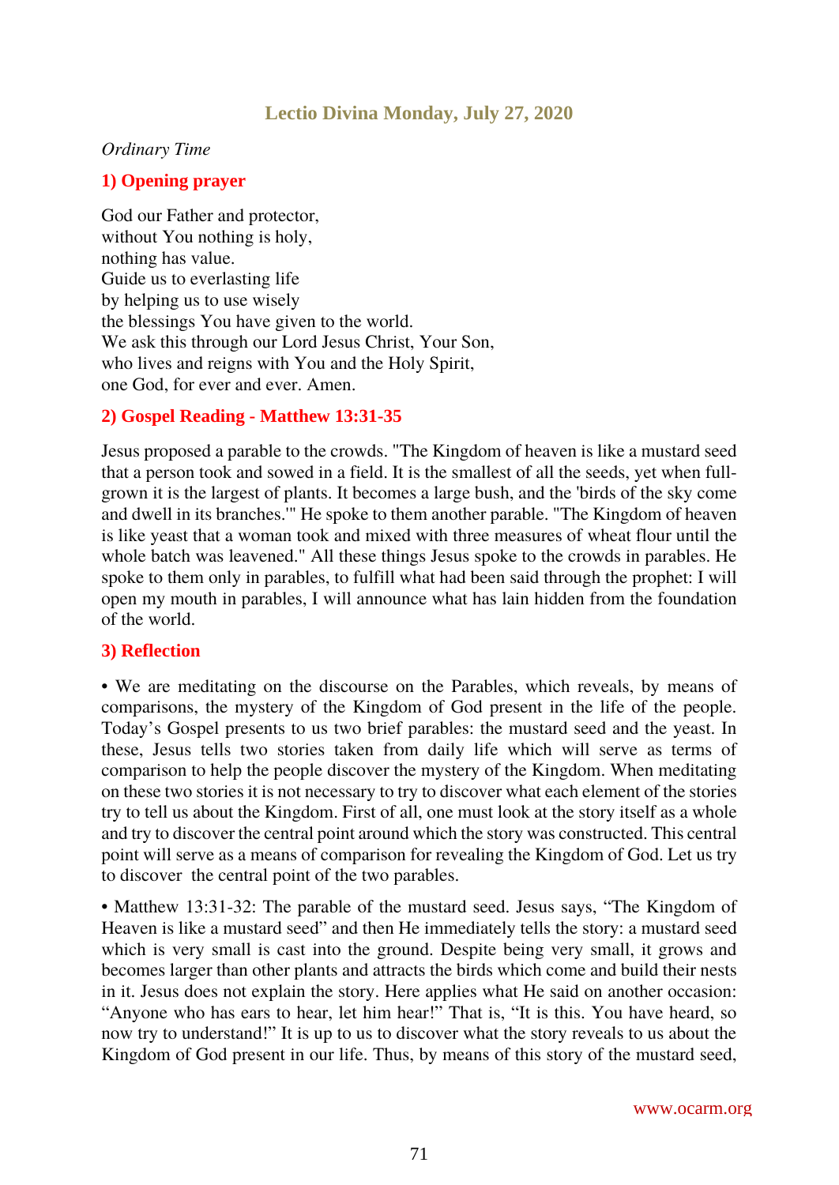## Lectio Divina Monday, July 27, 2020

*Ordinary Time*

### 1) Opening prayer

God our Father and protector,
without You nothing is holy,
nothing has value.
Guide us to everlasting life
by helping us to use wisely
the blessings You have given to the world.
We ask this through our Lord Jesus Christ, Your Son,
who lives and reigns with You and the Holy Spirit,
one God, for ever and ever. Amen.

### 2) Gospel Reading - Matthew 13:31-35

Jesus proposed a parable to the crowds. "The Kingdom of heaven is like a mustard seed that a person took and sowed in a field. It is the smallest of all the seeds, yet when full-grown it is the largest of plants. It becomes a large bush, and the 'birds of the sky come and dwell in its branches.'" He spoke to them another parable. "The Kingdom of heaven is like yeast that a woman took and mixed with three measures of wheat flour until the whole batch was leavened." All these things Jesus spoke to the crowds in parables. He spoke to them only in parables, to fulfill what had been said through the prophet: I will open my mouth in parables, I will announce what has lain hidden from the foundation of the world.

### 3) Reflection

• We are meditating on the discourse on the Parables, which reveals, by means of comparisons, the mystery of the Kingdom of God present in the life of the people. Today's Gospel presents to us two brief parables: the mustard seed and the yeast. In these, Jesus tells two stories taken from daily life which will serve as terms of comparison to help the people discover the mystery of the Kingdom. When meditating on these two stories it is not necessary to try to discover what each element of the stories try to tell us about the Kingdom. First of all, one must look at the story itself as a whole and try to discover the central point around which the story was constructed. This central point will serve as a means of comparison for revealing the Kingdom of God. Let us try to discover the central point of the two parables.

• Matthew 13:31-32: The parable of the mustard seed. Jesus says, "The Kingdom of Heaven is like a mustard seed" and then He immediately tells the story: a mustard seed which is very small is cast into the ground. Despite being very small, it grows and becomes larger than other plants and attracts the birds which come and build their nests in it. Jesus does not explain the story. Here applies what He said on another occasion: "Anyone who has ears to hear, let him hear!" That is, "It is this. You have heard, so now try to understand!" It is up to us to discover what the story reveals to us about the Kingdom of God present in our life. Thus, by means of this story of the mustard seed,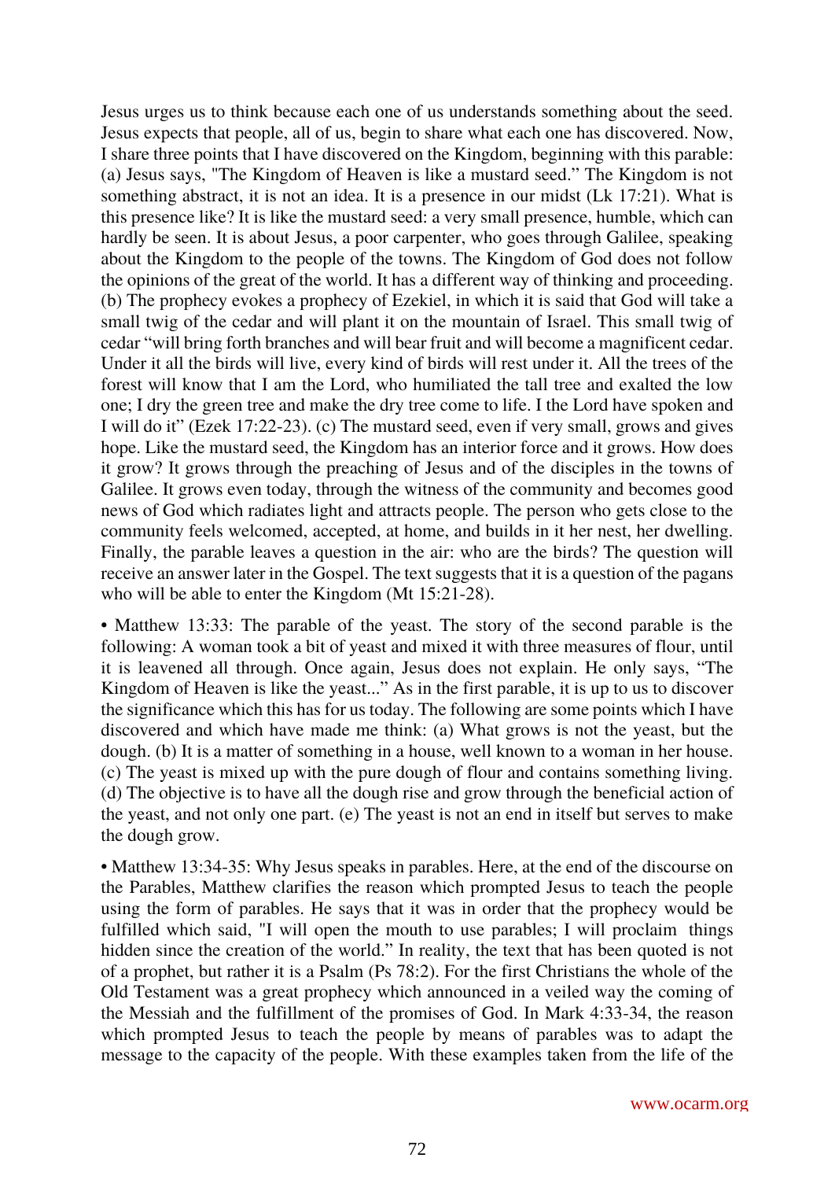Jesus urges us to think because each one of us understands something about the seed. Jesus expects that people, all of us, begin to share what each one has discovered. Now, I share three points that I have discovered on the Kingdom, beginning with this parable: (a) Jesus says, "The Kingdom of Heaven is like a mustard seed." The Kingdom is not something abstract, it is not an idea. It is a presence in our midst (Lk 17:21). What is this presence like? It is like the mustard seed: a very small presence, humble, which can hardly be seen. It is about Jesus, a poor carpenter, who goes through Galilee, speaking about the Kingdom to the people of the towns. The Kingdom of God does not follow the opinions of the great of the world. It has a different way of thinking and proceeding. (b) The prophecy evokes a prophecy of Ezekiel, in which it is said that God will take a small twig of the cedar and will plant it on the mountain of Israel. This small twig of cedar "will bring forth branches and will bear fruit and will become a magnificent cedar. Under it all the birds will live, every kind of birds will rest under it. All the trees of the forest will know that I am the Lord, who humiliated the tall tree and exalted the low one; I dry the green tree and make the dry tree come to life. I the Lord have spoken and I will do it" (Ezek 17:22-23). (c) The mustard seed, even if very small, grows and gives hope. Like the mustard seed, the Kingdom has an interior force and it grows. How does it grow? It grows through the preaching of Jesus and of the disciples in the towns of Galilee. It grows even today, through the witness of the community and becomes good news of God which radiates light and attracts people. The person who gets close to the community feels welcomed, accepted, at home, and builds in it her nest, her dwelling. Finally, the parable leaves a question in the air: who are the birds? The question will receive an answer later in the Gospel. The text suggests that it is a question of the pagans who will be able to enter the Kingdom (Mt 15:21-28).

• Matthew 13:33: The parable of the yeast. The story of the second parable is the following: A woman took a bit of yeast and mixed it with three measures of flour, until it is leavened all through. Once again, Jesus does not explain. He only says, "The Kingdom of Heaven is like the yeast..." As in the first parable, it is up to us to discover the significance which this has for us today. The following are some points which I have discovered and which have made me think: (a) What grows is not the yeast, but the dough. (b) It is a matter of something in a house, well known to a woman in her house. (c) The yeast is mixed up with the pure dough of flour and contains something living. (d) The objective is to have all the dough rise and grow through the beneficial action of the yeast, and not only one part. (e) The yeast is not an end in itself but serves to make the dough grow.

• Matthew 13:34-35: Why Jesus speaks in parables. Here, at the end of the discourse on the Parables, Matthew clarifies the reason which prompted Jesus to teach the people using the form of parables. He says that it was in order that the prophecy would be fulfilled which said, "I will open the mouth to use parables; I will proclaim things hidden since the creation of the world." In reality, the text that has been quoted is not of a prophet, but rather it is a Psalm (Ps 78:2). For the first Christians the whole of the Old Testament was a great prophecy which announced in a veiled way the coming of the Messiah and the fulfillment of the promises of God. In Mark 4:33-34, the reason which prompted Jesus to teach the people by means of parables was to adapt the message to the capacity of the people. With these examples taken from the life of the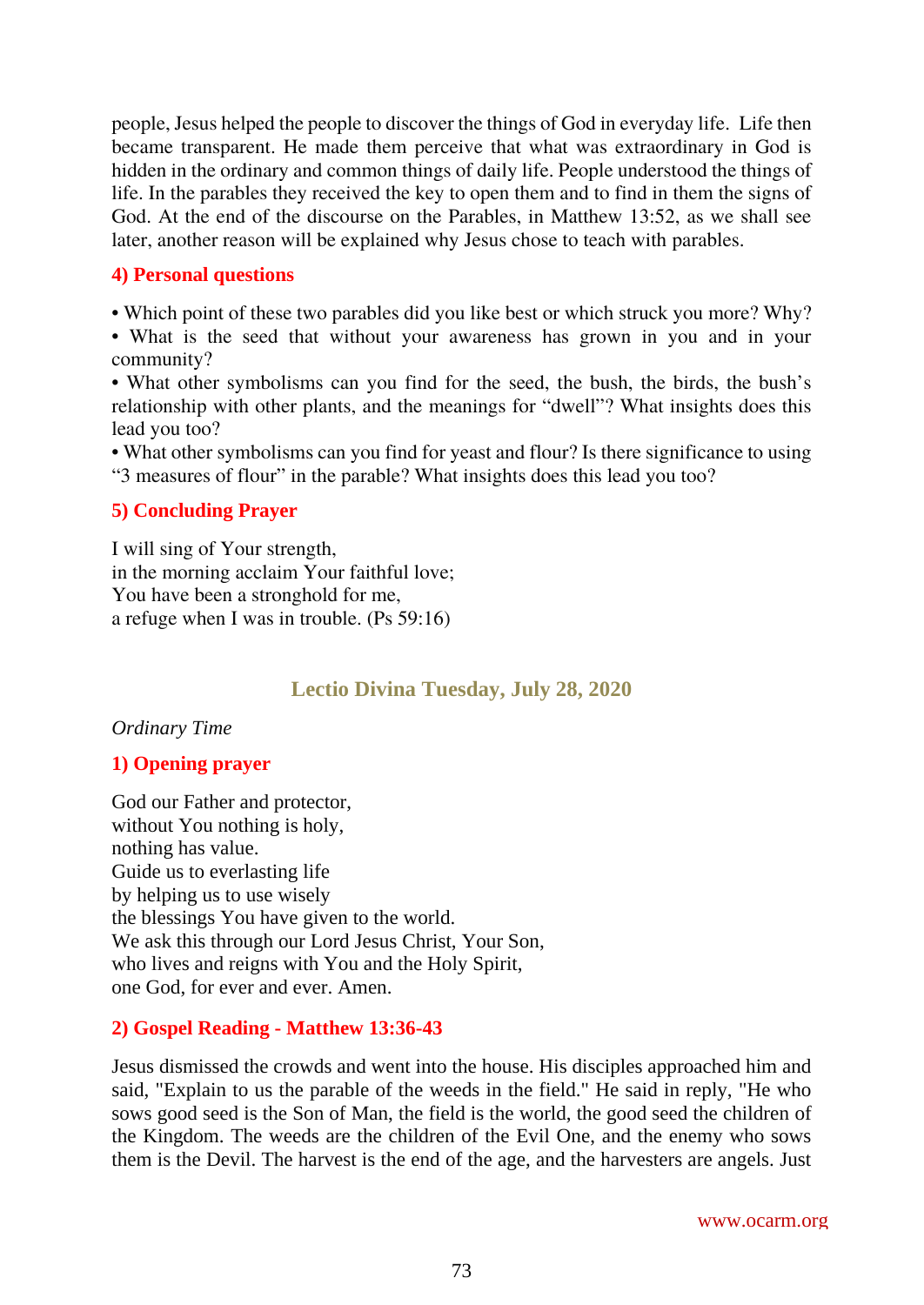people, Jesus helped the people to discover the things of God in everyday life. Life then became transparent. He made them perceive that what was extraordinary in God is hidden in the ordinary and common things of daily life. People understood the things of life. In the parables they received the key to open them and to find in them the signs of God. At the end of the discourse on the Parables, in Matthew 13:52, as we shall see later, another reason will be explained why Jesus chose to teach with parables.

### 4) Personal questions

- Which point of these two parables did you like best or which struck you more? Why?
- What is the seed that without your awareness has grown in you and in your community?
- What other symbolisms can you find for the seed, the bush, the birds, the bush's relationship with other plants, and the meanings for "dwell"? What insights does this lead you too?
- What other symbolisms can you find for yeast and flour? Is there significance to using "3 measures of flour" in the parable? What insights does this lead you too?

### 5) Concluding Prayer

I will sing of Your strength,
in the morning acclaim Your faithful love;
You have been a stronghold for me,
a refuge when I was in trouble. (Ps 59:16)

## Lectio Divina Tuesday, July 28, 2020

*Ordinary Time*

### 1) Opening prayer

God our Father and protector,
without You nothing is holy,
nothing has value.
Guide us to everlasting life
by helping us to use wisely
the blessings You have given to the world.
We ask this through our Lord Jesus Christ, Your Son,
who lives and reigns with You and the Holy Spirit,
one God, for ever and ever. Amen.

### 2) Gospel Reading - Matthew 13:36-43

Jesus dismissed the crowds and went into the house. His disciples approached him and said, "Explain to us the parable of the weeds in the field." He said in reply, "He who sows good seed is the Son of Man, the field is the world, the good seed the children of the Kingdom. The weeds are the children of the Evil One, and the enemy who sows them is the Devil. The harvest is the end of the age, and the harvesters are angels. Just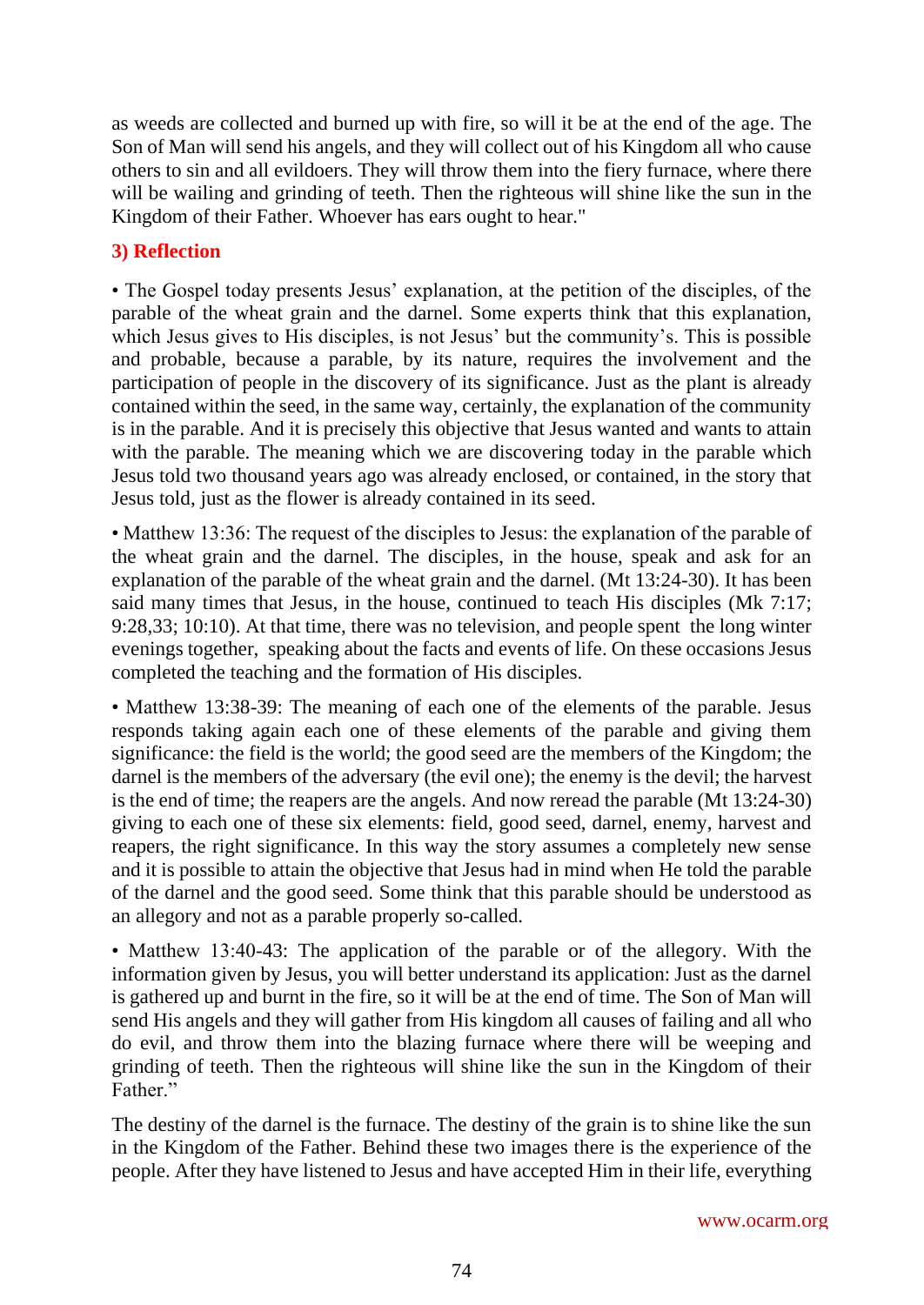as weeds are collected and burned up with fire, so will it be at the end of the age. The Son of Man will send his angels, and they will collect out of his Kingdom all who cause others to sin and all evildoers. They will throw them into the fiery furnace, where there will be wailing and grinding of teeth. Then the righteous will shine like the sun in the Kingdom of their Father. Whoever has ears ought to hear."

## 3) Reflection

• The Gospel today presents Jesus' explanation, at the petition of the disciples, of the parable of the wheat grain and the darnel. Some experts think that this explanation, which Jesus gives to His disciples, is not Jesus' but the community's. This is possible and probable, because a parable, by its nature, requires the involvement and the participation of people in the discovery of its significance. Just as the plant is already contained within the seed, in the same way, certainly, the explanation of the community is in the parable. And it is precisely this objective that Jesus wanted and wants to attain with the parable. The meaning which we are discovering today in the parable which Jesus told two thousand years ago was already enclosed, or contained, in the story that Jesus told, just as the flower is already contained in its seed.

• Matthew 13:36: The request of the disciples to Jesus: the explanation of the parable of the wheat grain and the darnel. The disciples, in the house, speak and ask for an explanation of the parable of the wheat grain and the darnel. (Mt 13:24-30). It has been said many times that Jesus, in the house, continued to teach His disciples (Mk 7:17; 9:28,33; 10:10). At that time, there was no television, and people spent the long winter evenings together, speaking about the facts and events of life. On these occasions Jesus completed the teaching and the formation of His disciples.

• Matthew 13:38-39: The meaning of each one of the elements of the parable. Jesus responds taking again each one of these elements of the parable and giving them significance: the field is the world; the good seed are the members of the Kingdom; the darnel is the members of the adversary (the evil one); the enemy is the devil; the harvest is the end of time; the reapers are the angels. And now reread the parable (Mt 13:24-30) giving to each one of these six elements: field, good seed, darnel, enemy, harvest and reapers, the right significance. In this way the story assumes a completely new sense and it is possible to attain the objective that Jesus had in mind when He told the parable of the darnel and the good seed. Some think that this parable should be understood as an allegory and not as a parable properly so-called.

• Matthew 13:40-43: The application of the parable or of the allegory. With the information given by Jesus, you will better understand its application: Just as the darnel is gathered up and burnt in the fire, so it will be at the end of time. The Son of Man will send His angels and they will gather from His kingdom all causes of failing and all who do evil, and throw them into the blazing furnace where there will be weeping and grinding of teeth. Then the righteous will shine like the sun in the Kingdom of their Father."

The destiny of the darnel is the furnace. The destiny of the grain is to shine like the sun in the Kingdom of the Father. Behind these two images there is the experience of the people. After they have listened to Jesus and have accepted Him in their life, everything

www.ocarm.org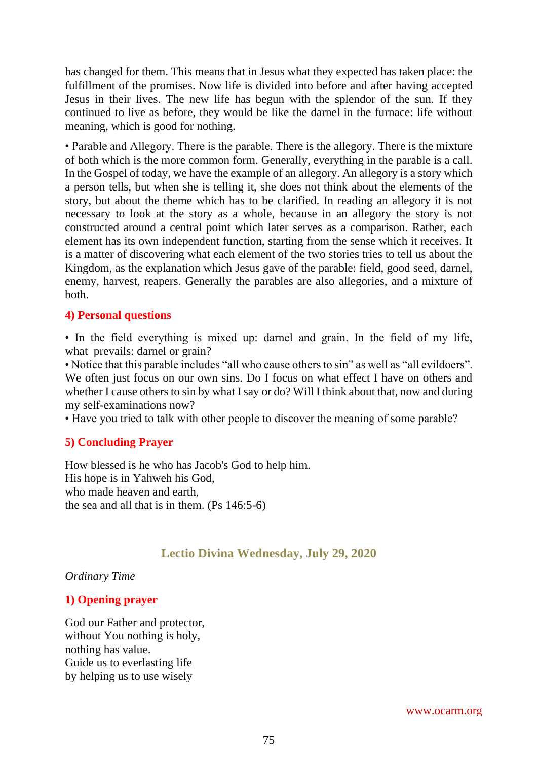has changed for them. This means that in Jesus what they expected has taken place: the fulfillment of the promises. Now life is divided into before and after having accepted Jesus in their lives. The new life has begun with the splendor of the sun. If they continued to live as before, they would be like the darnel in the furnace: life without meaning, which is good for nothing.

• Parable and Allegory. There is the parable. There is the allegory. There is the mixture of both which is the more common form. Generally, everything in the parable is a call. In the Gospel of today, we have the example of an allegory. An allegory is a story which a person tells, but when she is telling it, she does not think about the elements of the story, but about the theme which has to be clarified. In reading an allegory it is not necessary to look at the story as a whole, because in an allegory the story is not constructed around a central point which later serves as a comparison. Rather, each element has its own independent function, starting from the sense which it receives. It is a matter of discovering what each element of the two stories tries to tell us about the Kingdom, as the explanation which Jesus gave of the parable: field, good seed, darnel, enemy, harvest, reapers. Generally the parables are also allegories, and a mixture of both.

### 4) Personal questions

• In the field everything is mixed up: darnel and grain. In the field of my life, what prevails: darnel or grain?
• Notice that this parable includes "all who cause others to sin" as well as "all evildoers". We often just focus on our own sins. Do I focus on what effect I have on others and whether I cause others to sin by what I say or do? Will I think about that, now and during my self-examinations now?
• Have you tried to talk with other people to discover the meaning of some parable?

### 5) Concluding Prayer

How blessed is he who has Jacob's God to help him.
His hope is in Yahweh his God,
who made heaven and earth,
the sea and all that is in them. (Ps 146:5-6)

## Lectio Divina Wednesday, July 29, 2020

*Ordinary Time*

### 1) Opening prayer

God our Father and protector,
without You nothing is holy,
nothing has value.
Guide us to everlasting life
by helping us to use wisely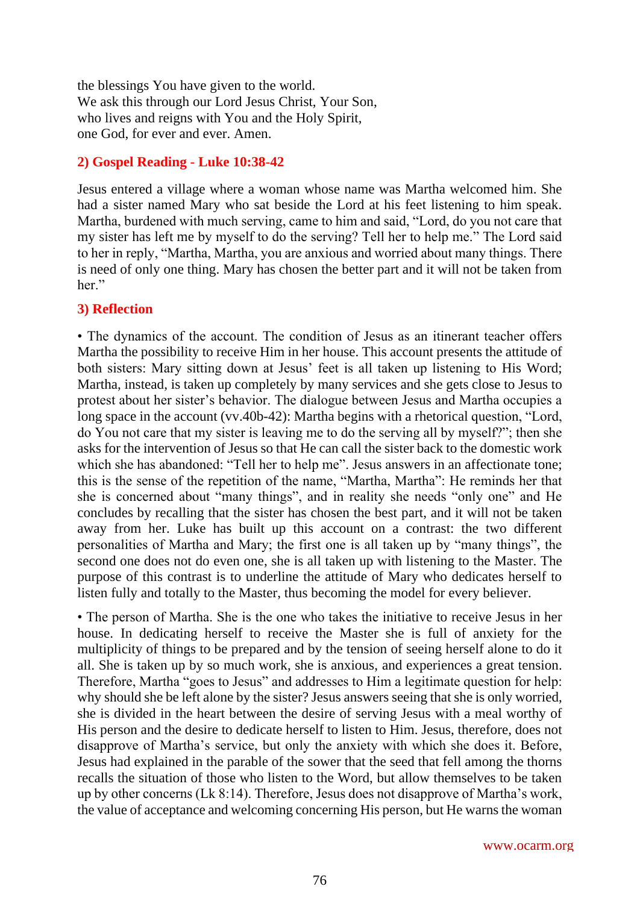the blessings You have given to the world.
We ask this through our Lord Jesus Christ, Your Son,
who lives and reigns with You and the Holy Spirit,
one God, for ever and ever. Amen.

### 2) Gospel Reading - Luke 10:38-42

Jesus entered a village where a woman whose name was Martha welcomed him. She had a sister named Mary who sat beside the Lord at his feet listening to him speak. Martha, burdened with much serving, came to him and said, "Lord, do you not care that my sister has left me by myself to do the serving? Tell her to help me." The Lord said to her in reply, "Martha, Martha, you are anxious and worried about many things. There is need of only one thing. Mary has chosen the better part and it will not be taken from her."

### 3) Reflection

• The dynamics of the account. The condition of Jesus as an itinerant teacher offers Martha the possibility to receive Him in her house. This account presents the attitude of both sisters: Mary sitting down at Jesus' feet is all taken up listening to His Word; Martha, instead, is taken up completely by many services and she gets close to Jesus to protest about her sister's behavior. The dialogue between Jesus and Martha occupies a long space in the account (vv.40b-42): Martha begins with a rhetorical question, "Lord, do You not care that my sister is leaving me to do the serving all by myself?"; then she asks for the intervention of Jesus so that He can call the sister back to the domestic work which she has abandoned: "Tell her to help me". Jesus answers in an affectionate tone; this is the sense of the repetition of the name, "Martha, Martha": He reminds her that she is concerned about "many things", and in reality she needs "only one" and He concludes by recalling that the sister has chosen the best part, and it will not be taken away from her. Luke has built up this account on a contrast: the two different personalities of Martha and Mary; the first one is all taken up by "many things", the second one does not do even one, she is all taken up with listening to the Master. The purpose of this contrast is to underline the attitude of Mary who dedicates herself to listen fully and totally to the Master, thus becoming the model for every believer.

• The person of Martha. She is the one who takes the initiative to receive Jesus in her house. In dedicating herself to receive the Master she is full of anxiety for the multiplicity of things to be prepared and by the tension of seeing herself alone to do it all. She is taken up by so much work, she is anxious, and experiences a great tension. Therefore, Martha "goes to Jesus" and addresses to Him a legitimate question for help: why should she be left alone by the sister? Jesus answers seeing that she is only worried, she is divided in the heart between the desire of serving Jesus with a meal worthy of His person and the desire to dedicate herself to listen to Him. Jesus, therefore, does not disapprove of Martha's service, but only the anxiety with which she does it. Before, Jesus had explained in the parable of the sower that the seed that fell among the thorns recalls the situation of those who listen to the Word, but allow themselves to be taken up by other concerns (Lk 8:14). Therefore, Jesus does not disapprove of Martha's work, the value of acceptance and welcoming concerning His person, but He warns the woman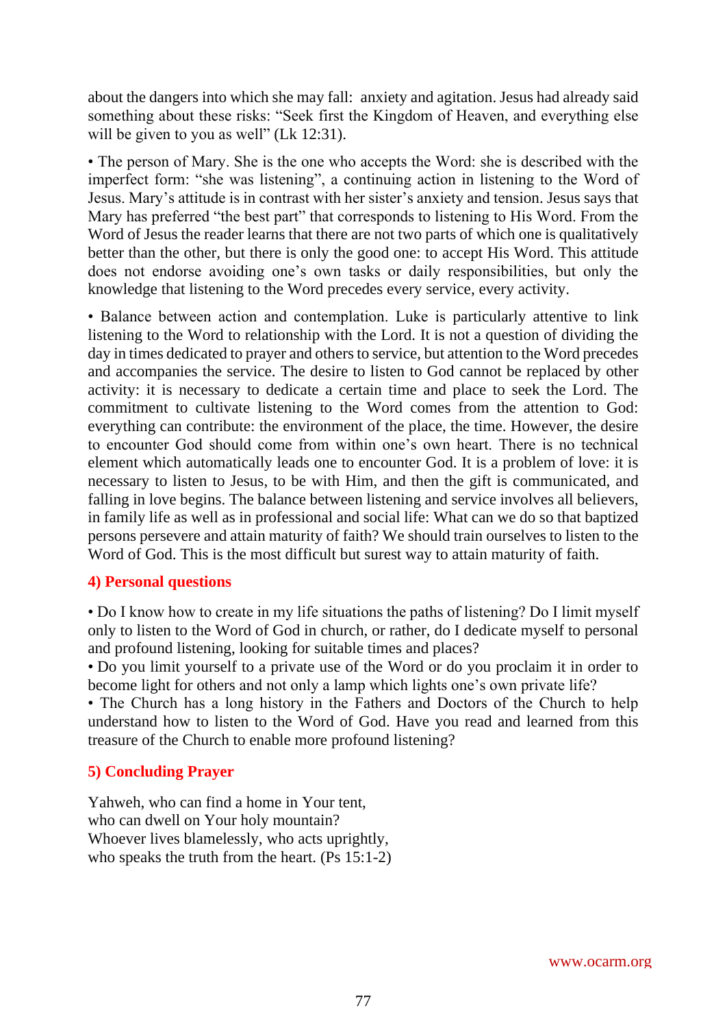about the dangers into which she may fall: anxiety and agitation. Jesus had already said something about these risks: "Seek first the Kingdom of Heaven, and everything else will be given to you as well" (Lk 12:31).

• The person of Mary. She is the one who accepts the Word: she is described with the imperfect form: "she was listening", a continuing action in listening to the Word of Jesus. Mary's attitude is in contrast with her sister's anxiety and tension. Jesus says that Mary has preferred "the best part" that corresponds to listening to His Word. From the Word of Jesus the reader learns that there are not two parts of which one is qualitatively better than the other, but there is only the good one: to accept His Word. This attitude does not endorse avoiding one's own tasks or daily responsibilities, but only the knowledge that listening to the Word precedes every service, every activity.

• Balance between action and contemplation. Luke is particularly attentive to link listening to the Word to relationship with the Lord. It is not a question of dividing the day in times dedicated to prayer and others to service, but attention to the Word precedes and accompanies the service. The desire to listen to God cannot be replaced by other activity: it is necessary to dedicate a certain time and place to seek the Lord. The commitment to cultivate listening to the Word comes from the attention to God: everything can contribute: the environment of the place, the time. However, the desire to encounter God should come from within one's own heart. There is no technical element which automatically leads one to encounter God. It is a problem of love: it is necessary to listen to Jesus, to be with Him, and then the gift is communicated, and falling in love begins. The balance between listening and service involves all believers, in family life as well as in professional and social life: What can we do so that baptized persons persevere and attain maturity of faith? We should train ourselves to listen to the Word of God. This is the most difficult but surest way to attain maturity of faith.

## 4) Personal questions

• Do I know how to create in my life situations the paths of listening? Do I limit myself only to listen to the Word of God in church, or rather, do I dedicate myself to personal and profound listening, looking for suitable times and places?
• Do you limit yourself to a private use of the Word or do you proclaim it in order to become light for others and not only a lamp which lights one's own private life?
• The Church has a long history in the Fathers and Doctors of the Church to help understand how to listen to the Word of God. Have you read and learned from this treasure of the Church to enable more profound listening?

## 5) Concluding Prayer

Yahweh, who can find a home in Your tent,
who can dwell on Your holy mountain?
Whoever lives blamelessly, who acts uprightly,
who speaks the truth from the heart. (Ps 15:1-2)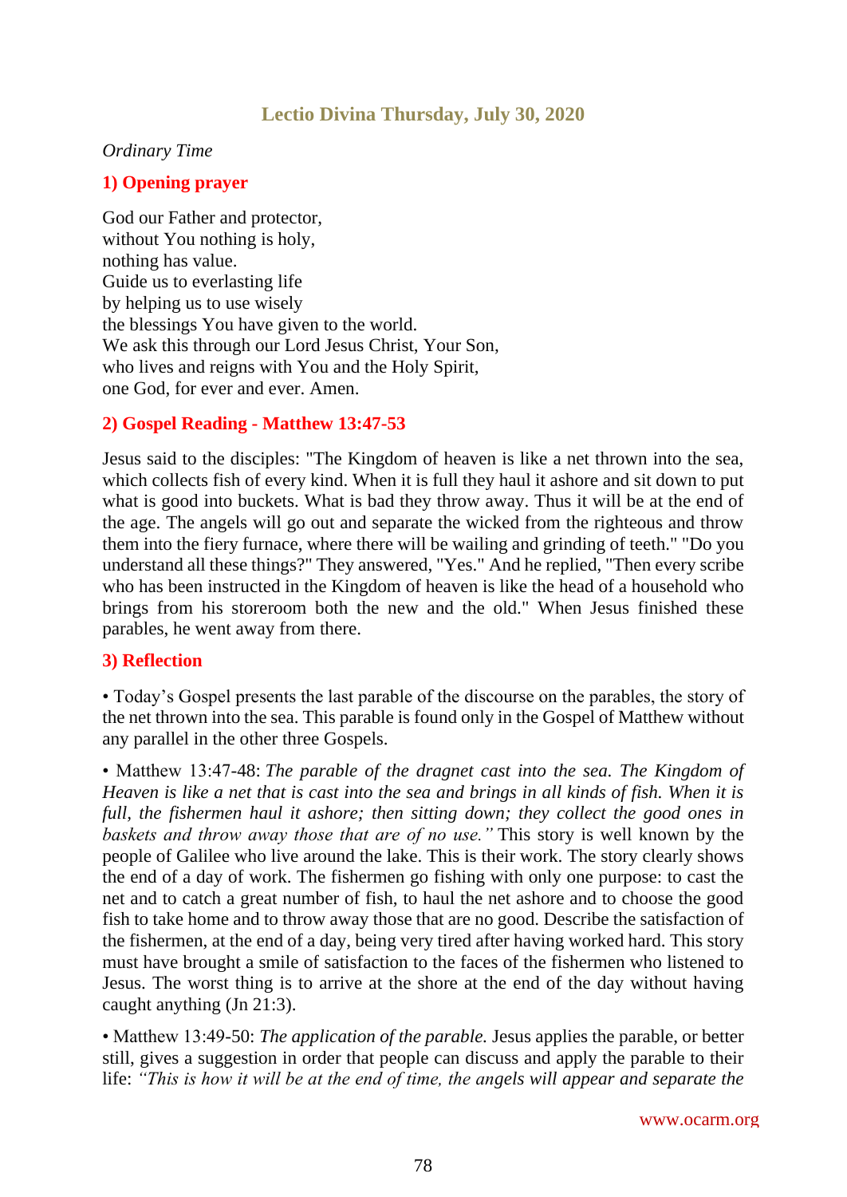## Lectio Divina Thursday, July 30, 2020

*Ordinary Time*

### 1) Opening prayer

God our Father and protector,
without You nothing is holy,
nothing has value.
Guide us to everlasting life
by helping us to use wisely
the blessings You have given to the world.
We ask this through our Lord Jesus Christ, Your Son,
who lives and reigns with You and the Holy Spirit,
one God, for ever and ever. Amen.

### 2) Gospel Reading - Matthew 13:47-53

Jesus said to the disciples: "The Kingdom of heaven is like a net thrown into the sea, which collects fish of every kind. When it is full they haul it ashore and sit down to put what is good into buckets. What is bad they throw away. Thus it will be at the end of the age. The angels will go out and separate the wicked from the righteous and throw them into the fiery furnace, where there will be wailing and grinding of teeth." "Do you understand all these things?" They answered, "Yes." And he replied, "Then every scribe who has been instructed in the Kingdom of heaven is like the head of a household who brings from his storeroom both the new and the old." When Jesus finished these parables, he went away from there.

### 3) Reflection

• Today's Gospel presents the last parable of the discourse on the parables, the story of the net thrown into the sea. This parable is found only in the Gospel of Matthew without any parallel in the other three Gospels.

• Matthew 13:47-48: *The parable of the dragnet cast into the sea. The Kingdom of Heaven is like a net that is cast into the sea and brings in all kinds of fish. When it is full, the fishermen haul it ashore; then sitting down; they collect the good ones in baskets and throw away those that are of no use."* This story is well known by the people of Galilee who live around the lake. This is their work. The story clearly shows the end of a day of work. The fishermen go fishing with only one purpose: to cast the net and to catch a great number of fish, to haul the net ashore and to choose the good fish to take home and to throw away those that are no good. Describe the satisfaction of the fishermen, at the end of a day, being very tired after having worked hard. This story must have brought a smile of satisfaction to the faces of the fishermen who listened to Jesus. The worst thing is to arrive at the shore at the end of the day without having caught anything (Jn 21:3).

• Matthew 13:49-50: *The application of the parable.* Jesus applies the parable, or better still, gives a suggestion in order that people can discuss and apply the parable to their life: *"This is how it will be at the end of time, the angels will appear and separate the*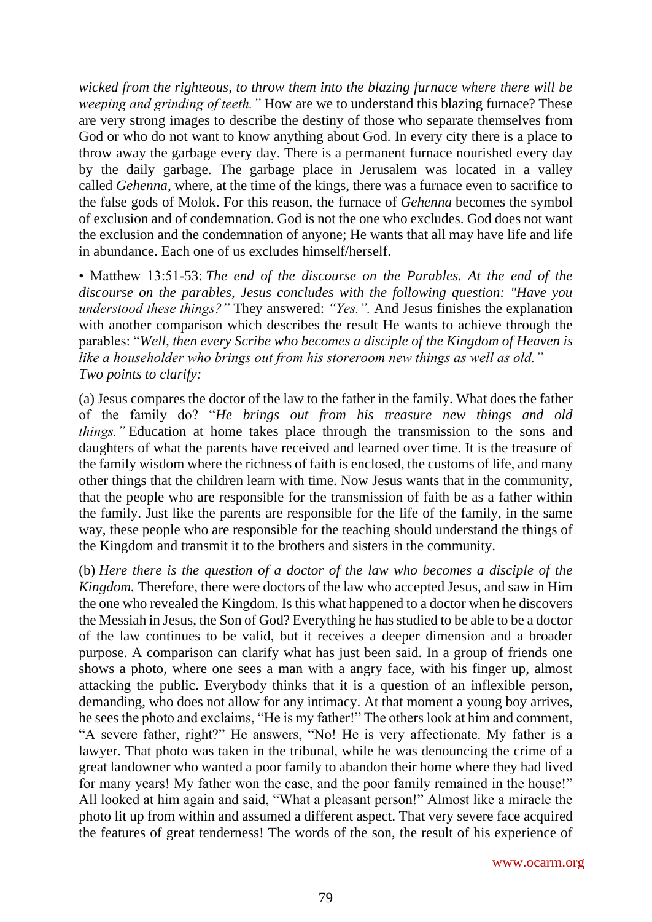*wicked from the righteous, to throw them into the blazing furnace where there will be weeping and grinding of teeth."* How are we to understand this blazing furnace? These are very strong images to describe the destiny of those who separate themselves from God or who do not want to know anything about God. In every city there is a place to throw away the garbage every day. There is a permanent furnace nourished every day by the daily garbage. The garbage place in Jerusalem was located in a valley called *Gehenna*, where, at the time of the kings, there was a furnace even to sacrifice to the false gods of Molok. For this reason, the furnace of *Gehenna* becomes the symbol of exclusion and of condemnation. God is not the one who excludes. God does not want the exclusion and the condemnation of anyone; He wants that all may have life and life in abundance. Each one of us excludes himself/herself.

• Matthew 13:51-53: *The end of the discourse on the Parables. At the end of the discourse on the parables, Jesus concludes with the following question: "Have you understood these things?"* They answered: *"Yes.".* And Jesus finishes the explanation with another comparison which describes the result He wants to achieve through the parables: "*Well, then every Scribe who becomes a disciple of the Kingdom of Heaven is like a householder who brings out from his storeroom new things as well as old."*
*Two points to clarify:*

(a) Jesus compares the doctor of the law to the father in the family. What does the father of the family do? "*He brings out from his treasure new things and old things."* Education at home takes place through the transmission to the sons and daughters of what the parents have received and learned over time. It is the treasure of the family wisdom where the richness of faith is enclosed, the customs of life, and many other things that the children learn with time. Now Jesus wants that in the community, that the people who are responsible for the transmission of faith be as a father within the family. Just like the parents are responsible for the life of the family, in the same way, these people who are responsible for the teaching should understand the things of the Kingdom and transmit it to the brothers and sisters in the community.

(b) *Here there is the question of a doctor of the law who becomes a disciple of the Kingdom.* Therefore, there were doctors of the law who accepted Jesus, and saw in Him the one who revealed the Kingdom. Is this what happened to a doctor when he discovers the Messiah in Jesus, the Son of God? Everything he has studied to be able to be a doctor of the law continues to be valid, but it receives a deeper dimension and a broader purpose. A comparison can clarify what has just been said. In a group of friends one shows a photo, where one sees a man with a angry face, with his finger up, almost attacking the public. Everybody thinks that it is a question of an inflexible person, demanding, who does not allow for any intimacy. At that moment a young boy arrives, he sees the photo and exclaims, "He is my father!" The others look at him and comment, "A severe father, right?" He answers, "No! He is very affectionate. My father is a lawyer. That photo was taken in the tribunal, while he was denouncing the crime of a great landowner who wanted a poor family to abandon their home where they had lived for many years! My father won the case, and the poor family remained in the house!" All looked at him again and said, "What a pleasant person!" Almost like a miracle the photo lit up from within and assumed a different aspect. That very severe face acquired the features of great tenderness! The words of the son, the result of his experience of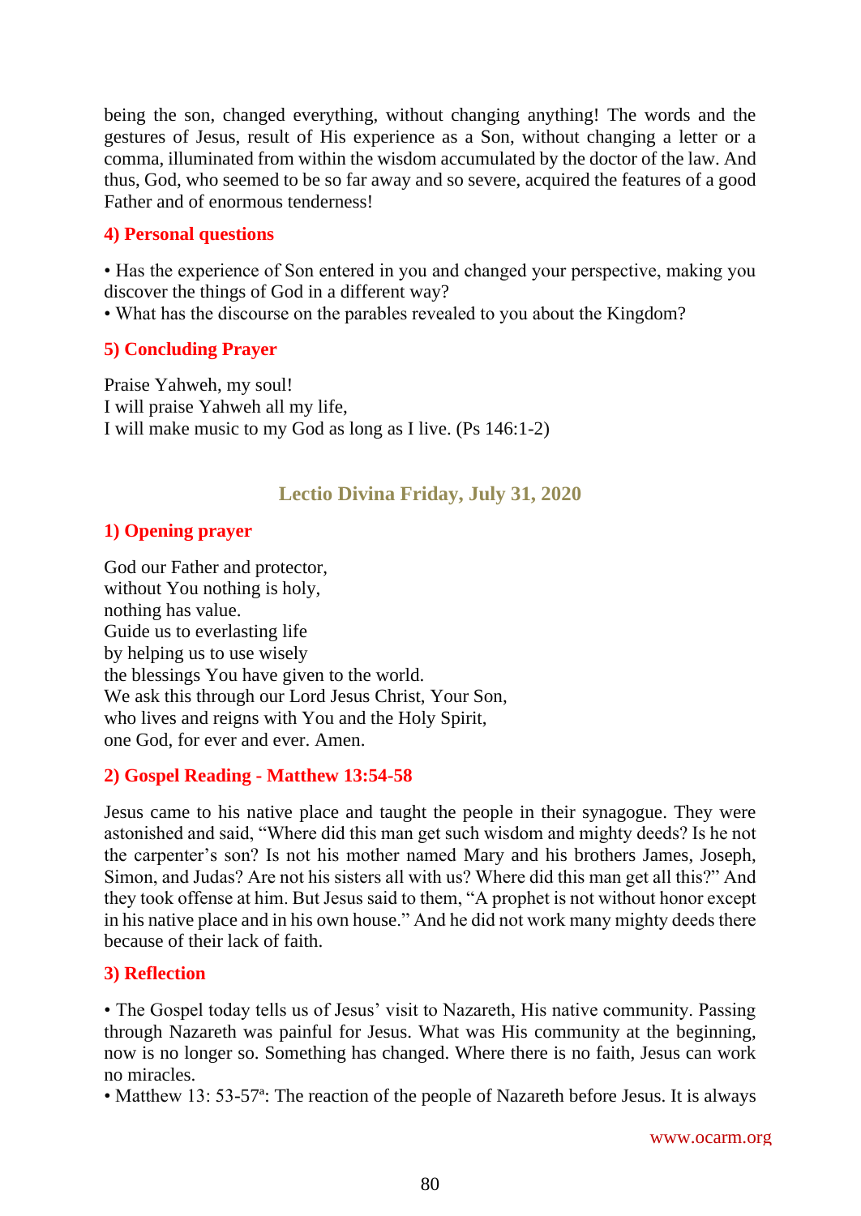being the son, changed everything, without changing anything! The words and the gestures of Jesus, result of His experience as a Son, without changing a letter or a comma, illuminated from within the wisdom accumulated by the doctor of the law. And thus, God, who seemed to be so far away and so severe, acquired the features of a good Father and of enormous tenderness!

### 4) Personal questions

• Has the experience of Son entered in you and changed your perspective, making you discover the things of God in a different way?
• What has the discourse on the parables revealed to you about the Kingdom?

### 5) Concluding Prayer

Praise Yahweh, my soul!
I will praise Yahweh all my life,
I will make music to my God as long as I live. (Ps 146:1-2)

## Lectio Divina Friday, July 31, 2020

### 1) Opening prayer

God our Father and protector,
without You nothing is holy,
nothing has value.
Guide us to everlasting life
by helping us to use wisely
the blessings You have given to the world.
We ask this through our Lord Jesus Christ, Your Son,
who lives and reigns with You and the Holy Spirit,
one God, for ever and ever. Amen.

### 2) Gospel Reading - Matthew 13:54-58

Jesus came to his native place and taught the people in their synagogue. They were astonished and said, "Where did this man get such wisdom and mighty deeds? Is he not the carpenter's son? Is not his mother named Mary and his brothers James, Joseph, Simon, and Judas? Are not his sisters all with us? Where did this man get all this?" And they took offense at him. But Jesus said to them, "A prophet is not without honor except in his native place and in his own house." And he did not work many mighty deeds there because of their lack of faith.

### 3) Reflection

• The Gospel today tells us of Jesus' visit to Nazareth, His native community. Passing through Nazareth was painful for Jesus. What was His community at the beginning, now is no longer so. Something has changed. Where there is no faith, Jesus can work no miracles.
• Matthew 13: 53-57ª: The reaction of the people of Nazareth before Jesus. It is always

www.ocarm.org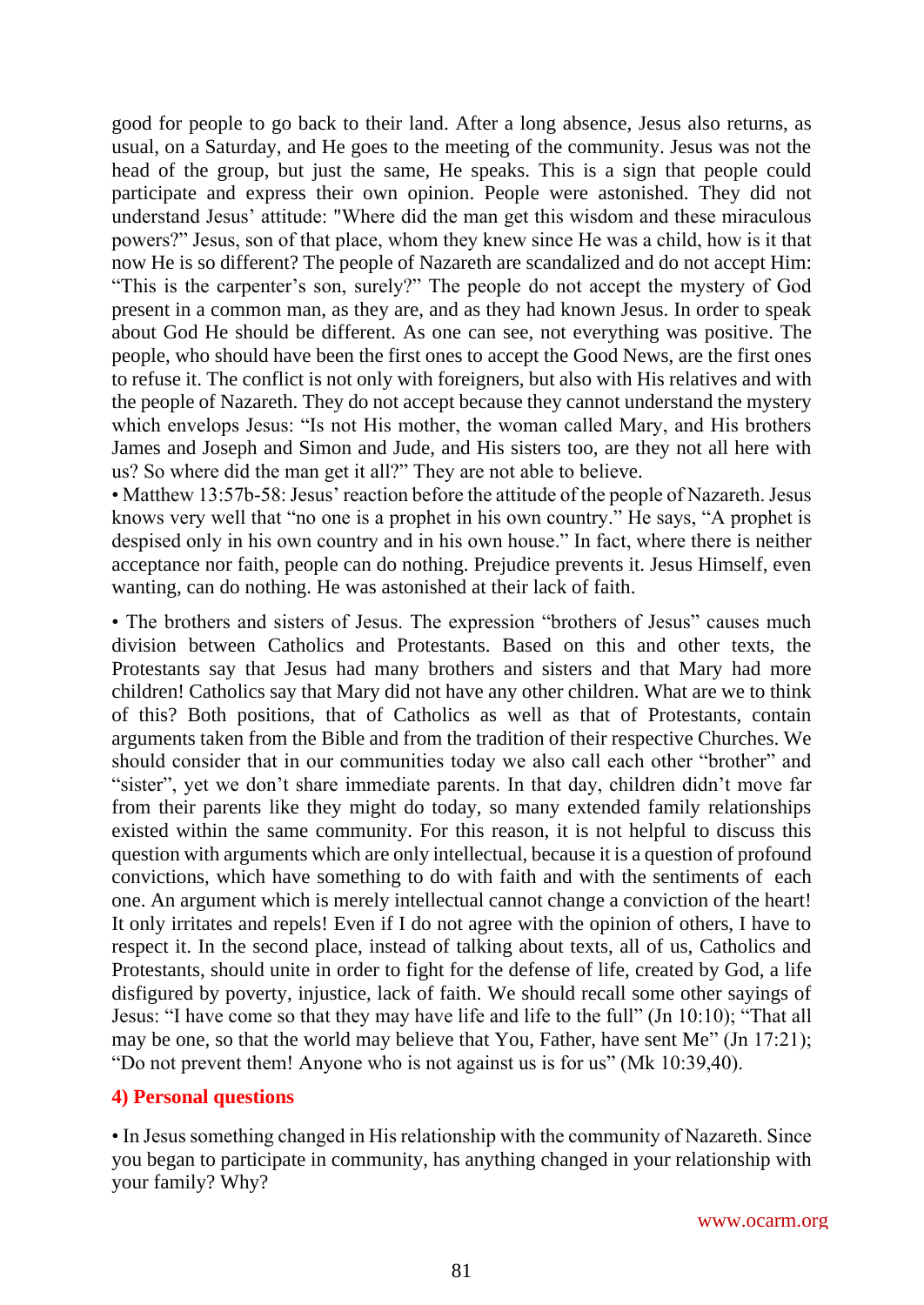good for people to go back to their land. After a long absence, Jesus also returns, as usual, on a Saturday, and He goes to the meeting of the community. Jesus was not the head of the group, but just the same, He speaks. This is a sign that people could participate and express their own opinion. People were astonished. They did not understand Jesus' attitude: "Where did the man get this wisdom and these miraculous powers?" Jesus, son of that place, whom they knew since He was a child, how is it that now He is so different? The people of Nazareth are scandalized and do not accept Him: "This is the carpenter's son, surely?" The people do not accept the mystery of God present in a common man, as they are, and as they had known Jesus. In order to speak about God He should be different. As one can see, not everything was positive. The people, who should have been the first ones to accept the Good News, are the first ones to refuse it. The conflict is not only with foreigners, but also with His relatives and with the people of Nazareth. They do not accept because they cannot understand the mystery which envelops Jesus: "Is not His mother, the woman called Mary, and His brothers James and Joseph and Simon and Jude, and His sisters too, are they not all here with us? So where did the man get it all?" They are not able to believe.

• Matthew 13:57b-58: Jesus' reaction before the attitude of the people of Nazareth. Jesus knows very well that "no one is a prophet in his own country." He says, "A prophet is despised only in his own country and in his own house." In fact, where there is neither acceptance nor faith, people can do nothing. Prejudice prevents it. Jesus Himself, even wanting, can do nothing. He was astonished at their lack of faith.

• The brothers and sisters of Jesus. The expression "brothers of Jesus" causes much division between Catholics and Protestants. Based on this and other texts, the Protestants say that Jesus had many brothers and sisters and that Mary had more children! Catholics say that Mary did not have any other children. What are we to think of this? Both positions, that of Catholics as well as that of Protestants, contain arguments taken from the Bible and from the tradition of their respective Churches. We should consider that in our communities today we also call each other "brother" and "sister", yet we don't share immediate parents. In that day, children didn't move far from their parents like they might do today, so many extended family relationships existed within the same community. For this reason, it is not helpful to discuss this question with arguments which are only intellectual, because it is a question of profound convictions, which have something to do with faith and with the sentiments of each one. An argument which is merely intellectual cannot change a conviction of the heart! It only irritates and repels! Even if I do not agree with the opinion of others, I have to respect it. In the second place, instead of talking about texts, all of us, Catholics and Protestants, should unite in order to fight for the defense of life, created by God, a life disfigured by poverty, injustice, lack of faith. We should recall some other sayings of Jesus: "I have come so that they may have life and life to the full" (Jn 10:10); "That all may be one, so that the world may believe that You, Father, have sent Me" (Jn 17:21); "Do not prevent them! Anyone who is not against us is for us" (Mk 10:39,40).

#### 4) Personal questions

• In Jesus something changed in His relationship with the community of Nazareth. Since you began to participate in community, has anything changed in your relationship with your family? Why?

www.ocarm.org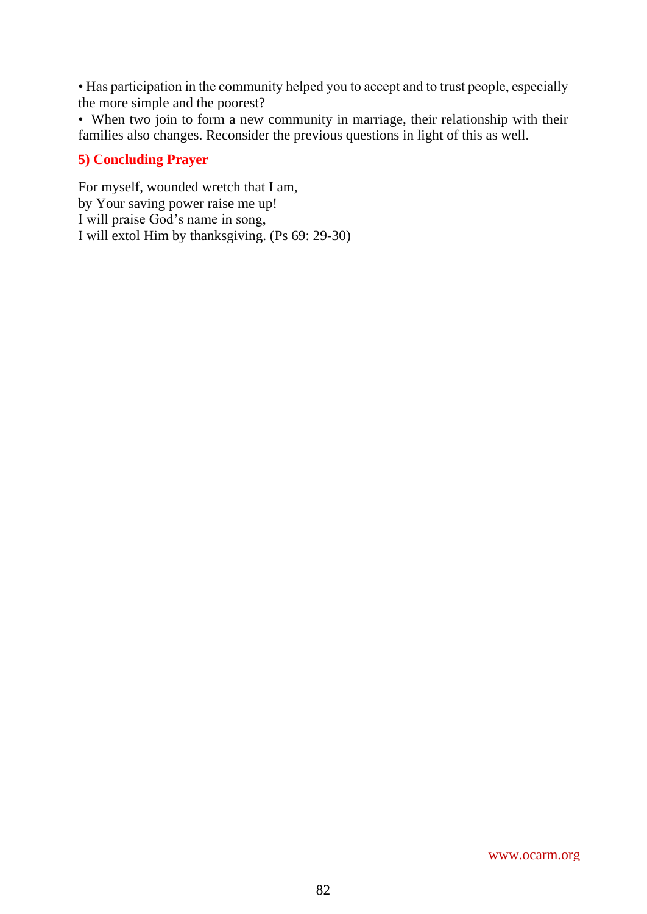• Has participation in the community helped you to accept and to trust people, especially the more simple and the poorest?

• When two join to form a new community in marriage, their relationship with their families also changes. Reconsider the previous questions in light of this as well.

## 5) Concluding Prayer

For myself, wounded wretch that I am,
by Your saving power raise me up!
I will praise God's name in song,
I will extol Him by thanksgiving. (Ps 69: 29-30)

www.ocarm.org